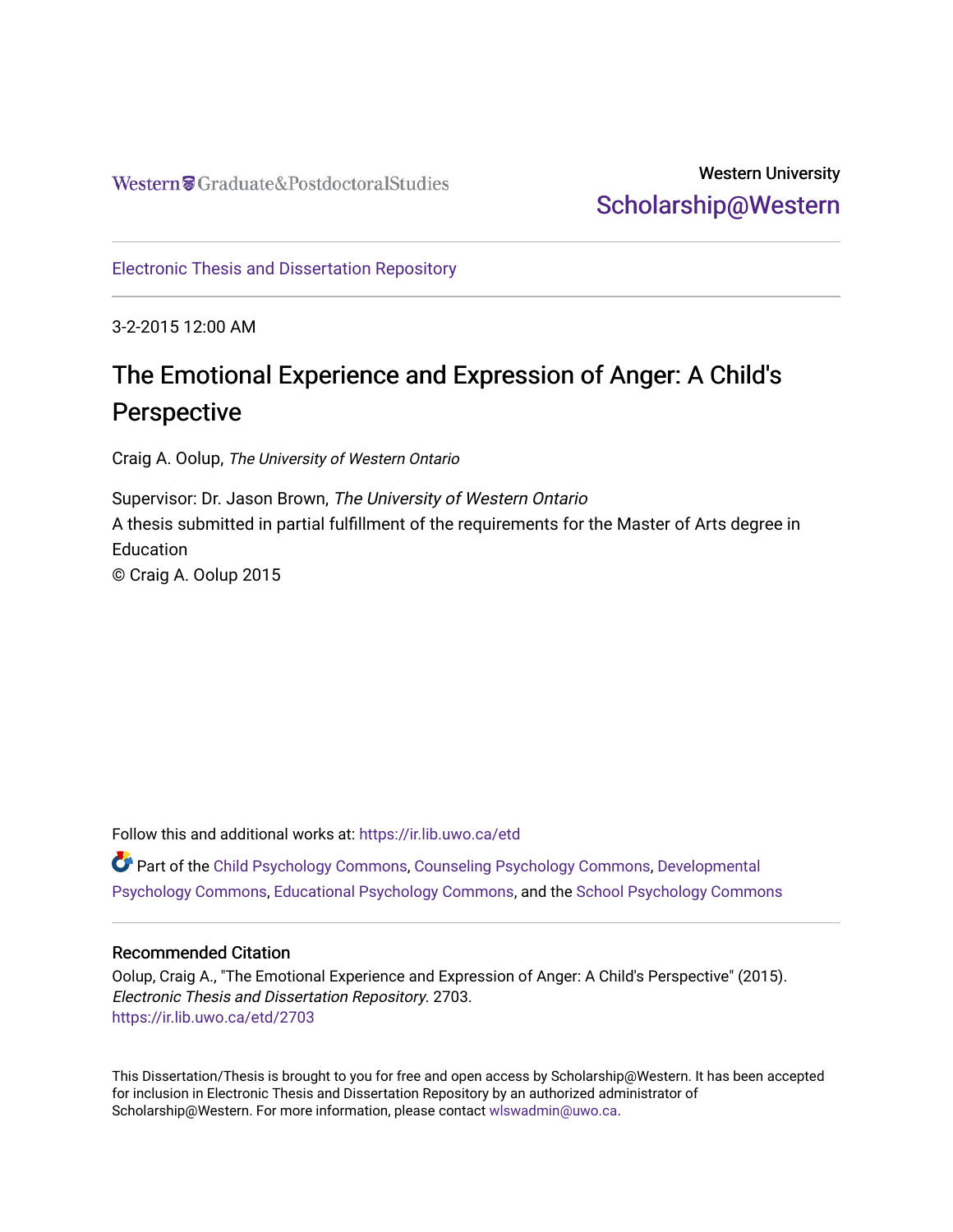Western Graduate&PostdoctoralStudies

Western University
Scholarship@Western

Electronic Thesis and Dissertation Repository

3-2-2015 12:00 AM

# The Emotional Experience and Expression of Anger: A Child's Perspective

Craig A. Oolup, *The University of Western Ontario*

Supervisor: Dr. Jason Brown, *The University of Western Ontario*
A thesis submitted in partial fulfillment of the requirements for the Master of Arts degree in Education
© Craig A. Oolup 2015

Follow this and additional works at: https://ir.lib.uwo.ca/etd

Part of the Child Psychology Commons, Counseling Psychology Commons, Developmental Psychology Commons, Educational Psychology Commons, and the School Psychology Commons

## Recommended Citation

Oolup, Craig A., "The Emotional Experience and Expression of Anger: A Child's Perspective" (2015). *Electronic Thesis and Dissertation Repository*. 2703.
https://ir.lib.uwo.ca/etd/2703

This Dissertation/Thesis is brought to you for free and open access by Scholarship@Western. It has been accepted for inclusion in Electronic Thesis and Dissertation Repository by an authorized administrator of Scholarship@Western. For more information, please contact wlswadmin@uwo.ca.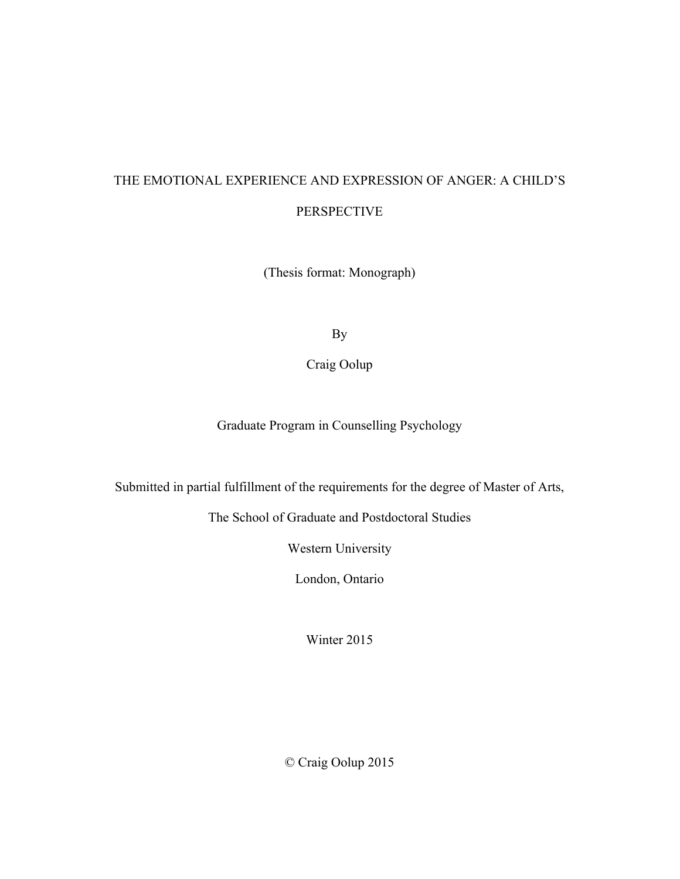# THE EMOTIONAL EXPERIENCE AND EXPRESSION OF ANGER: A CHILD'S PERSPECTIVE

(Thesis format: Monograph)

By

Craig Oolup

Graduate Program in Counselling Psychology

Submitted in partial fulfillment of the requirements for the degree of Master of Arts,

The School of Graduate and Postdoctoral Studies

Western University

London, Ontario

Winter 2015

© Craig Oolup 2015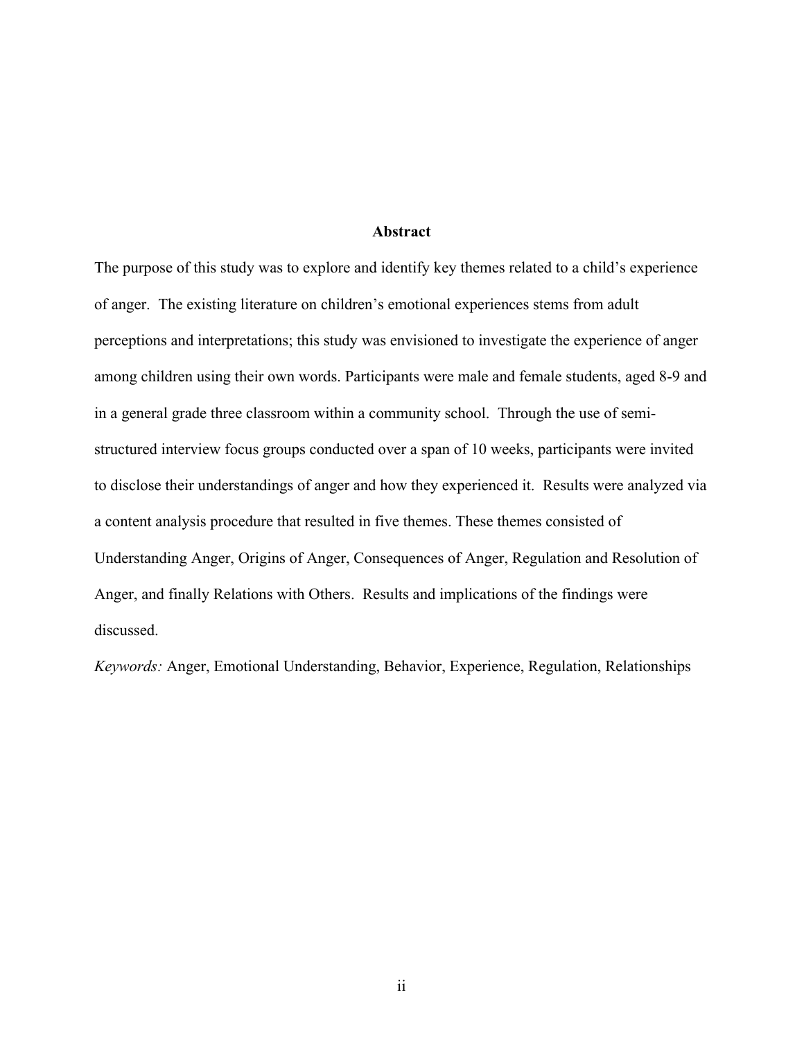## Abstract

The purpose of this study was to explore and identify key themes related to a child's experience of anger. The existing literature on children's emotional experiences stems from adult perceptions and interpretations; this study was envisioned to investigate the experience of anger among children using their own words. Participants were male and female students, aged 8-9 and in a general grade three classroom within a community school. Through the use of semi-structured interview focus groups conducted over a span of 10 weeks, participants were invited to disclose their understandings of anger and how they experienced it. Results were analyzed via a content analysis procedure that resulted in five themes. These themes consisted of Understanding Anger, Origins of Anger, Consequences of Anger, Regulation and Resolution of Anger, and finally Relations with Others. Results and implications of the findings were discussed.

*Keywords:* Anger, Emotional Understanding, Behavior, Experience, Regulation, Relationships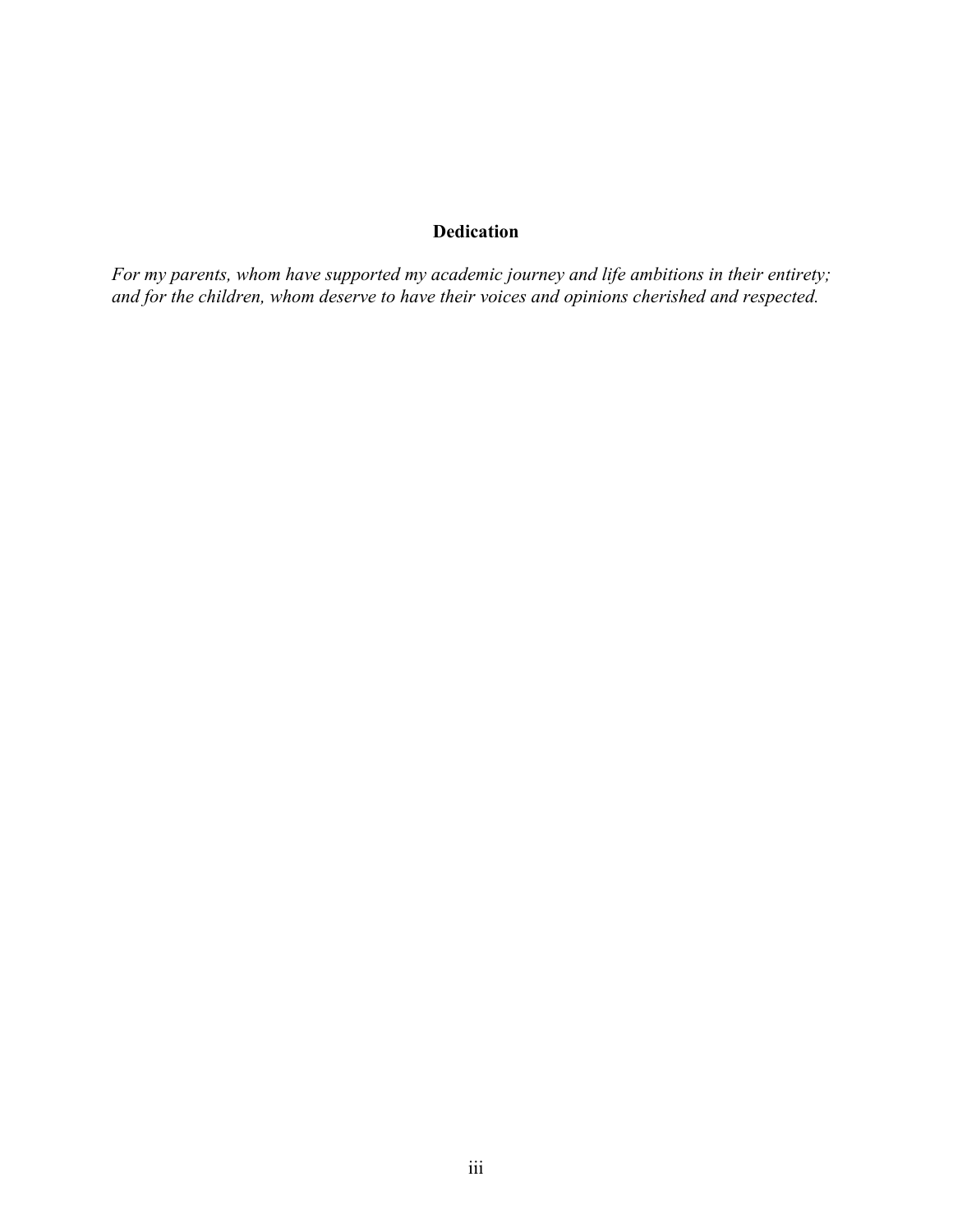# Dedication

*For my parents, whom have supported my academic journey and life ambitions in their entirety; and for the children, whom deserve to have their voices and opinions cherished and respected.*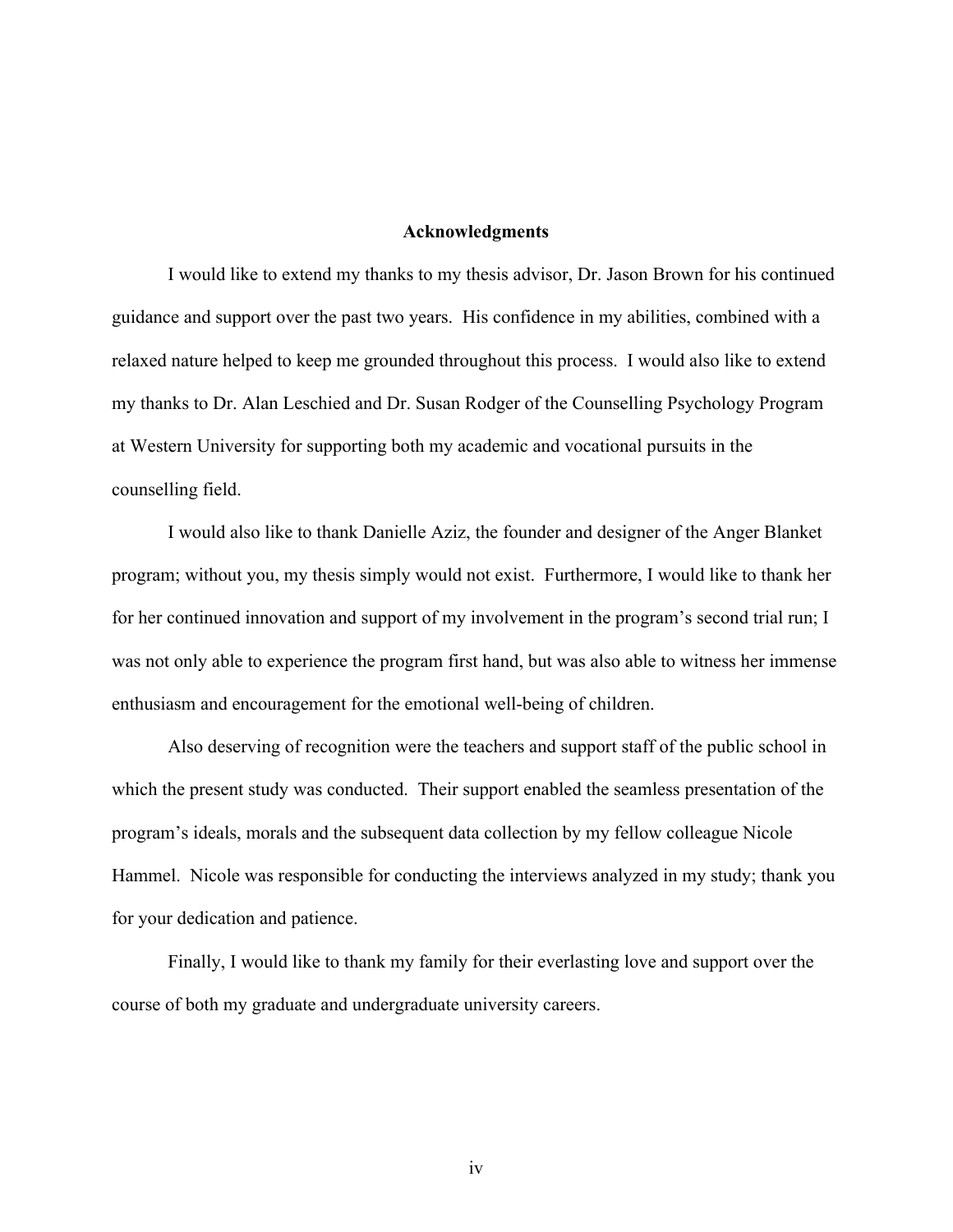# Acknowledgments

I would like to extend my thanks to my thesis advisor, Dr. Jason Brown for his continued guidance and support over the past two years. His confidence in my abilities, combined with a relaxed nature helped to keep me grounded throughout this process. I would also like to extend my thanks to Dr. Alan Leschied and Dr. Susan Rodger of the Counselling Psychology Program at Western University for supporting both my academic and vocational pursuits in the counselling field.

I would also like to thank Danielle Aziz, the founder and designer of the Anger Blanket program; without you, my thesis simply would not exist. Furthermore, I would like to thank her for her continued innovation and support of my involvement in the program's second trial run; I was not only able to experience the program first hand, but was also able to witness her immense enthusiasm and encouragement for the emotional well-being of children.

Also deserving of recognition were the teachers and support staff of the public school in which the present study was conducted. Their support enabled the seamless presentation of the program's ideals, morals and the subsequent data collection by my fellow colleague Nicole Hammel. Nicole was responsible for conducting the interviews analyzed in my study; thank you for your dedication and patience.

Finally, I would like to thank my family for their everlasting love and support over the course of both my graduate and undergraduate university careers.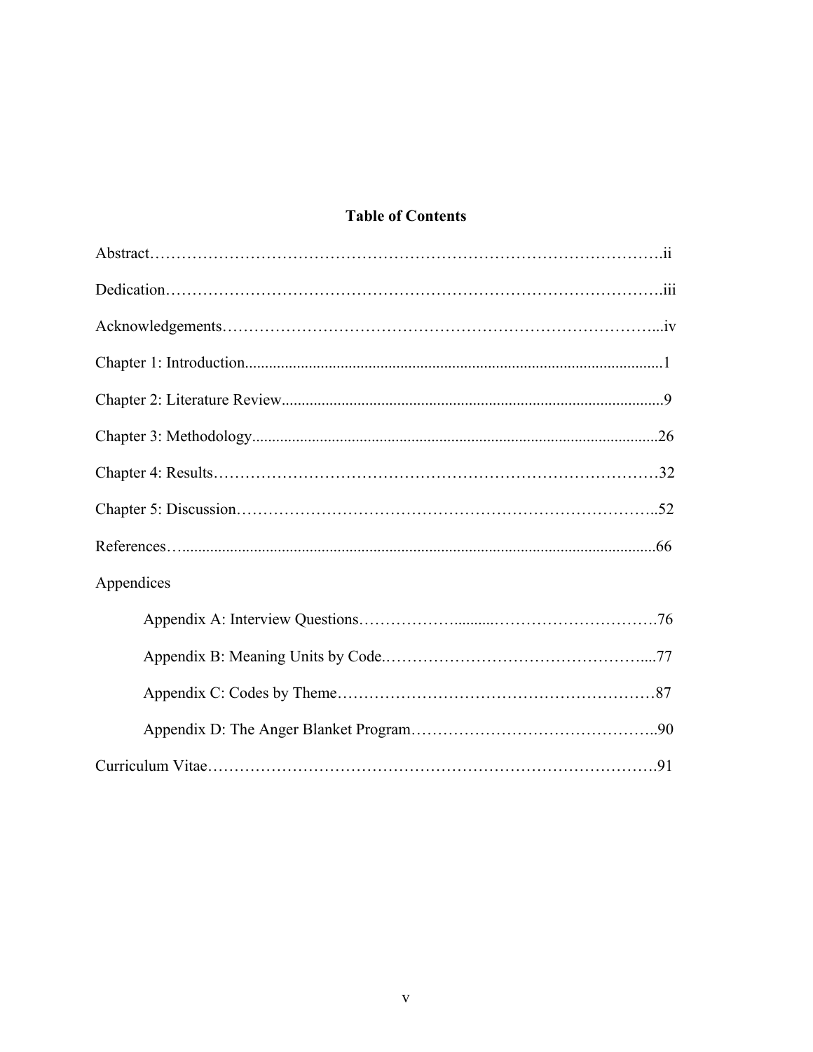# Table of Contents

Abstract……………………………………………………………………………………….ii

Dedication………………………………………………………………………………….iii

Acknowledgements……………………………………………………………………...iv

Chapter 1: Introduction........................................................................................................1

Chapter 2: Literature Review...............................................................................................9

Chapter 3: Methodology.....................................................................................................26

Chapter 4: Results…………………………………………………………………………32

Chapter 5: Discussion……………………………………………………………………..52

References…......................................................................................................................66

Appendices

- Appendix A: Interview Questions……………….........………………………….76
- Appendix B: Meaning Units by Code.……………………………………………....77
- Appendix C: Codes by Theme……………………………………………………87
- Appendix D: The Anger Blanket Program………………………………………..90

Curriculum Vitae………………………………………………………………………….91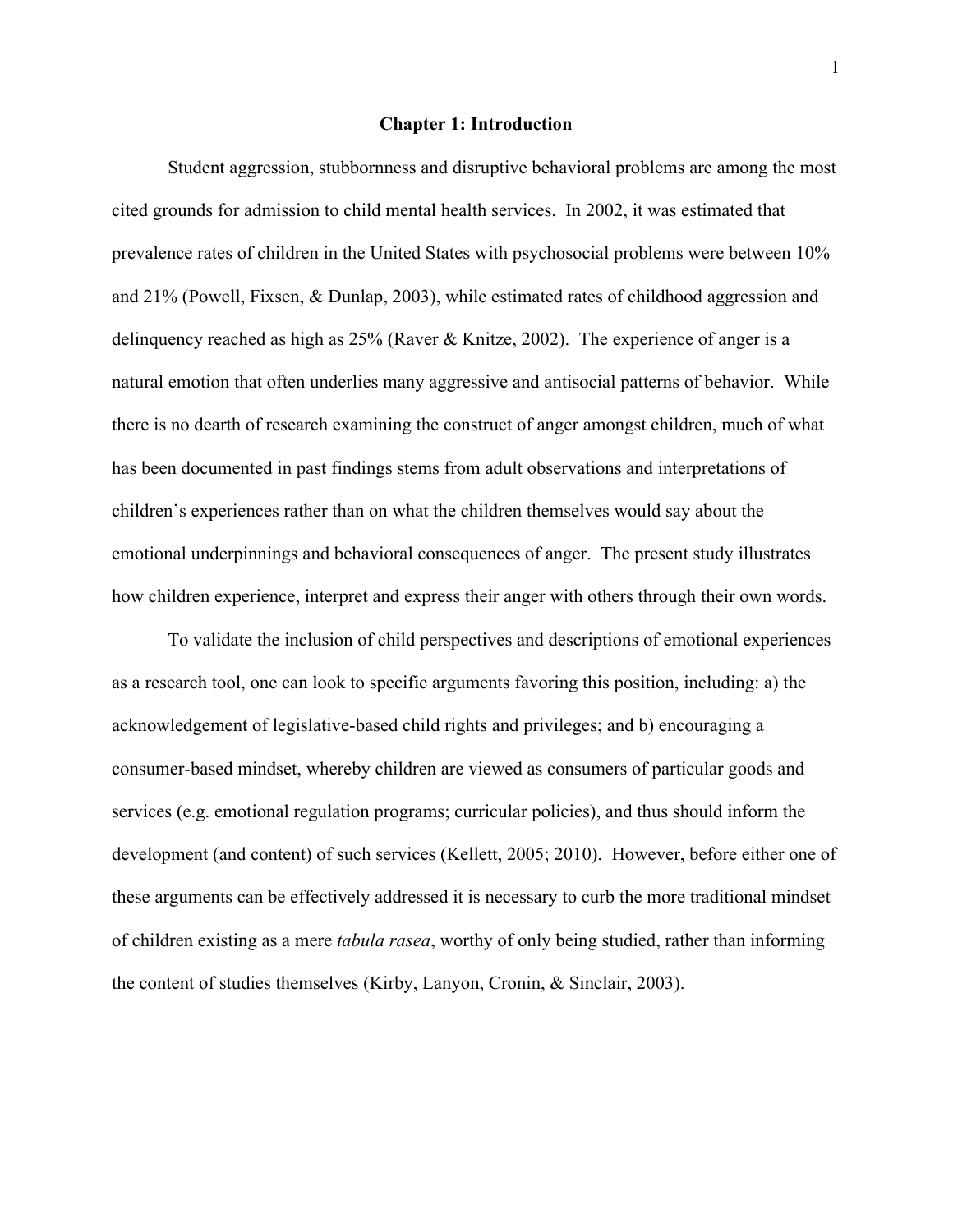# Chapter 1: Introduction

Student aggression, stubbornness and disruptive behavioral problems are among the most cited grounds for admission to child mental health services. In 2002, it was estimated that prevalence rates of children in the United States with psychosocial problems were between 10% and 21% (Powell, Fixsen, & Dunlap, 2003), while estimated rates of childhood aggression and delinquency reached as high as 25% (Raver & Knitze, 2002). The experience of anger is a natural emotion that often underlies many aggressive and antisocial patterns of behavior. While there is no dearth of research examining the construct of anger amongst children, much of what has been documented in past findings stems from adult observations and interpretations of children's experiences rather than on what the children themselves would say about the emotional underpinnings and behavioral consequences of anger. The present study illustrates how children experience, interpret and express their anger with others through their own words.

To validate the inclusion of child perspectives and descriptions of emotional experiences as a research tool, one can look to specific arguments favoring this position, including: a) the acknowledgement of legislative-based child rights and privileges; and b) encouraging a consumer-based mindset, whereby children are viewed as consumers of particular goods and services (e.g. emotional regulation programs; curricular policies), and thus should inform the development (and content) of such services (Kellett, 2005; 2010). However, before either one of these arguments can be effectively addressed it is necessary to curb the more traditional mindset of children existing as a mere *tabula rasea*, worthy of only being studied, rather than informing the content of studies themselves (Kirby, Lanyon, Cronin, & Sinclair, 2003).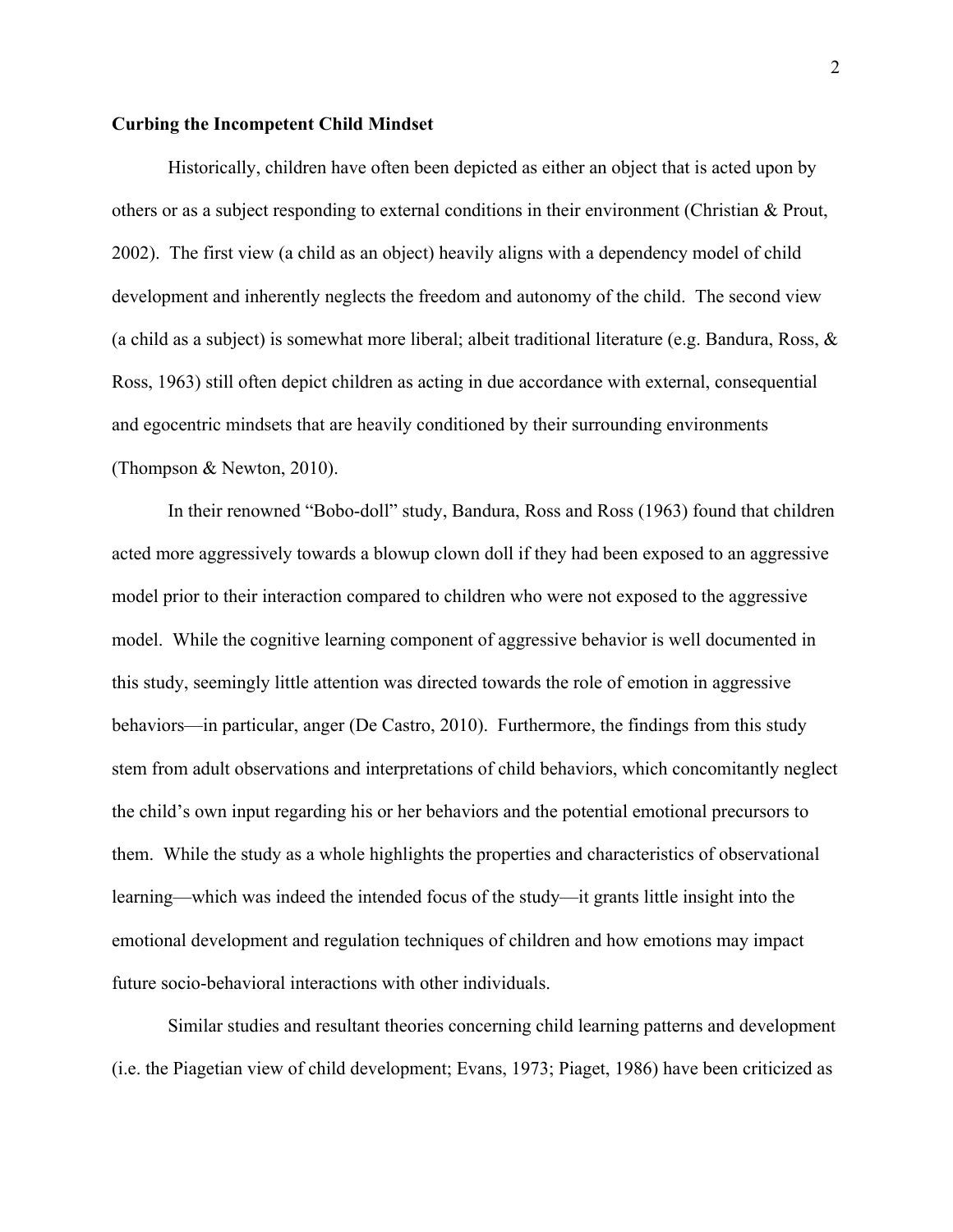**Curbing the Incompetent Child Mindset**

Historically, children have often been depicted as either an object that is acted upon by others or as a subject responding to external conditions in their environment (Christian & Prout, 2002). The first view (a child as an object) heavily aligns with a dependency model of child development and inherently neglects the freedom and autonomy of the child. The second view (a child as a subject) is somewhat more liberal; albeit traditional literature (e.g. Bandura, Ross, & Ross, 1963) still often depict children as acting in due accordance with external, consequential and egocentric mindsets that are heavily conditioned by their surrounding environments (Thompson & Newton, 2010).

In their renowned "Bobo-doll" study, Bandura, Ross and Ross (1963) found that children acted more aggressively towards a blowup clown doll if they had been exposed to an aggressive model prior to their interaction compared to children who were not exposed to the aggressive model. While the cognitive learning component of aggressive behavior is well documented in this study, seemingly little attention was directed towards the role of emotion in aggressive behaviors—in particular, anger (De Castro, 2010). Furthermore, the findings from this study stem from adult observations and interpretations of child behaviors, which concomitantly neglect the child's own input regarding his or her behaviors and the potential emotional precursors to them. While the study as a whole highlights the properties and characteristics of observational learning—which was indeed the intended focus of the study—it grants little insight into the emotional development and regulation techniques of children and how emotions may impact future socio-behavioral interactions with other individuals.

Similar studies and resultant theories concerning child learning patterns and development (i.e. the Piagetian view of child development; Evans, 1973; Piaget, 1986) have been criticized as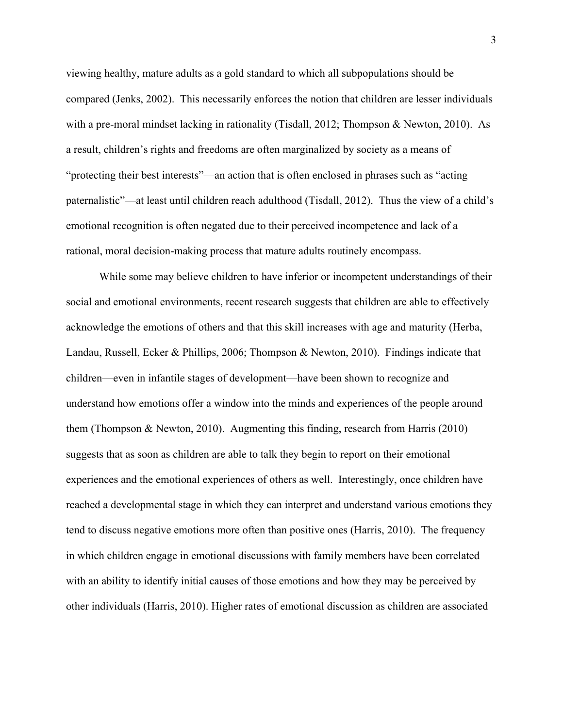viewing healthy, mature adults as a gold standard to which all subpopulations should be compared (Jenks, 2002). This necessarily enforces the notion that children are lesser individuals with a pre-moral mindset lacking in rationality (Tisdall, 2012; Thompson & Newton, 2010). As a result, children's rights and freedoms are often marginalized by society as a means of "protecting their best interests"—an action that is often enclosed in phrases such as "acting paternalistic"—at least until children reach adulthood (Tisdall, 2012). Thus the view of a child's emotional recognition is often negated due to their perceived incompetence and lack of a rational, moral decision-making process that mature adults routinely encompass.

While some may believe children to have inferior or incompetent understandings of their social and emotional environments, recent research suggests that children are able to effectively acknowledge the emotions of others and that this skill increases with age and maturity (Herba, Landau, Russell, Ecker & Phillips, 2006; Thompson & Newton, 2010). Findings indicate that children—even in infantile stages of development—have been shown to recognize and understand how emotions offer a window into the minds and experiences of the people around them (Thompson & Newton, 2010). Augmenting this finding, research from Harris (2010) suggests that as soon as children are able to talk they begin to report on their emotional experiences and the emotional experiences of others as well. Interestingly, once children have reached a developmental stage in which they can interpret and understand various emotions they tend to discuss negative emotions more often than positive ones (Harris, 2010). The frequency in which children engage in emotional discussions with family members have been correlated with an ability to identify initial causes of those emotions and how they may be perceived by other individuals (Harris, 2010). Higher rates of emotional discussion as children are associated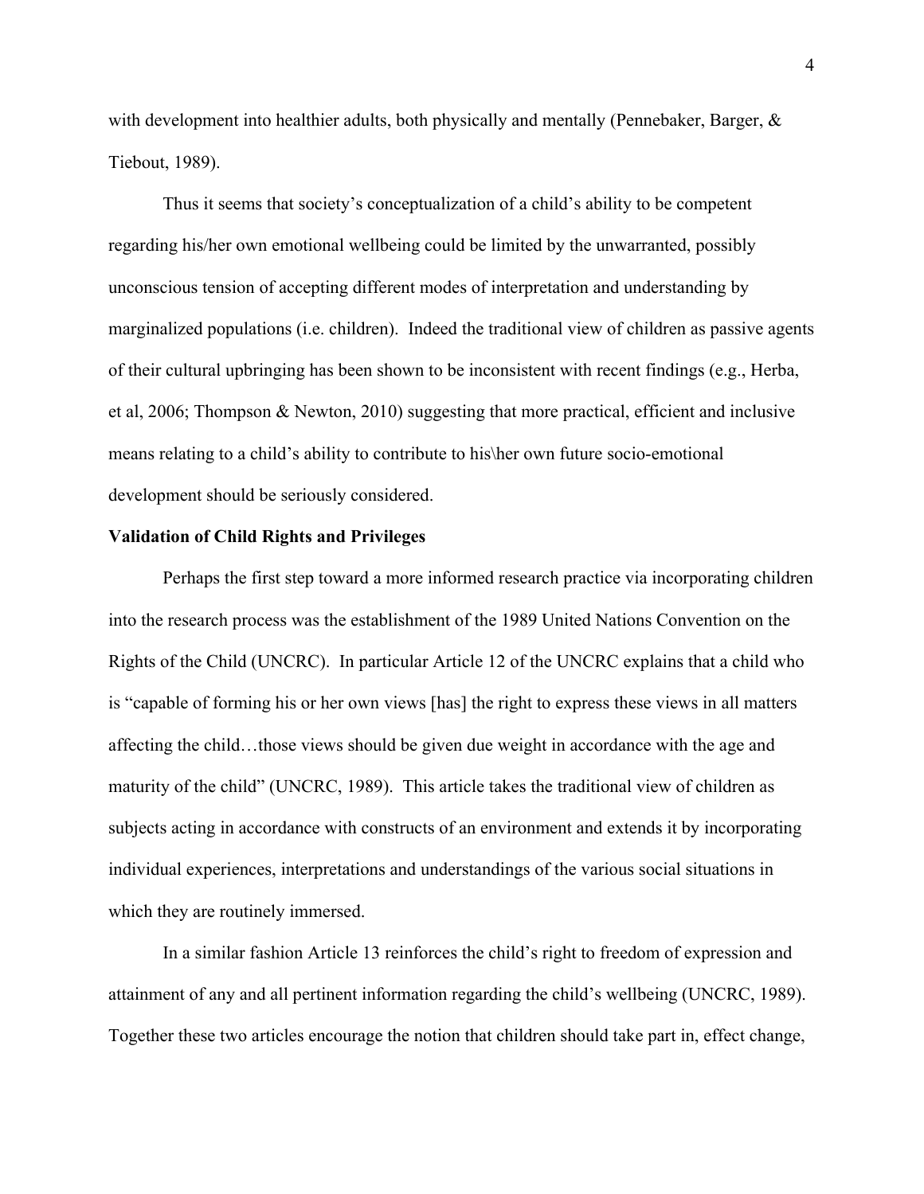with development into healthier adults, both physically and mentally (Pennebaker, Barger, & Tiebout, 1989).

Thus it seems that society's conceptualization of a child's ability to be competent regarding his/her own emotional wellbeing could be limited by the unwarranted, possibly unconscious tension of accepting different modes of interpretation and understanding by marginalized populations (i.e. children). Indeed the traditional view of children as passive agents of their cultural upbringing has been shown to be inconsistent with recent findings (e.g., Herba, et al, 2006; Thompson & Newton, 2010) suggesting that more practical, efficient and inclusive means relating to a child's ability to contribute to his\her own future socio-emotional development should be seriously considered.

**Validation of Child Rights and Privileges**

Perhaps the first step toward a more informed research practice via incorporating children into the research process was the establishment of the 1989 United Nations Convention on the Rights of the Child (UNCRC). In particular Article 12 of the UNCRC explains that a child who is "capable of forming his or her own views [has] the right to express these views in all matters affecting the child…those views should be given due weight in accordance with the age and maturity of the child" (UNCRC, 1989). This article takes the traditional view of children as subjects acting in accordance with constructs of an environment and extends it by incorporating individual experiences, interpretations and understandings of the various social situations in which they are routinely immersed.

In a similar fashion Article 13 reinforces the child's right to freedom of expression and attainment of any and all pertinent information regarding the child's wellbeing (UNCRC, 1989). Together these two articles encourage the notion that children should take part in, effect change,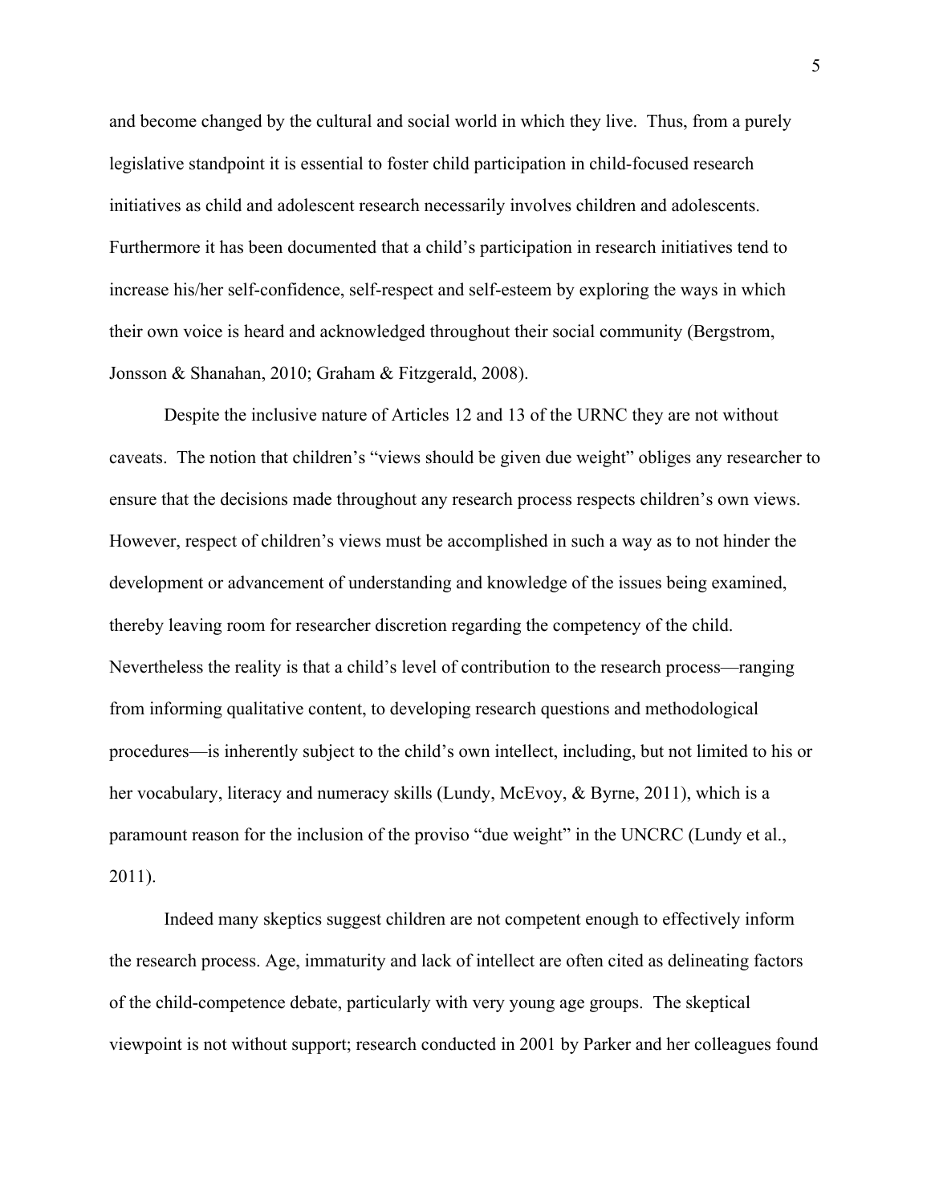and become changed by the cultural and social world in which they live. Thus, from a purely legislative standpoint it is essential to foster child participation in child-focused research initiatives as child and adolescent research necessarily involves children and adolescents. Furthermore it has been documented that a child's participation in research initiatives tend to increase his/her self-confidence, self-respect and self-esteem by exploring the ways in which their own voice is heard and acknowledged throughout their social community (Bergstrom, Jonsson & Shanahan, 2010; Graham & Fitzgerald, 2008).

Despite the inclusive nature of Articles 12 and 13 of the URNC they are not without caveats. The notion that children's "views should be given due weight" obliges any researcher to ensure that the decisions made throughout any research process respects children's own views. However, respect of children's views must be accomplished in such a way as to not hinder the development or advancement of understanding and knowledge of the issues being examined, thereby leaving room for researcher discretion regarding the competency of the child. Nevertheless the reality is that a child's level of contribution to the research process—ranging from informing qualitative content, to developing research questions and methodological procedures—is inherently subject to the child's own intellect, including, but not limited to his or her vocabulary, literacy and numeracy skills (Lundy, McEvoy, & Byrne, 2011), which is a paramount reason for the inclusion of the proviso "due weight" in the UNCRC (Lundy et al., 2011).

Indeed many skeptics suggest children are not competent enough to effectively inform the research process. Age, immaturity and lack of intellect are often cited as delineating factors of the child-competence debate, particularly with very young age groups. The skeptical viewpoint is not without support; research conducted in 2001 by Parker and her colleagues found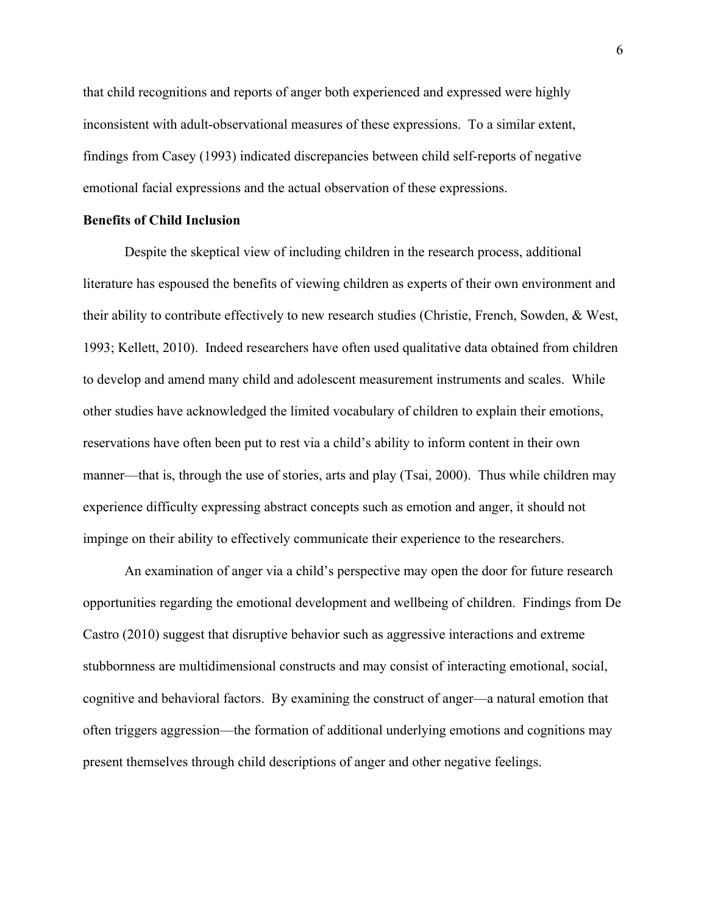that child recognitions and reports of anger both experienced and expressed were highly inconsistent with adult-observational measures of these expressions. To a similar extent, findings from Casey (1993) indicated discrepancies between child self-reports of negative emotional facial expressions and the actual observation of these expressions.

**Benefits of Child Inclusion**

Despite the skeptical view of including children in the research process, additional literature has espoused the benefits of viewing children as experts of their own environment and their ability to contribute effectively to new research studies (Christie, French, Sowden, & West, 1993; Kellett, 2010). Indeed researchers have often used qualitative data obtained from children to develop and amend many child and adolescent measurement instruments and scales. While other studies have acknowledged the limited vocabulary of children to explain their emotions, reservations have often been put to rest via a child's ability to inform content in their own manner—that is, through the use of stories, arts and play (Tsai, 2000). Thus while children may experience difficulty expressing abstract concepts such as emotion and anger, it should not impinge on their ability to effectively communicate their experience to the researchers.

An examination of anger via a child's perspective may open the door for future research opportunities regarding the emotional development and wellbeing of children. Findings from De Castro (2010) suggest that disruptive behavior such as aggressive interactions and extreme stubbornness are multidimensional constructs and may consist of interacting emotional, social, cognitive and behavioral factors. By examining the construct of anger—a natural emotion that often triggers aggression—the formation of additional underlying emotions and cognitions may present themselves through child descriptions of anger and other negative feelings.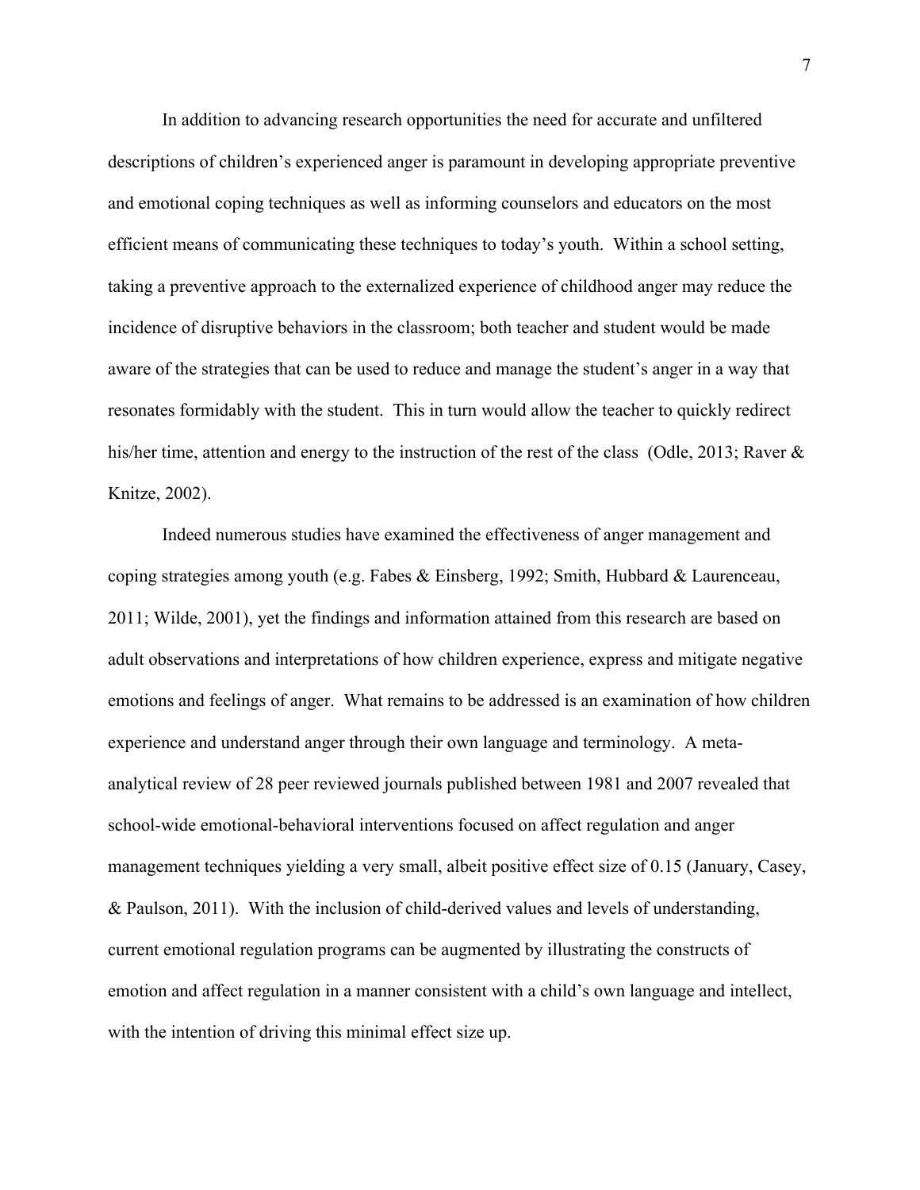In addition to advancing research opportunities the need for accurate and unfiltered descriptions of children's experienced anger is paramount in developing appropriate preventive and emotional coping techniques as well as informing counselors and educators on the most efficient means of communicating these techniques to today's youth. Within a school setting, taking a preventive approach to the externalized experience of childhood anger may reduce the incidence of disruptive behaviors in the classroom; both teacher and student would be made aware of the strategies that can be used to reduce and manage the student's anger in a way that resonates formidably with the student. This in turn would allow the teacher to quickly redirect his/her time, attention and energy to the instruction of the rest of the class (Odle, 2013; Raver & Knitze, 2002).

Indeed numerous studies have examined the effectiveness of anger management and coping strategies among youth (e.g. Fabes & Einsberg, 1992; Smith, Hubbard & Laurenceau, 2011; Wilde, 2001), yet the findings and information attained from this research are based on adult observations and interpretations of how children experience, express and mitigate negative emotions and feelings of anger. What remains to be addressed is an examination of how children experience and understand anger through their own language and terminology. A meta-analytical review of 28 peer reviewed journals published between 1981 and 2007 revealed that school-wide emotional-behavioral interventions focused on affect regulation and anger management techniques yielding a very small, albeit positive effect size of 0.15 (January, Casey, & Paulson, 2011). With the inclusion of child-derived values and levels of understanding, current emotional regulation programs can be augmented by illustrating the constructs of emotion and affect regulation in a manner consistent with a child's own language and intellect, with the intention of driving this minimal effect size up.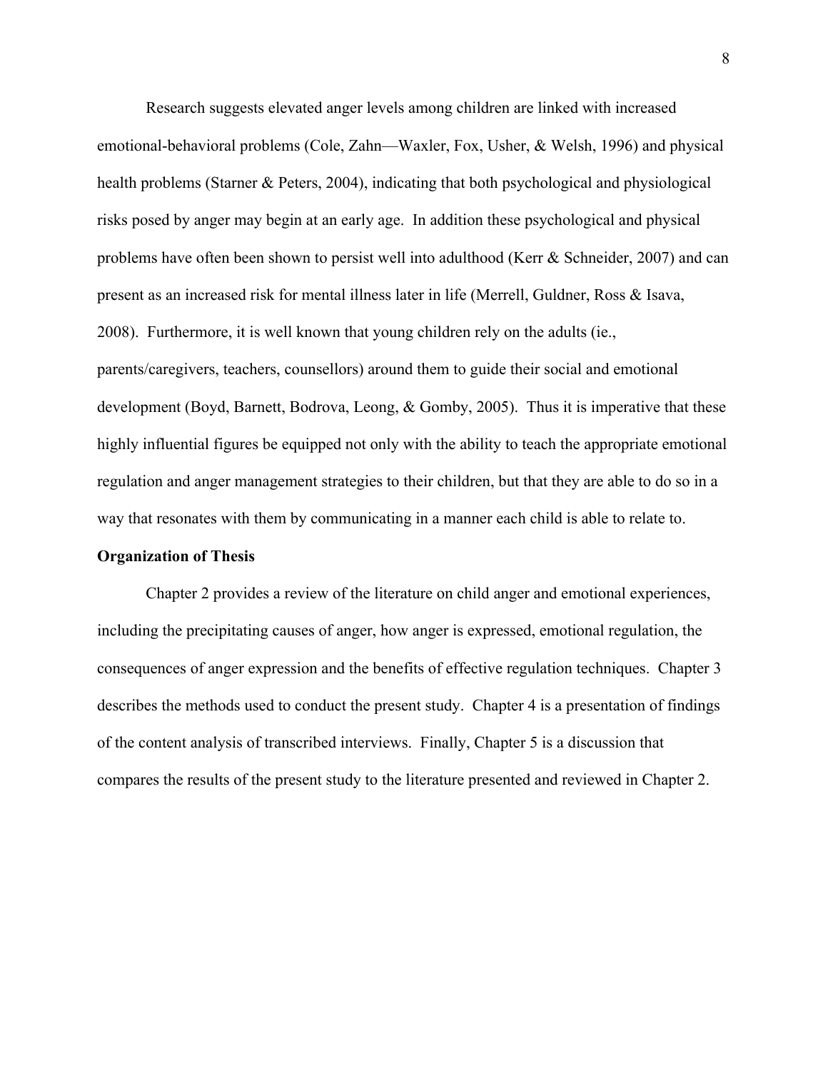Research suggests elevated anger levels among children are linked with increased emotional-behavioral problems (Cole, Zahn—Waxler, Fox, Usher, & Welsh, 1996) and physical health problems (Starner & Peters, 2004), indicating that both psychological and physiological risks posed by anger may begin at an early age. In addition these psychological and physical problems have often been shown to persist well into adulthood (Kerr & Schneider, 2007) and can present as an increased risk for mental illness later in life (Merrell, Guldner, Ross & Isava, 2008). Furthermore, it is well known that young children rely on the adults (ie., parents/caregivers, teachers, counsellors) around them to guide their social and emotional development (Boyd, Barnett, Bodrova, Leong, & Gomby, 2005). Thus it is imperative that these highly influential figures be equipped not only with the ability to teach the appropriate emotional regulation and anger management strategies to their children, but that they are able to do so in a way that resonates with them by communicating in a manner each child is able to relate to.

**Organization of Thesis**

Chapter 2 provides a review of the literature on child anger and emotional experiences, including the precipitating causes of anger, how anger is expressed, emotional regulation, the consequences of anger expression and the benefits of effective regulation techniques. Chapter 3 describes the methods used to conduct the present study. Chapter 4 is a presentation of findings of the content analysis of transcribed interviews. Finally, Chapter 5 is a discussion that compares the results of the present study to the literature presented and reviewed in Chapter 2.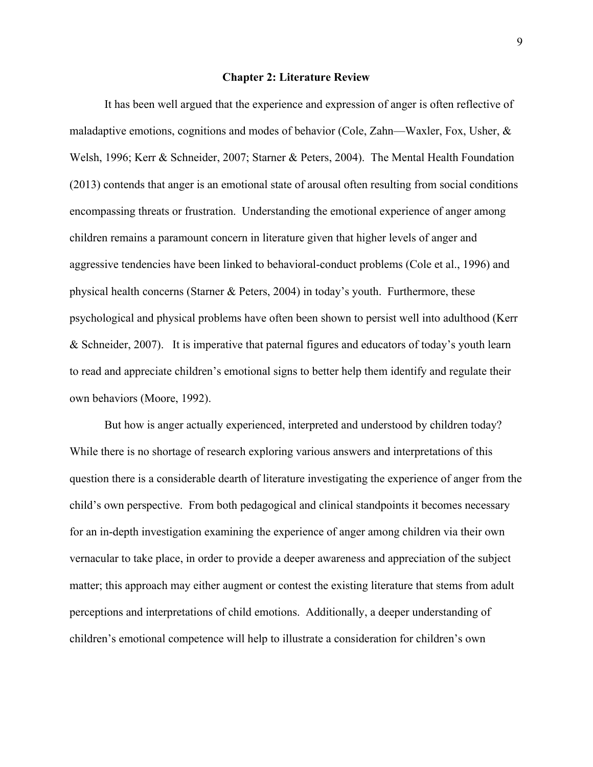## Chapter 2: Literature Review

It has been well argued that the experience and expression of anger is often reflective of maladaptive emotions, cognitions and modes of behavior (Cole, Zahn—Waxler, Fox, Usher, & Welsh, 1996; Kerr & Schneider, 2007; Starner & Peters, 2004). The Mental Health Foundation (2013) contends that anger is an emotional state of arousal often resulting from social conditions encompassing threats or frustration. Understanding the emotional experience of anger among children remains a paramount concern in literature given that higher levels of anger and aggressive tendencies have been linked to behavioral-conduct problems (Cole et al., 1996) and physical health concerns (Starner & Peters, 2004) in today's youth. Furthermore, these psychological and physical problems have often been shown to persist well into adulthood (Kerr & Schneider, 2007). It is imperative that paternal figures and educators of today's youth learn to read and appreciate children's emotional signs to better help them identify and regulate their own behaviors (Moore, 1992).

But how is anger actually experienced, interpreted and understood by children today? While there is no shortage of research exploring various answers and interpretations of this question there is a considerable dearth of literature investigating the experience of anger from the child's own perspective. From both pedagogical and clinical standpoints it becomes necessary for an in-depth investigation examining the experience of anger among children via their own vernacular to take place, in order to provide a deeper awareness and appreciation of the subject matter; this approach may either augment or contest the existing literature that stems from adult perceptions and interpretations of child emotions. Additionally, a deeper understanding of children's emotional competence will help to illustrate a consideration for children's own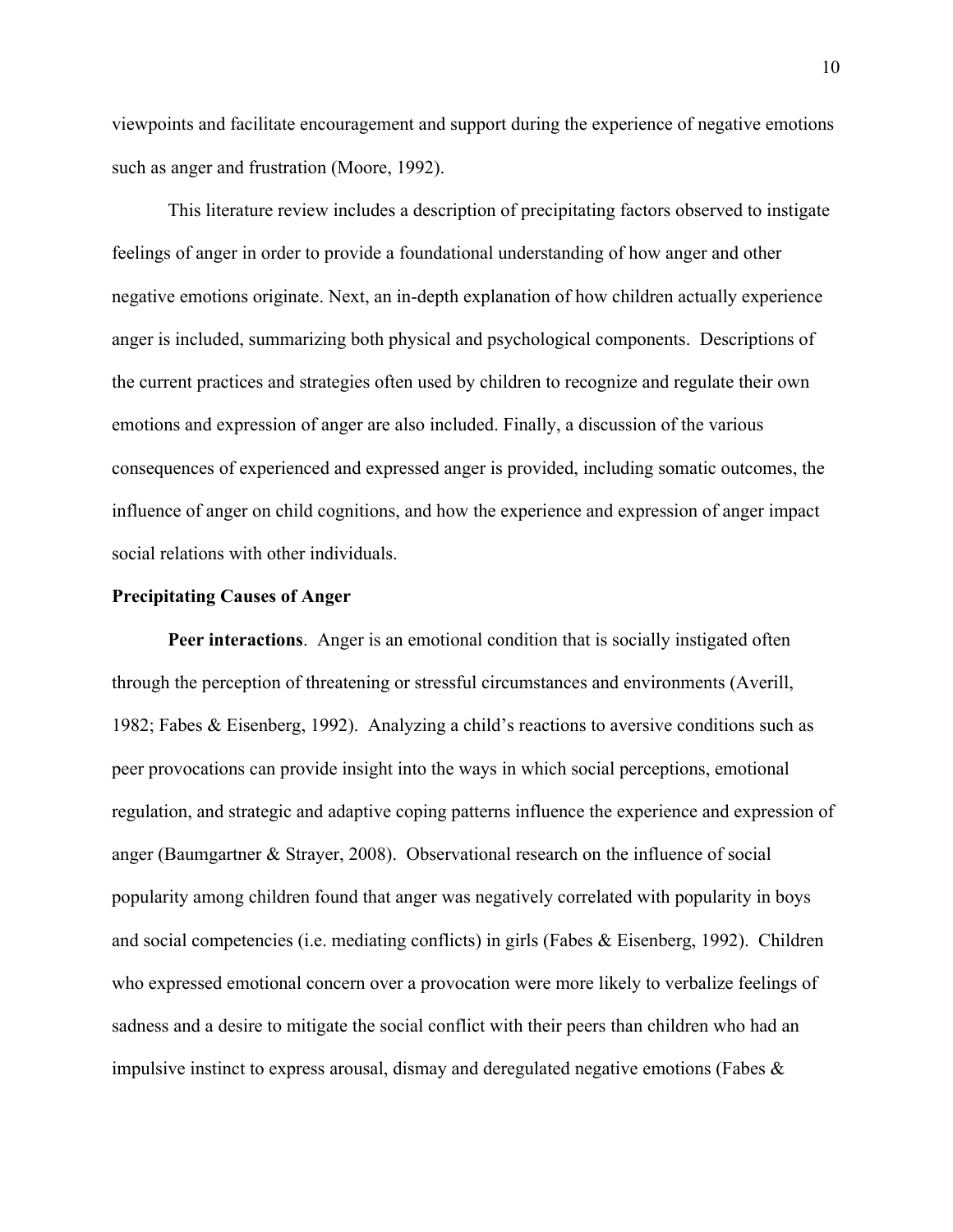viewpoints and facilitate encouragement and support during the experience of negative emotions such as anger and frustration (Moore, 1992).

This literature review includes a description of precipitating factors observed to instigate feelings of anger in order to provide a foundational understanding of how anger and other negative emotions originate. Next, an in-depth explanation of how children actually experience anger is included, summarizing both physical and psychological components. Descriptions of the current practices and strategies often used by children to recognize and regulate their own emotions and expression of anger are also included. Finally, a discussion of the various consequences of experienced and expressed anger is provided, including somatic outcomes, the influence of anger on child cognitions, and how the experience and expression of anger impact social relations with other individuals.

## Precipitating Causes of Anger

**Peer interactions**. Anger is an emotional condition that is socially instigated often through the perception of threatening or stressful circumstances and environments (Averill, 1982; Fabes & Eisenberg, 1992). Analyzing a child's reactions to aversive conditions such as peer provocations can provide insight into the ways in which social perceptions, emotional regulation, and strategic and adaptive coping patterns influence the experience and expression of anger (Baumgartner & Strayer, 2008). Observational research on the influence of social popularity among children found that anger was negatively correlated with popularity in boys and social competencies (i.e. mediating conflicts) in girls (Fabes & Eisenberg, 1992). Children who expressed emotional concern over a provocation were more likely to verbalize feelings of sadness and a desire to mitigate the social conflict with their peers than children who had an impulsive instinct to express arousal, dismay and deregulated negative emotions (Fabes &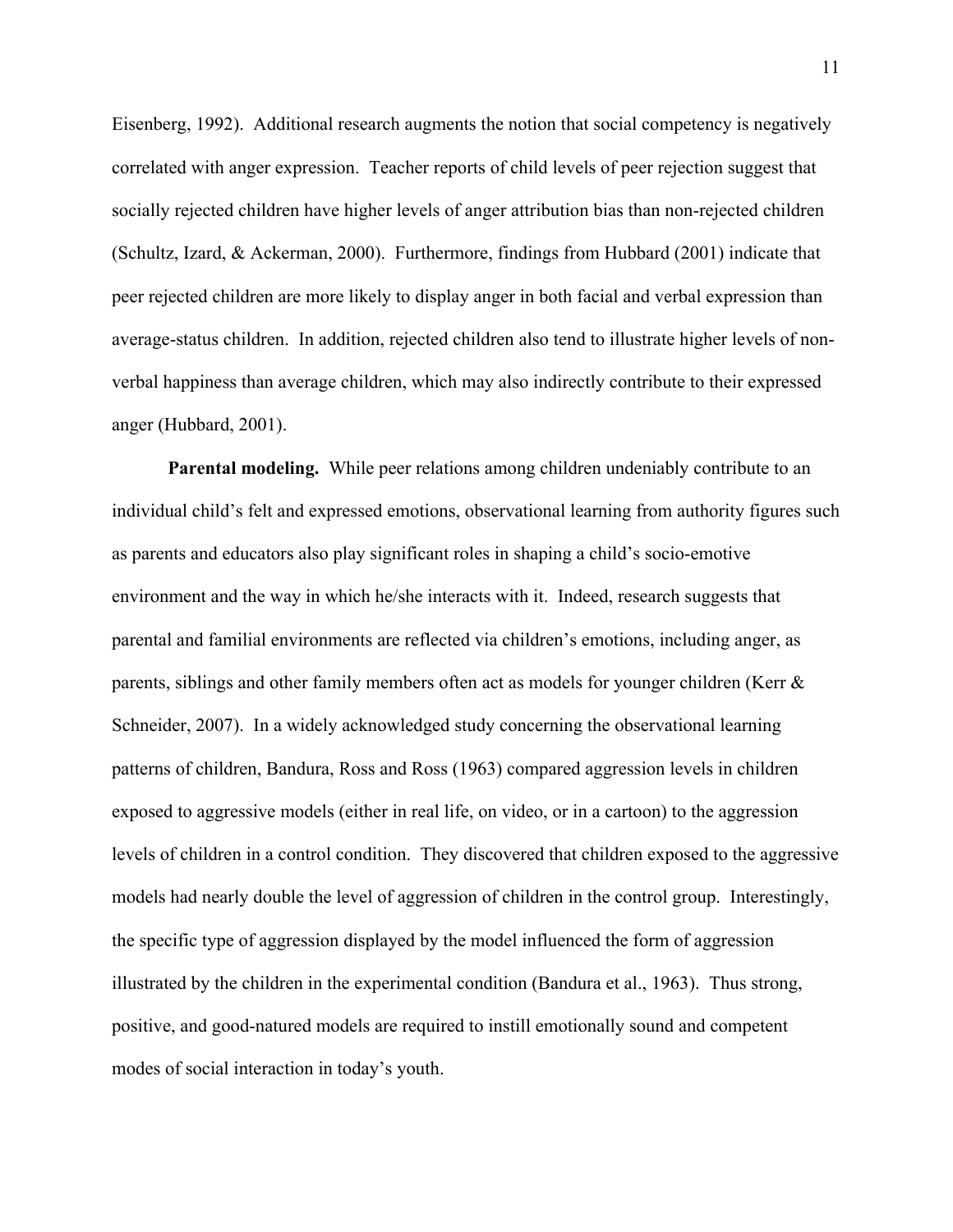Eisenberg, 1992). Additional research augments the notion that social competency is negatively correlated with anger expression. Teacher reports of child levels of peer rejection suggest that socially rejected children have higher levels of anger attribution bias than non-rejected children (Schultz, Izard, & Ackerman, 2000). Furthermore, findings from Hubbard (2001) indicate that peer rejected children are more likely to display anger in both facial and verbal expression than average-status children. In addition, rejected children also tend to illustrate higher levels of non-verbal happiness than average children, which may also indirectly contribute to their expressed anger (Hubbard, 2001).

**Parental modeling.** While peer relations among children undeniably contribute to an individual child's felt and expressed emotions, observational learning from authority figures such as parents and educators also play significant roles in shaping a child's socio-emotive environment and the way in which he/she interacts with it. Indeed, research suggests that parental and familial environments are reflected via children's emotions, including anger, as parents, siblings and other family members often act as models for younger children (Kerr & Schneider, 2007). In a widely acknowledged study concerning the observational learning patterns of children, Bandura, Ross and Ross (1963) compared aggression levels in children exposed to aggressive models (either in real life, on video, or in a cartoon) to the aggression levels of children in a control condition. They discovered that children exposed to the aggressive models had nearly double the level of aggression of children in the control group. Interestingly, the specific type of aggression displayed by the model influenced the form of aggression illustrated by the children in the experimental condition (Bandura et al., 1963). Thus strong, positive, and good-natured models are required to instill emotionally sound and competent modes of social interaction in today's youth.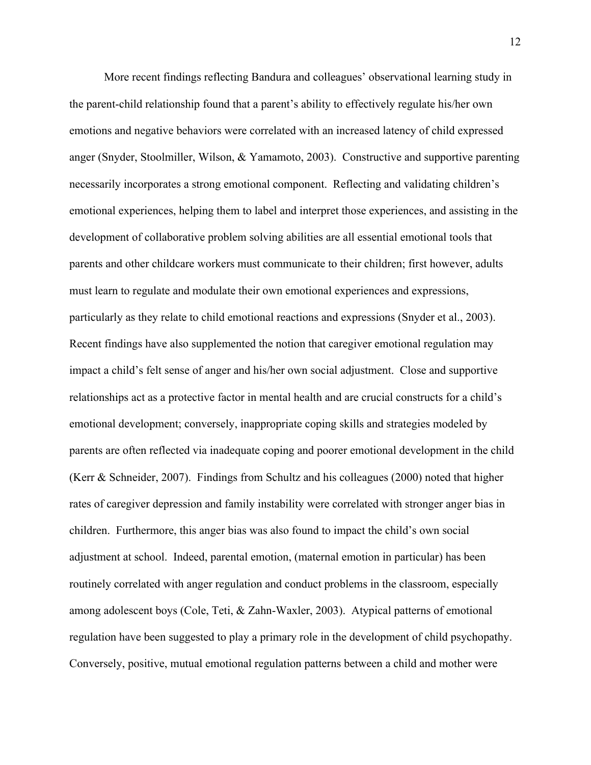More recent findings reflecting Bandura and colleagues' observational learning study in the parent-child relationship found that a parent's ability to effectively regulate his/her own emotions and negative behaviors were correlated with an increased latency of child expressed anger (Snyder, Stoolmiller, Wilson, & Yamamoto, 2003). Constructive and supportive parenting necessarily incorporates a strong emotional component. Reflecting and validating children's emotional experiences, helping them to label and interpret those experiences, and assisting in the development of collaborative problem solving abilities are all essential emotional tools that parents and other childcare workers must communicate to their children; first however, adults must learn to regulate and modulate their own emotional experiences and expressions, particularly as they relate to child emotional reactions and expressions (Snyder et al., 2003). Recent findings have also supplemented the notion that caregiver emotional regulation may impact a child's felt sense of anger and his/her own social adjustment. Close and supportive relationships act as a protective factor in mental health and are crucial constructs for a child's emotional development; conversely, inappropriate coping skills and strategies modeled by parents are often reflected via inadequate coping and poorer emotional development in the child (Kerr & Schneider, 2007). Findings from Schultz and his colleagues (2000) noted that higher rates of caregiver depression and family instability were correlated with stronger anger bias in children. Furthermore, this anger bias was also found to impact the child's own social adjustment at school. Indeed, parental emotion, (maternal emotion in particular) has been routinely correlated with anger regulation and conduct problems in the classroom, especially among adolescent boys (Cole, Teti, & Zahn-Waxler, 2003). Atypical patterns of emotional regulation have been suggested to play a primary role in the development of child psychopathy. Conversely, positive, mutual emotional regulation patterns between a child and mother were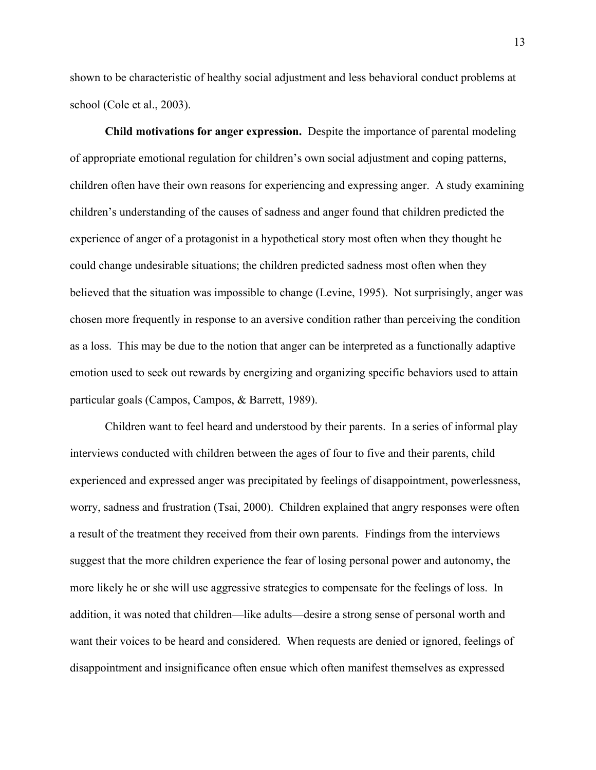shown to be characteristic of healthy social adjustment and less behavioral conduct problems at school (Cole et al., 2003).

**Child motivations for anger expression.** Despite the importance of parental modeling of appropriate emotional regulation for children's own social adjustment and coping patterns, children often have their own reasons for experiencing and expressing anger. A study examining children's understanding of the causes of sadness and anger found that children predicted the experience of anger of a protagonist in a hypothetical story most often when they thought he could change undesirable situations; the children predicted sadness most often when they believed that the situation was impossible to change (Levine, 1995). Not surprisingly, anger was chosen more frequently in response to an aversive condition rather than perceiving the condition as a loss. This may be due to the notion that anger can be interpreted as a functionally adaptive emotion used to seek out rewards by energizing and organizing specific behaviors used to attain particular goals (Campos, Campos, & Barrett, 1989).

Children want to feel heard and understood by their parents. In a series of informal play interviews conducted with children between the ages of four to five and their parents, child experienced and expressed anger was precipitated by feelings of disappointment, powerlessness, worry, sadness and frustration (Tsai, 2000). Children explained that angry responses were often a result of the treatment they received from their own parents. Findings from the interviews suggest that the more children experience the fear of losing personal power and autonomy, the more likely he or she will use aggressive strategies to compensate for the feelings of loss. In addition, it was noted that children—like adults—desire a strong sense of personal worth and want their voices to be heard and considered. When requests are denied or ignored, feelings of disappointment and insignificance often ensue which often manifest themselves as expressed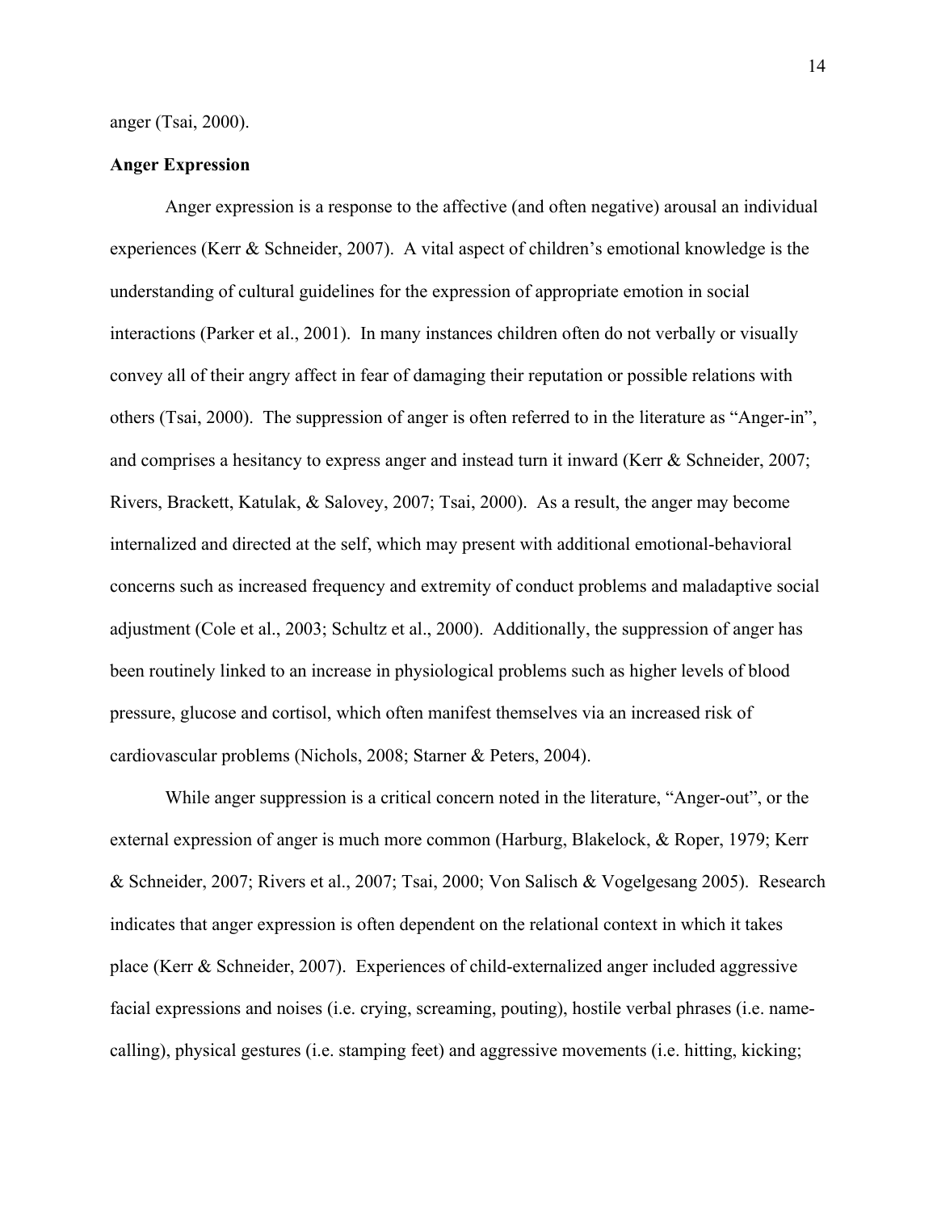anger (Tsai, 2000).

**Anger Expression**

Anger expression is a response to the affective (and often negative) arousal an individual experiences (Kerr & Schneider, 2007). A vital aspect of children's emotional knowledge is the understanding of cultural guidelines for the expression of appropriate emotion in social interactions (Parker et al., 2001). In many instances children often do not verbally or visually convey all of their angry affect in fear of damaging their reputation or possible relations with others (Tsai, 2000). The suppression of anger is often referred to in the literature as "Anger-in", and comprises a hesitancy to express anger and instead turn it inward (Kerr & Schneider, 2007; Rivers, Brackett, Katulak, & Salovey, 2007; Tsai, 2000). As a result, the anger may become internalized and directed at the self, which may present with additional emotional-behavioral concerns such as increased frequency and extremity of conduct problems and maladaptive social adjustment (Cole et al., 2003; Schultz et al., 2000). Additionally, the suppression of anger has been routinely linked to an increase in physiological problems such as higher levels of blood pressure, glucose and cortisol, which often manifest themselves via an increased risk of cardiovascular problems (Nichols, 2008; Starner & Peters, 2004).

While anger suppression is a critical concern noted in the literature, "Anger-out", or the external expression of anger is much more common (Harburg, Blakelock, & Roper, 1979; Kerr & Schneider, 2007; Rivers et al., 2007; Tsai, 2000; Von Salisch & Vogelgesang 2005). Research indicates that anger expression is often dependent on the relational context in which it takes place (Kerr & Schneider, 2007). Experiences of child-externalized anger included aggressive facial expressions and noises (i.e. crying, screaming, pouting), hostile verbal phrases (i.e. name-calling), physical gestures (i.e. stamping feet) and aggressive movements (i.e. hitting, kicking;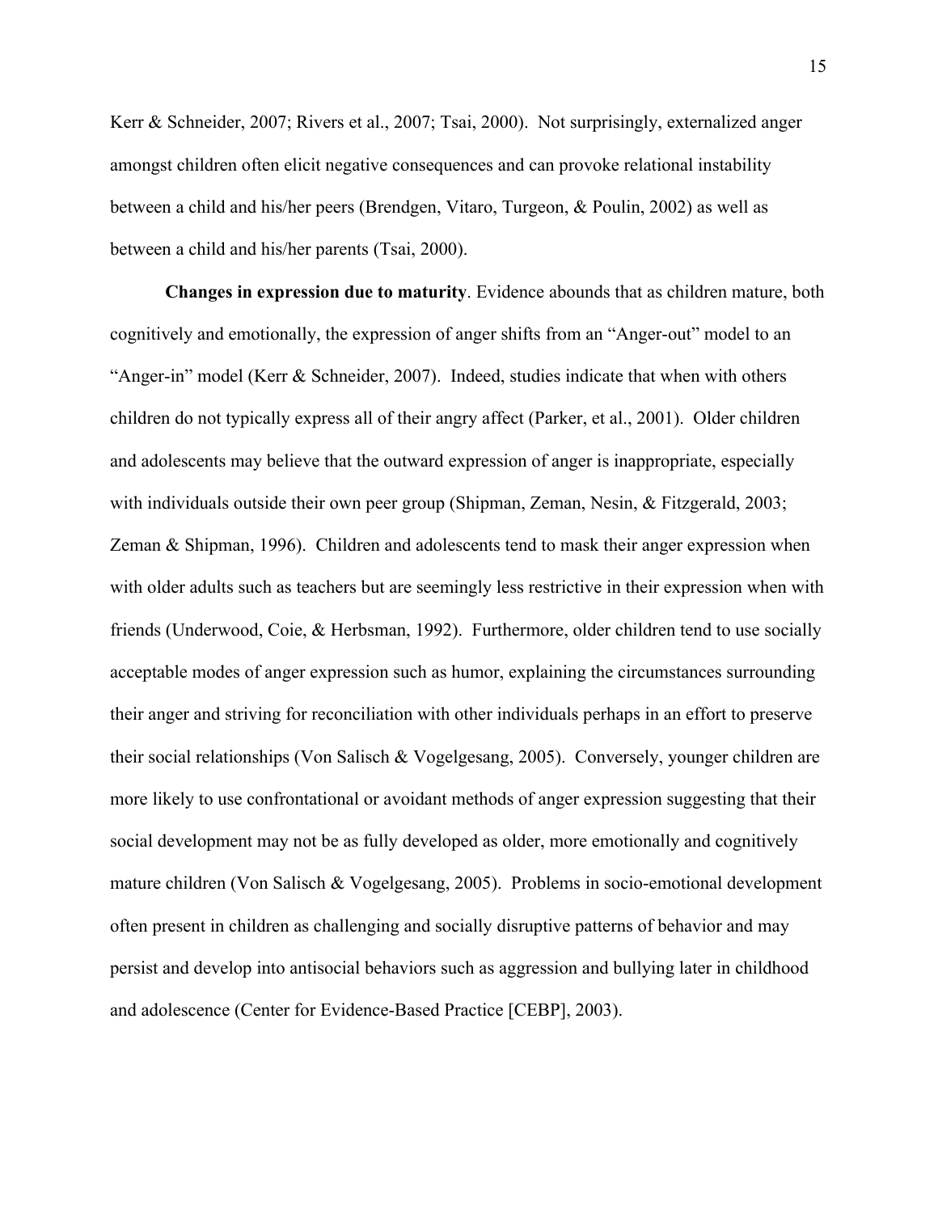Kerr & Schneider, 2007; Rivers et al., 2007; Tsai, 2000). Not surprisingly, externalized anger amongst children often elicit negative consequences and can provoke relational instability between a child and his/her peers (Brendgen, Vitaro, Turgeon, & Poulin, 2002) as well as between a child and his/her parents (Tsai, 2000).

**Changes in expression due to maturity**. Evidence abounds that as children mature, both cognitively and emotionally, the expression of anger shifts from an "Anger-out" model to an "Anger-in" model (Kerr & Schneider, 2007). Indeed, studies indicate that when with others children do not typically express all of their angry affect (Parker, et al., 2001). Older children and adolescents may believe that the outward expression of anger is inappropriate, especially with individuals outside their own peer group (Shipman, Zeman, Nesin, & Fitzgerald, 2003; Zeman & Shipman, 1996). Children and adolescents tend to mask their anger expression when with older adults such as teachers but are seemingly less restrictive in their expression when with friends (Underwood, Coie, & Herbsman, 1992). Furthermore, older children tend to use socially acceptable modes of anger expression such as humor, explaining the circumstances surrounding their anger and striving for reconciliation with other individuals perhaps in an effort to preserve their social relationships (Von Salisch & Vogelgesang, 2005). Conversely, younger children are more likely to use confrontational or avoidant methods of anger expression suggesting that their social development may not be as fully developed as older, more emotionally and cognitively mature children (Von Salisch & Vogelgesang, 2005). Problems in socio-emotional development often present in children as challenging and socially disruptive patterns of behavior and may persist and develop into antisocial behaviors such as aggression and bullying later in childhood and adolescence (Center for Evidence-Based Practice [CEBP], 2003).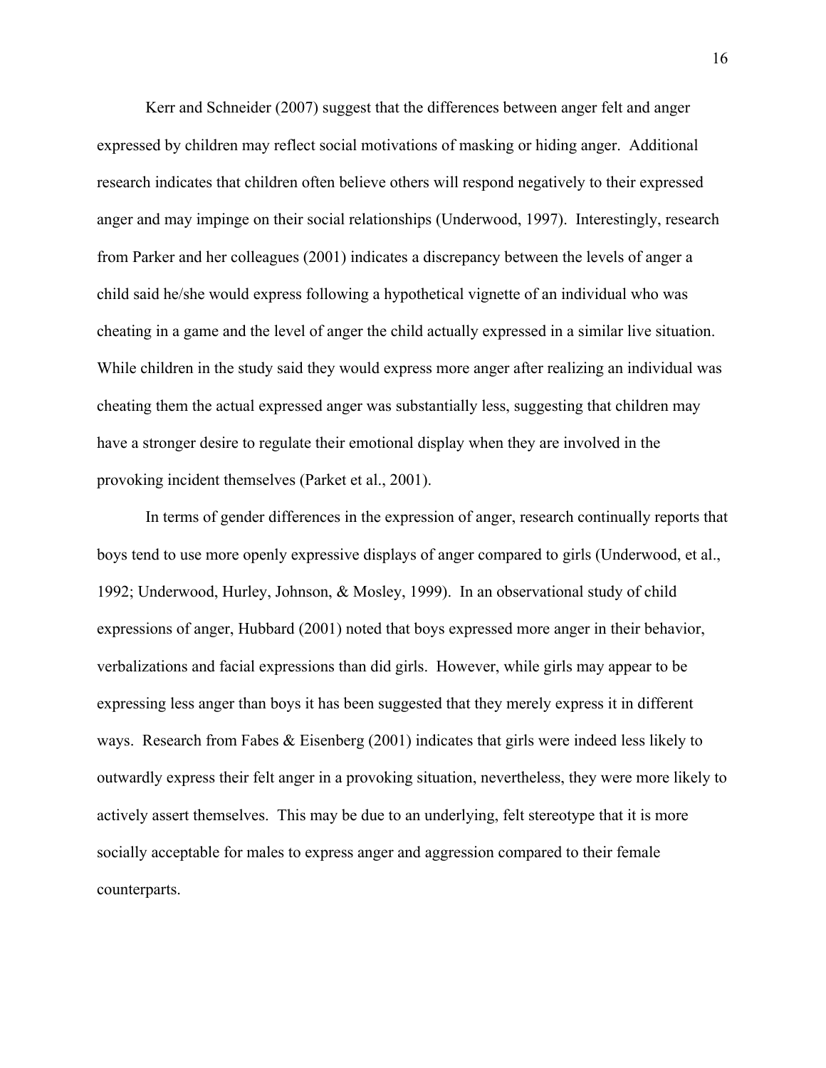Kerr and Schneider (2007) suggest that the differences between anger felt and anger expressed by children may reflect social motivations of masking or hiding anger. Additional research indicates that children often believe others will respond negatively to their expressed anger and may impinge on their social relationships (Underwood, 1997). Interestingly, research from Parker and her colleagues (2001) indicates a discrepancy between the levels of anger a child said he/she would express following a hypothetical vignette of an individual who was cheating in a game and the level of anger the child actually expressed in a similar live situation. While children in the study said they would express more anger after realizing an individual was cheating them the actual expressed anger was substantially less, suggesting that children may have a stronger desire to regulate their emotional display when they are involved in the provoking incident themselves (Parket et al., 2001).

In terms of gender differences in the expression of anger, research continually reports that boys tend to use more openly expressive displays of anger compared to girls (Underwood, et al., 1992; Underwood, Hurley, Johnson, & Mosley, 1999). In an observational study of child expressions of anger, Hubbard (2001) noted that boys expressed more anger in their behavior, verbalizations and facial expressions than did girls. However, while girls may appear to be expressing less anger than boys it has been suggested that they merely express it in different ways. Research from Fabes & Eisenberg (2001) indicates that girls were indeed less likely to outwardly express their felt anger in a provoking situation, nevertheless, they were more likely to actively assert themselves. This may be due to an underlying, felt stereotype that it is more socially acceptable for males to express anger and aggression compared to their female counterparts.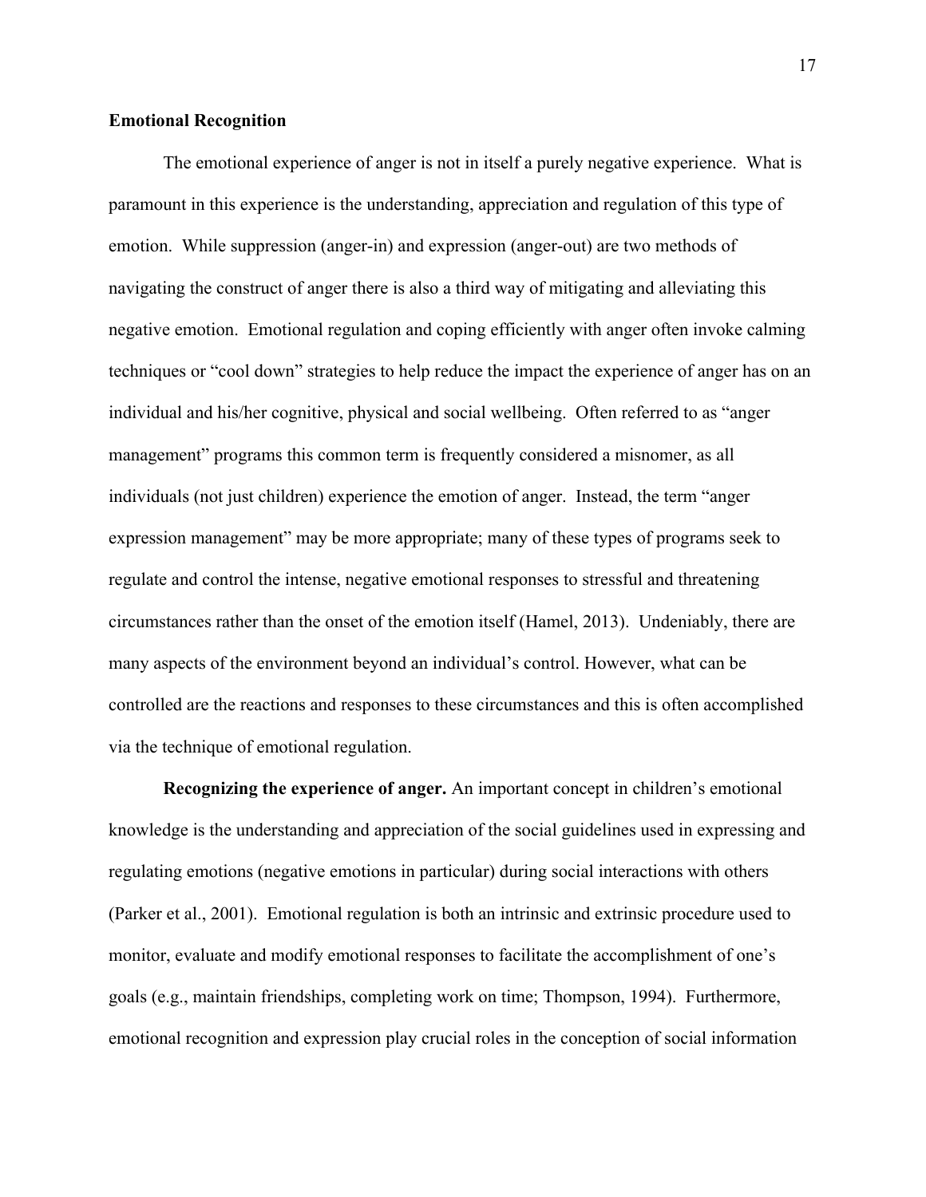## Emotional Recognition

The emotional experience of anger is not in itself a purely negative experience. What is paramount in this experience is the understanding, appreciation and regulation of this type of emotion. While suppression (anger-in) and expression (anger-out) are two methods of navigating the construct of anger there is also a third way of mitigating and alleviating this negative emotion. Emotional regulation and coping efficiently with anger often invoke calming techniques or "cool down" strategies to help reduce the impact the experience of anger has on an individual and his/her cognitive, physical and social wellbeing. Often referred to as "anger management" programs this common term is frequently considered a misnomer, as all individuals (not just children) experience the emotion of anger. Instead, the term "anger expression management" may be more appropriate; many of these types of programs seek to regulate and control the intense, negative emotional responses to stressful and threatening circumstances rather than the onset of the emotion itself (Hamel, 2013). Undeniably, there are many aspects of the environment beyond an individual's control. However, what can be controlled are the reactions and responses to these circumstances and this is often accomplished via the technique of emotional regulation.

**Recognizing the experience of anger.** An important concept in children's emotional knowledge is the understanding and appreciation of the social guidelines used in expressing and regulating emotions (negative emotions in particular) during social interactions with others (Parker et al., 2001). Emotional regulation is both an intrinsic and extrinsic procedure used to monitor, evaluate and modify emotional responses to facilitate the accomplishment of one's goals (e.g., maintain friendships, completing work on time; Thompson, 1994). Furthermore, emotional recognition and expression play crucial roles in the conception of social information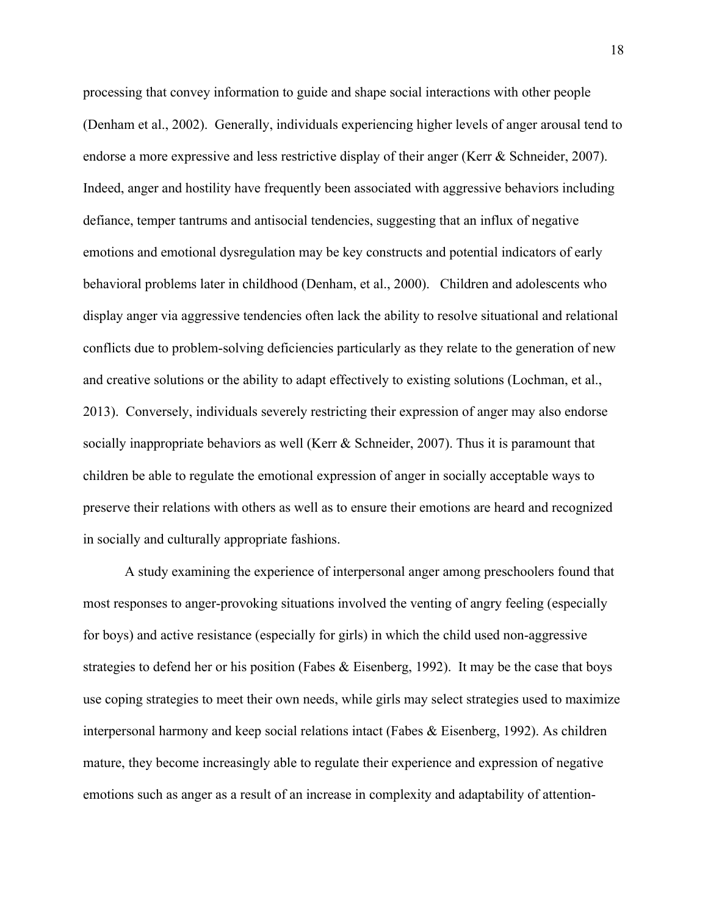processing that convey information to guide and shape social interactions with other people (Denham et al., 2002). Generally, individuals experiencing higher levels of anger arousal tend to endorse a more expressive and less restrictive display of their anger (Kerr & Schneider, 2007). Indeed, anger and hostility have frequently been associated with aggressive behaviors including defiance, temper tantrums and antisocial tendencies, suggesting that an influx of negative emotions and emotional dysregulation may be key constructs and potential indicators of early behavioral problems later in childhood (Denham, et al., 2000). Children and adolescents who display anger via aggressive tendencies often lack the ability to resolve situational and relational conflicts due to problem-solving deficiencies particularly as they relate to the generation of new and creative solutions or the ability to adapt effectively to existing solutions (Lochman, et al., 2013). Conversely, individuals severely restricting their expression of anger may also endorse socially inappropriate behaviors as well (Kerr & Schneider, 2007). Thus it is paramount that children be able to regulate the emotional expression of anger in socially acceptable ways to preserve their relations with others as well as to ensure their emotions are heard and recognized in socially and culturally appropriate fashions.

A study examining the experience of interpersonal anger among preschoolers found that most responses to anger-provoking situations involved the venting of angry feeling (especially for boys) and active resistance (especially for girls) in which the child used non-aggressive strategies to defend her or his position (Fabes & Eisenberg, 1992). It may be the case that boys use coping strategies to meet their own needs, while girls may select strategies used to maximize interpersonal harmony and keep social relations intact (Fabes & Eisenberg, 1992). As children mature, they become increasingly able to regulate their experience and expression of negative emotions such as anger as a result of an increase in complexity and adaptability of attention-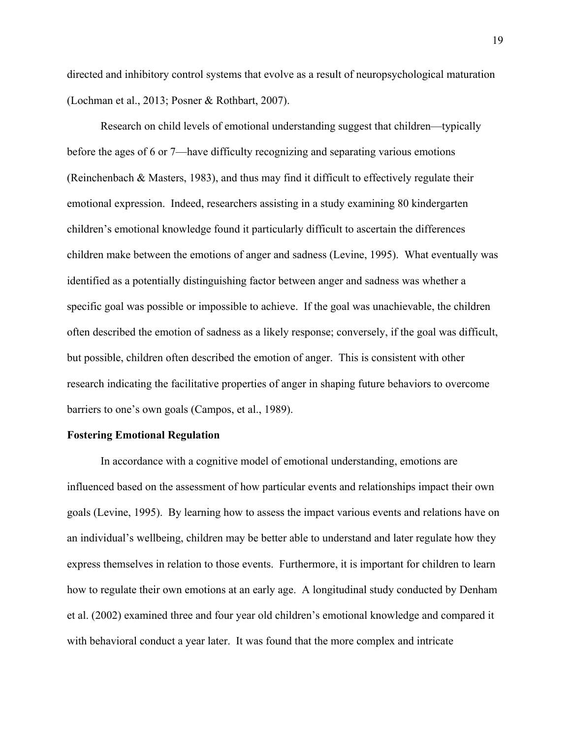directed and inhibitory control systems that evolve as a result of neuropsychological maturation (Lochman et al., 2013; Posner & Rothbart, 2007).

Research on child levels of emotional understanding suggest that children—typically before the ages of 6 or 7—have difficulty recognizing and separating various emotions (Reinchenbach & Masters, 1983), and thus may find it difficult to effectively regulate their emotional expression. Indeed, researchers assisting in a study examining 80 kindergarten children's emotional knowledge found it particularly difficult to ascertain the differences children make between the emotions of anger and sadness (Levine, 1995). What eventually was identified as a potentially distinguishing factor between anger and sadness was whether a specific goal was possible or impossible to achieve. If the goal was unachievable, the children often described the emotion of sadness as a likely response; conversely, if the goal was difficult, but possible, children often described the emotion of anger. This is consistent with other research indicating the facilitative properties of anger in shaping future behaviors to overcome barriers to one's own goals (Campos, et al., 1989).

**Fostering Emotional Regulation**

In accordance with a cognitive model of emotional understanding, emotions are influenced based on the assessment of how particular events and relationships impact their own goals (Levine, 1995). By learning how to assess the impact various events and relations have on an individual's wellbeing, children may be better able to understand and later regulate how they express themselves in relation to those events. Furthermore, it is important for children to learn how to regulate their own emotions at an early age. A longitudinal study conducted by Denham et al. (2002) examined three and four year old children's emotional knowledge and compared it with behavioral conduct a year later. It was found that the more complex and intricate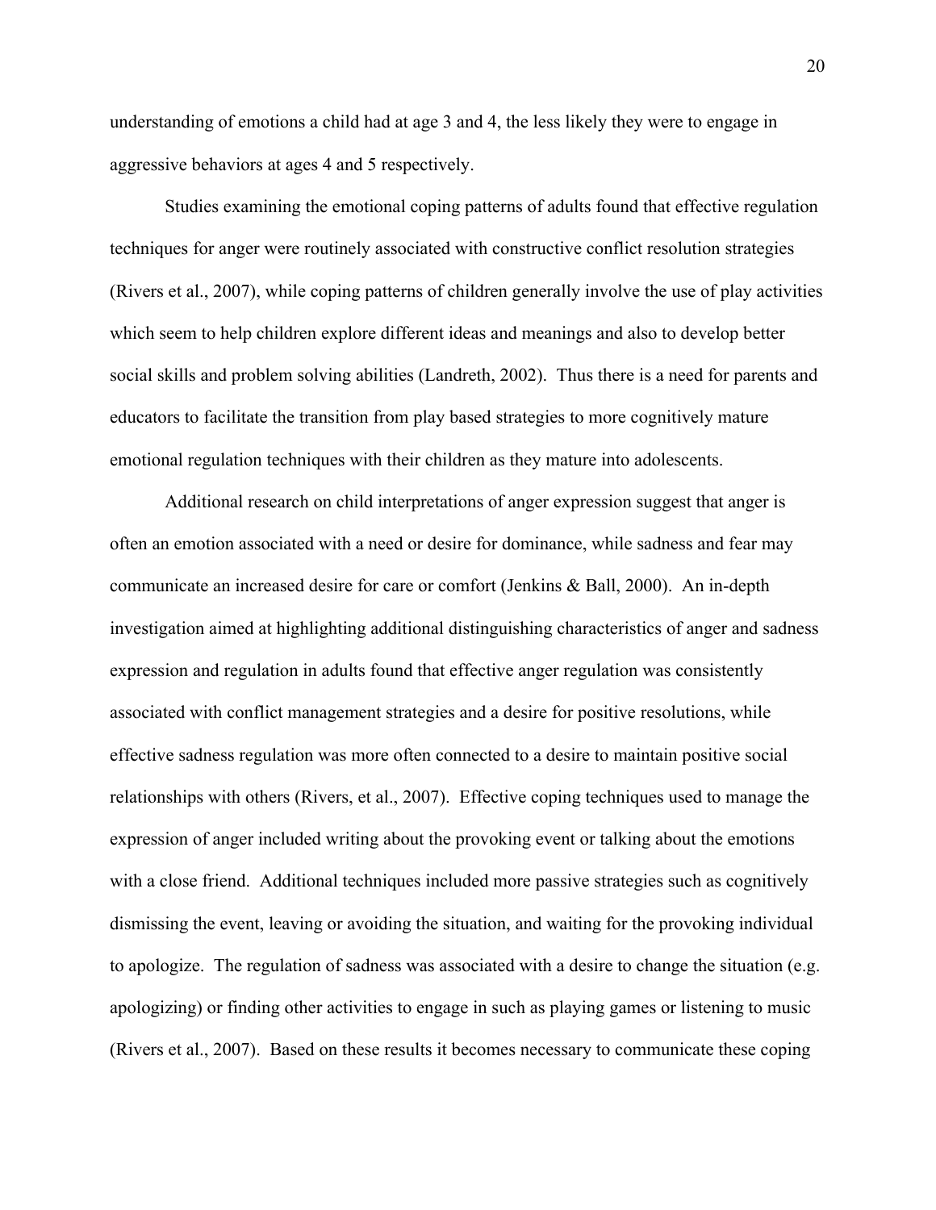understanding of emotions a child had at age 3 and 4, the less likely they were to engage in aggressive behaviors at ages 4 and 5 respectively.

Studies examining the emotional coping patterns of adults found that effective regulation techniques for anger were routinely associated with constructive conflict resolution strategies (Rivers et al., 2007), while coping patterns of children generally involve the use of play activities which seem to help children explore different ideas and meanings and also to develop better social skills and problem solving abilities (Landreth, 2002). Thus there is a need for parents and educators to facilitate the transition from play based strategies to more cognitively mature emotional regulation techniques with their children as they mature into adolescents.

Additional research on child interpretations of anger expression suggest that anger is often an emotion associated with a need or desire for dominance, while sadness and fear may communicate an increased desire for care or comfort (Jenkins & Ball, 2000). An in-depth investigation aimed at highlighting additional distinguishing characteristics of anger and sadness expression and regulation in adults found that effective anger regulation was consistently associated with conflict management strategies and a desire for positive resolutions, while effective sadness regulation was more often connected to a desire to maintain positive social relationships with others (Rivers, et al., 2007). Effective coping techniques used to manage the expression of anger included writing about the provoking event or talking about the emotions with a close friend. Additional techniques included more passive strategies such as cognitively dismissing the event, leaving or avoiding the situation, and waiting for the provoking individual to apologize. The regulation of sadness was associated with a desire to change the situation (e.g. apologizing) or finding other activities to engage in such as playing games or listening to music (Rivers et al., 2007). Based on these results it becomes necessary to communicate these coping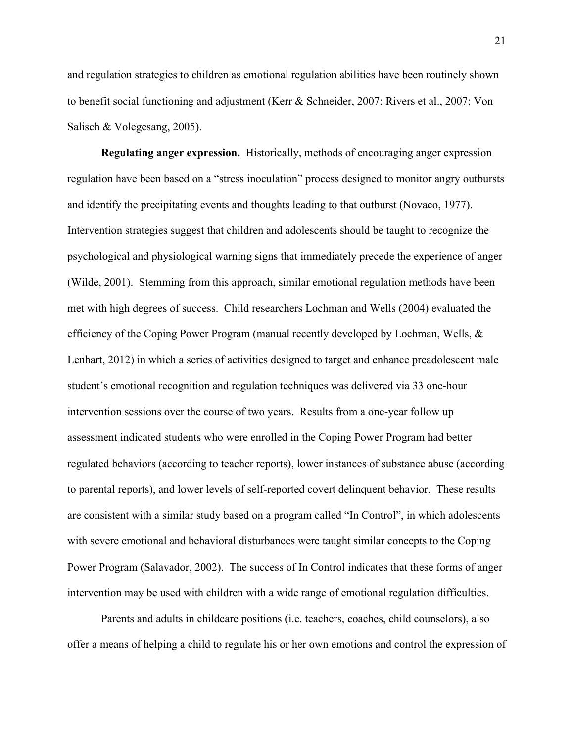and regulation strategies to children as emotional regulation abilities have been routinely shown to benefit social functioning and adjustment (Kerr & Schneider, 2007; Rivers et al., 2007; Von Salisch & Volegesang, 2005).

**Regulating anger expression.** Historically, methods of encouraging anger expression regulation have been based on a "stress inoculation" process designed to monitor angry outbursts and identify the precipitating events and thoughts leading to that outburst (Novaco, 1977). Intervention strategies suggest that children and adolescents should be taught to recognize the psychological and physiological warning signs that immediately precede the experience of anger (Wilde, 2001). Stemming from this approach, similar emotional regulation methods have been met with high degrees of success. Child researchers Lochman and Wells (2004) evaluated the efficiency of the Coping Power Program (manual recently developed by Lochman, Wells, & Lenhart, 2012) in which a series of activities designed to target and enhance preadolescent male student's emotional recognition and regulation techniques was delivered via 33 one-hour intervention sessions over the course of two years. Results from a one-year follow up assessment indicated students who were enrolled in the Coping Power Program had better regulated behaviors (according to teacher reports), lower instances of substance abuse (according to parental reports), and lower levels of self-reported covert delinquent behavior. These results are consistent with a similar study based on a program called "In Control", in which adolescents with severe emotional and behavioral disturbances were taught similar concepts to the Coping Power Program (Salavador, 2002). The success of In Control indicates that these forms of anger intervention may be used with children with a wide range of emotional regulation difficulties.

Parents and adults in childcare positions (i.e. teachers, coaches, child counselors), also offer a means of helping a child to regulate his or her own emotions and control the expression of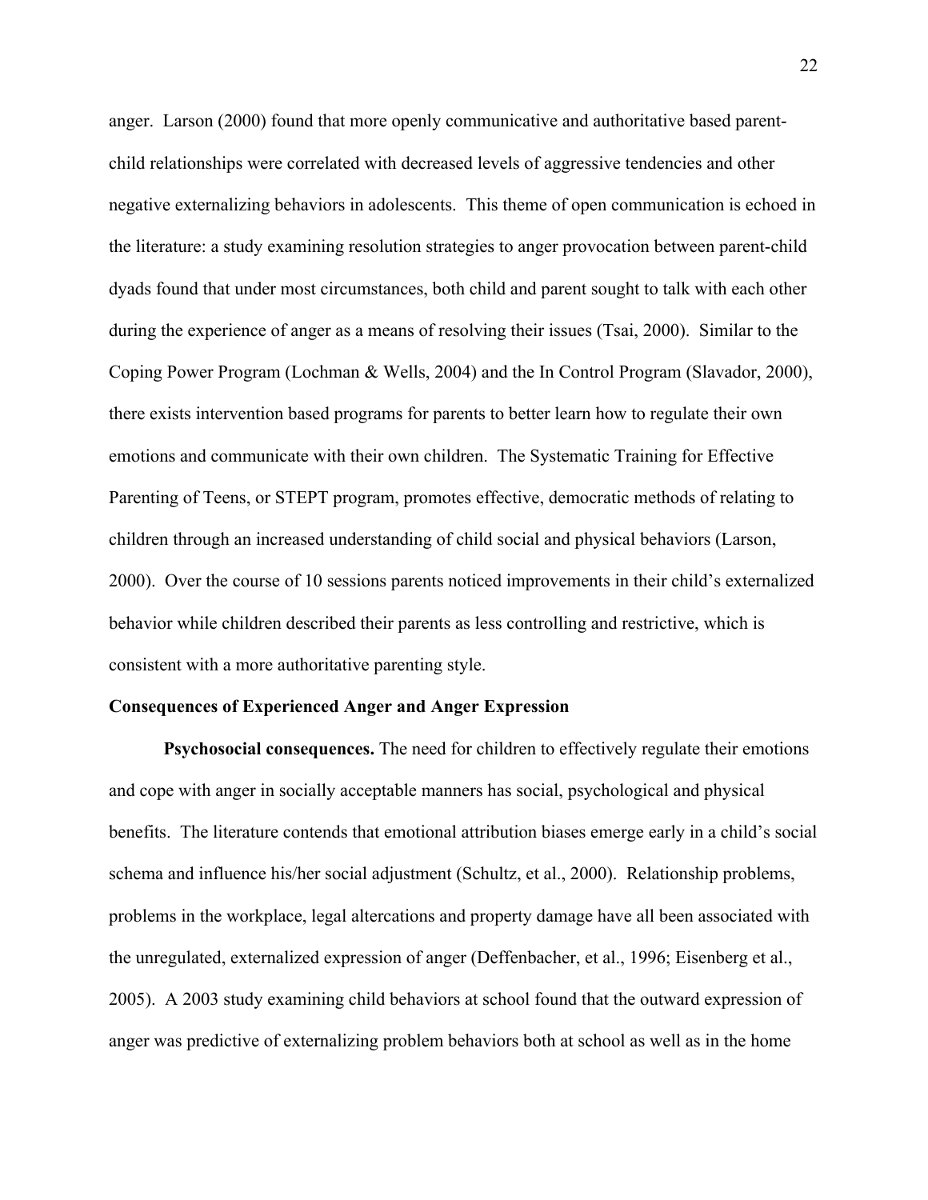anger. Larson (2000) found that more openly communicative and authoritative based parent-child relationships were correlated with decreased levels of aggressive tendencies and other negative externalizing behaviors in adolescents. This theme of open communication is echoed in the literature: a study examining resolution strategies to anger provocation between parent-child dyads found that under most circumstances, both child and parent sought to talk with each other during the experience of anger as a means of resolving their issues (Tsai, 2000). Similar to the Coping Power Program (Lochman & Wells, 2004) and the In Control Program (Slavador, 2000), there exists intervention based programs for parents to better learn how to regulate their own emotions and communicate with their own children. The Systematic Training for Effective Parenting of Teens, or STEPT program, promotes effective, democratic methods of relating to children through an increased understanding of child social and physical behaviors (Larson, 2000). Over the course of 10 sessions parents noticed improvements in their child's externalized behavior while children described their parents as less controlling and restrictive, which is consistent with a more authoritative parenting style.

## Consequences of Experienced Anger and Anger Expression

**Psychosocial consequences.** The need for children to effectively regulate their emotions and cope with anger in socially acceptable manners has social, psychological and physical benefits. The literature contends that emotional attribution biases emerge early in a child's social schema and influence his/her social adjustment (Schultz, et al., 2000). Relationship problems, problems in the workplace, legal altercations and property damage have all been associated with the unregulated, externalized expression of anger (Deffenbacher, et al., 1996; Eisenberg et al., 2005). A 2003 study examining child behaviors at school found that the outward expression of anger was predictive of externalizing problem behaviors both at school as well as in the home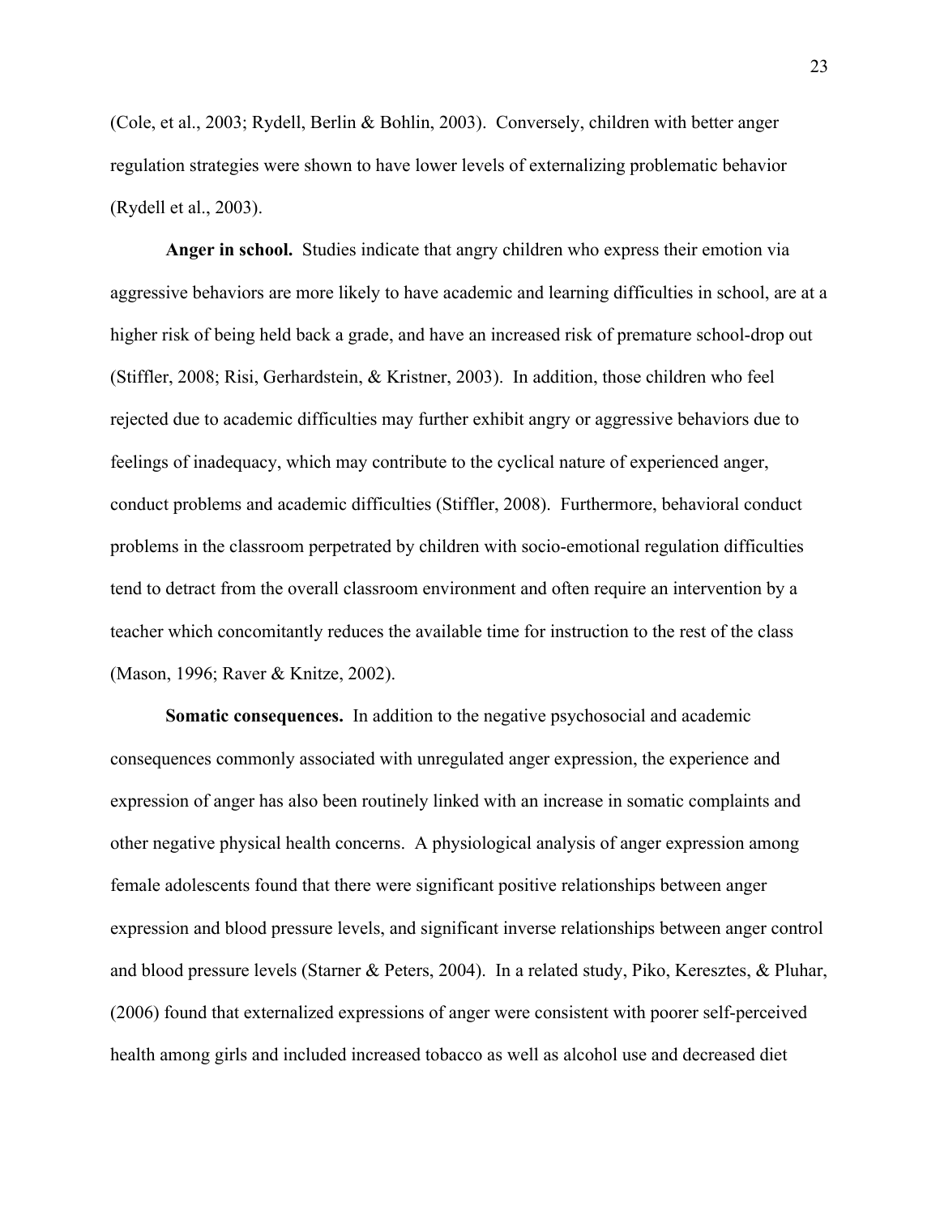(Cole, et al., 2003; Rydell, Berlin & Bohlin, 2003). Conversely, children with better anger regulation strategies were shown to have lower levels of externalizing problematic behavior (Rydell et al., 2003).

**Anger in school.** Studies indicate that angry children who express their emotion via aggressive behaviors are more likely to have academic and learning difficulties in school, are at a higher risk of being held back a grade, and have an increased risk of premature school-drop out (Stiffler, 2008; Risi, Gerhardstein, & Kristner, 2003). In addition, those children who feel rejected due to academic difficulties may further exhibit angry or aggressive behaviors due to feelings of inadequacy, which may contribute to the cyclical nature of experienced anger, conduct problems and academic difficulties (Stiffler, 2008). Furthermore, behavioral conduct problems in the classroom perpetrated by children with socio-emotional regulation difficulties tend to detract from the overall classroom environment and often require an intervention by a teacher which concomitantly reduces the available time for instruction to the rest of the class (Mason, 1996; Raver & Knitze, 2002).

**Somatic consequences.** In addition to the negative psychosocial and academic consequences commonly associated with unregulated anger expression, the experience and expression of anger has also been routinely linked with an increase in somatic complaints and other negative physical health concerns. A physiological analysis of anger expression among female adolescents found that there were significant positive relationships between anger expression and blood pressure levels, and significant inverse relationships between anger control and blood pressure levels (Starner & Peters, 2004). In a related study, Piko, Keresztes, & Pluhar, (2006) found that externalized expressions of anger were consistent with poorer self-perceived health among girls and included increased tobacco as well as alcohol use and decreased diet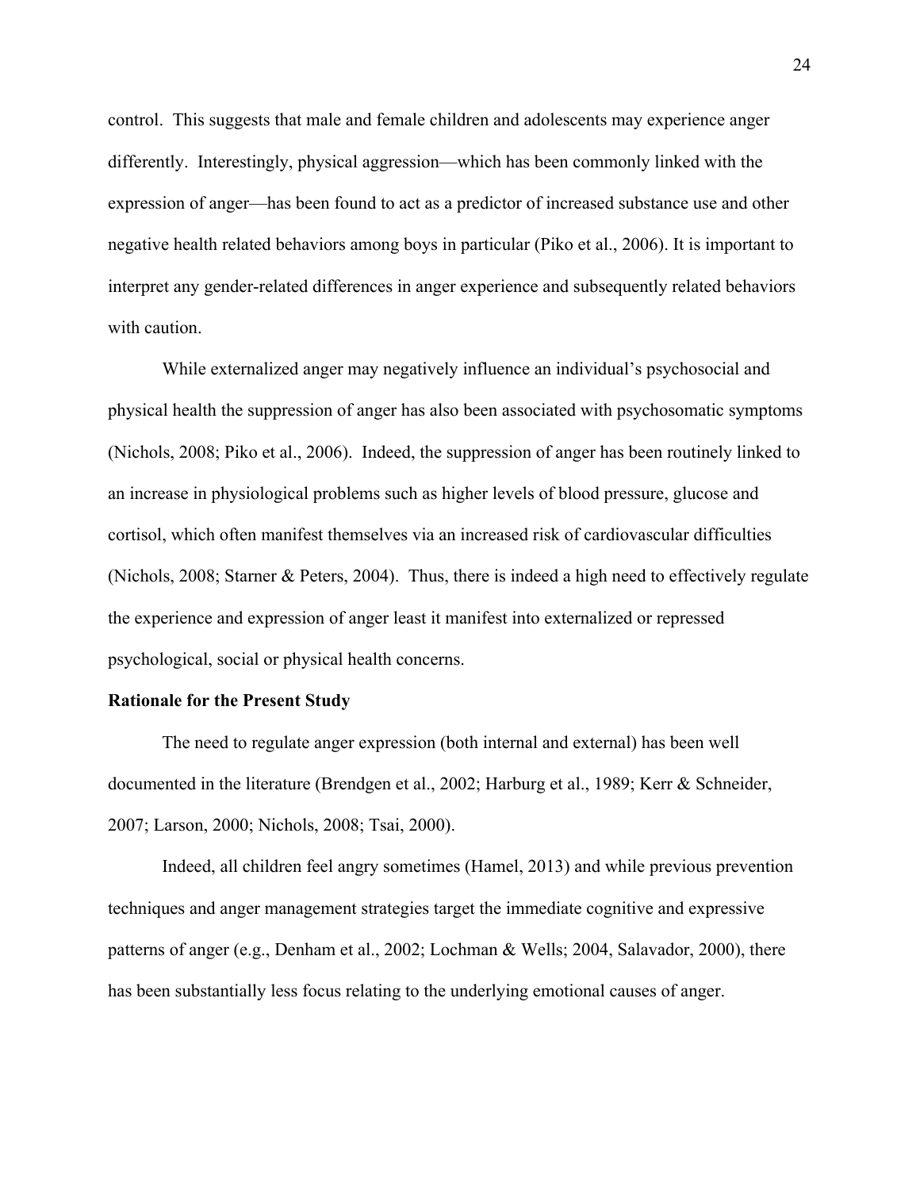control.  This suggests that male and female children and adolescents may experience anger differently.  Interestingly, physical aggression—which has been commonly linked with the expression of anger—has been found to act as a predictor of increased substance use and other negative health related behaviors among boys in particular (Piko et al., 2006). It is important to interpret any gender-related differences in anger experience and subsequently related behaviors with caution.

While externalized anger may negatively influence an individual's psychosocial and physical health the suppression of anger has also been associated with psychosomatic symptoms (Nichols, 2008; Piko et al., 2006).  Indeed, the suppression of anger has been routinely linked to an increase in physiological problems such as higher levels of blood pressure, glucose and cortisol, which often manifest themselves via an increased risk of cardiovascular difficulties (Nichols, 2008; Starner & Peters, 2004).  Thus, there is indeed a high need to effectively regulate the experience and expression of anger least it manifest into externalized or repressed psychological, social or physical health concerns.

**Rationale for the Present Study**

The need to regulate anger expression (both internal and external) has been well documented in the literature (Brendgen et al., 2002; Harburg et al., 1989; Kerr & Schneider, 2007; Larson, 2000; Nichols, 2008; Tsai, 2000).

Indeed, all children feel angry sometimes (Hamel, 2013) and while previous prevention techniques and anger management strategies target the immediate cognitive and expressive patterns of anger (e.g., Denham et al., 2002; Lochman & Wells; 2004, Salavador, 2000), there has been substantially less focus relating to the underlying emotional causes of anger.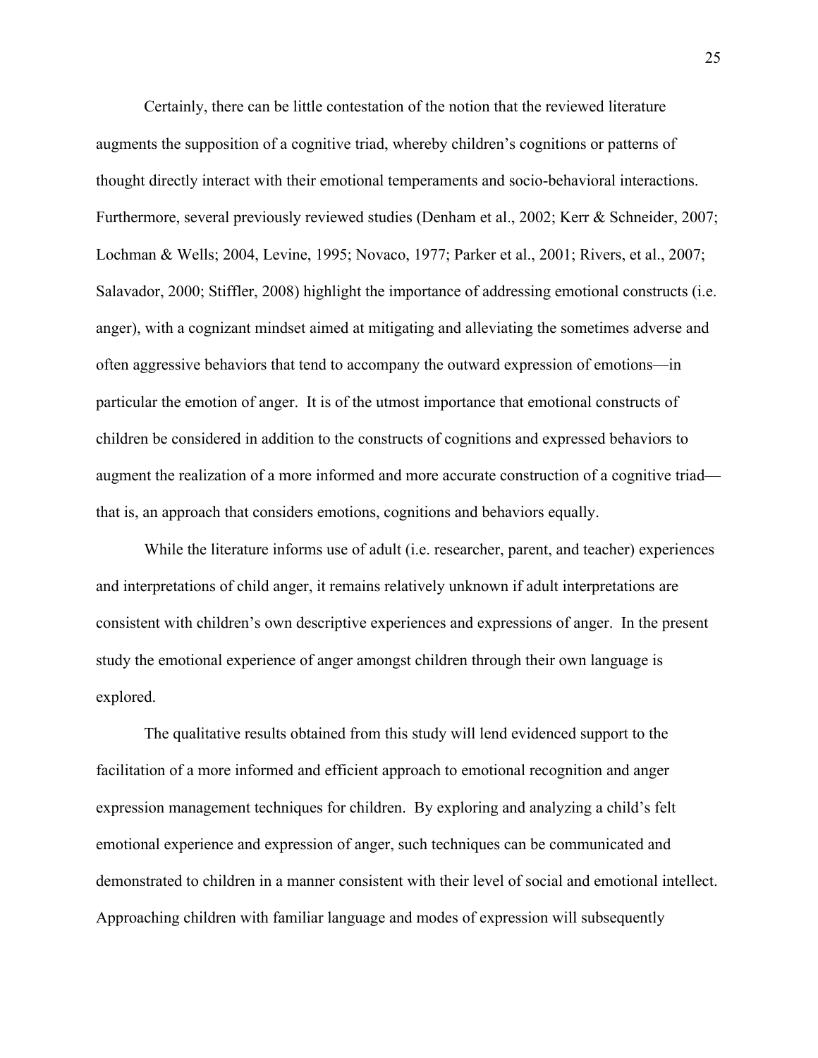Certainly, there can be little contestation of the notion that the reviewed literature augments the supposition of a cognitive triad, whereby children's cognitions or patterns of thought directly interact with their emotional temperaments and socio-behavioral interactions. Furthermore, several previously reviewed studies (Denham et al., 2002; Kerr & Schneider, 2007; Lochman & Wells; 2004, Levine, 1995; Novaco, 1977; Parker et al., 2001; Rivers, et al., 2007; Salavador, 2000; Stiffler, 2008) highlight the importance of addressing emotional constructs (i.e. anger), with a cognizant mindset aimed at mitigating and alleviating the sometimes adverse and often aggressive behaviors that tend to accompany the outward expression of emotions—in particular the emotion of anger. It is of the utmost importance that emotional constructs of children be considered in addition to the constructs of cognitions and expressed behaviors to augment the realization of a more informed and more accurate construction of a cognitive triad—that is, an approach that considers emotions, cognitions and behaviors equally.

While the literature informs use of adult (i.e. researcher, parent, and teacher) experiences and interpretations of child anger, it remains relatively unknown if adult interpretations are consistent with children's own descriptive experiences and expressions of anger. In the present study the emotional experience of anger amongst children through their own language is explored.

The qualitative results obtained from this study will lend evidenced support to the facilitation of a more informed and efficient approach to emotional recognition and anger expression management techniques for children. By exploring and analyzing a child's felt emotional experience and expression of anger, such techniques can be communicated and demonstrated to children in a manner consistent with their level of social and emotional intellect. Approaching children with familiar language and modes of expression will subsequently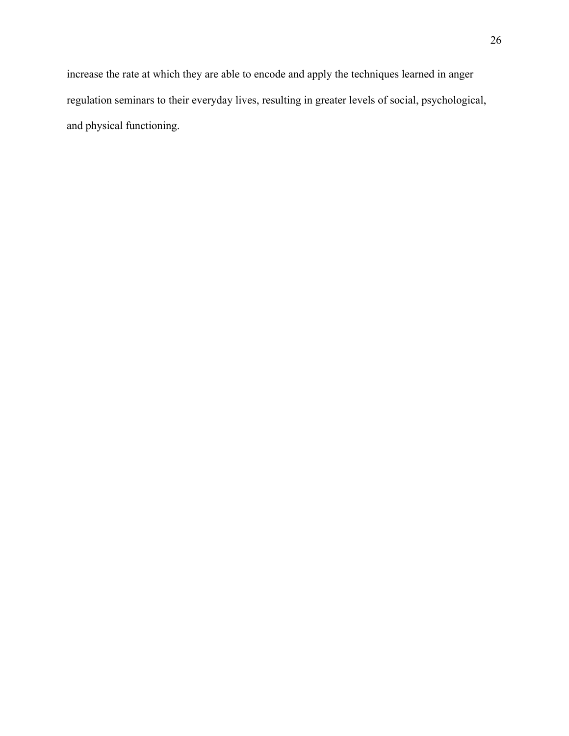increase the rate at which they are able to encode and apply the techniques learned in anger regulation seminars to their everyday lives, resulting in greater levels of social, psychological, and physical functioning.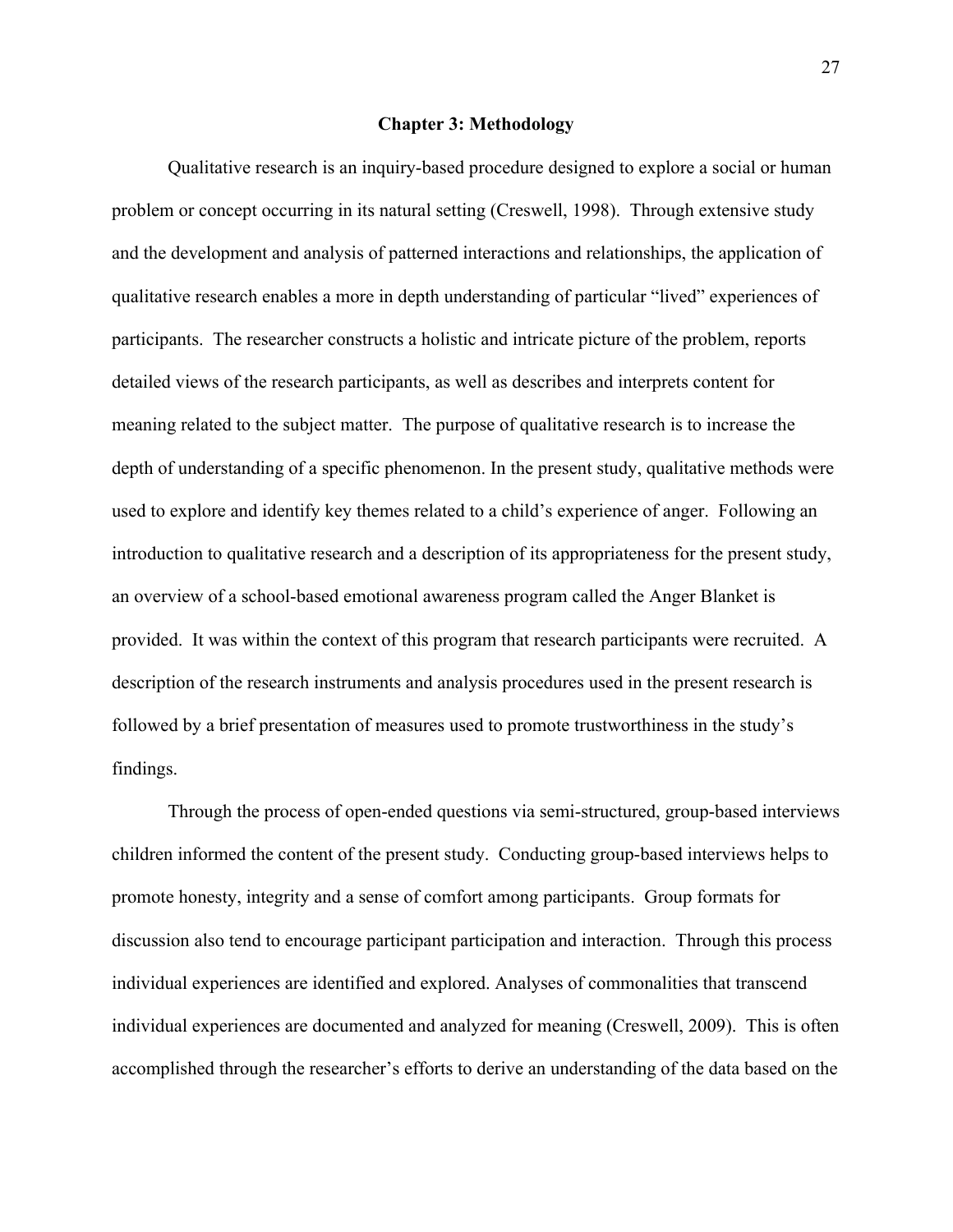# Chapter 3: Methodology

Qualitative research is an inquiry-based procedure designed to explore a social or human problem or concept occurring in its natural setting (Creswell, 1998). Through extensive study and the development and analysis of patterned interactions and relationships, the application of qualitative research enables a more in depth understanding of particular "lived" experiences of participants. The researcher constructs a holistic and intricate picture of the problem, reports detailed views of the research participants, as well as describes and interprets content for meaning related to the subject matter. The purpose of qualitative research is to increase the depth of understanding of a specific phenomenon. In the present study, qualitative methods were used to explore and identify key themes related to a child's experience of anger. Following an introduction to qualitative research and a description of its appropriateness for the present study, an overview of a school-based emotional awareness program called the Anger Blanket is provided. It was within the context of this program that research participants were recruited. A description of the research instruments and analysis procedures used in the present research is followed by a brief presentation of measures used to promote trustworthiness in the study's findings.

Through the process of open-ended questions via semi-structured, group-based interviews children informed the content of the present study. Conducting group-based interviews helps to promote honesty, integrity and a sense of comfort among participants. Group formats for discussion also tend to encourage participant participation and interaction. Through this process individual experiences are identified and explored. Analyses of commonalities that transcend individual experiences are documented and analyzed for meaning (Creswell, 2009). This is often accomplished through the researcher's efforts to derive an understanding of the data based on the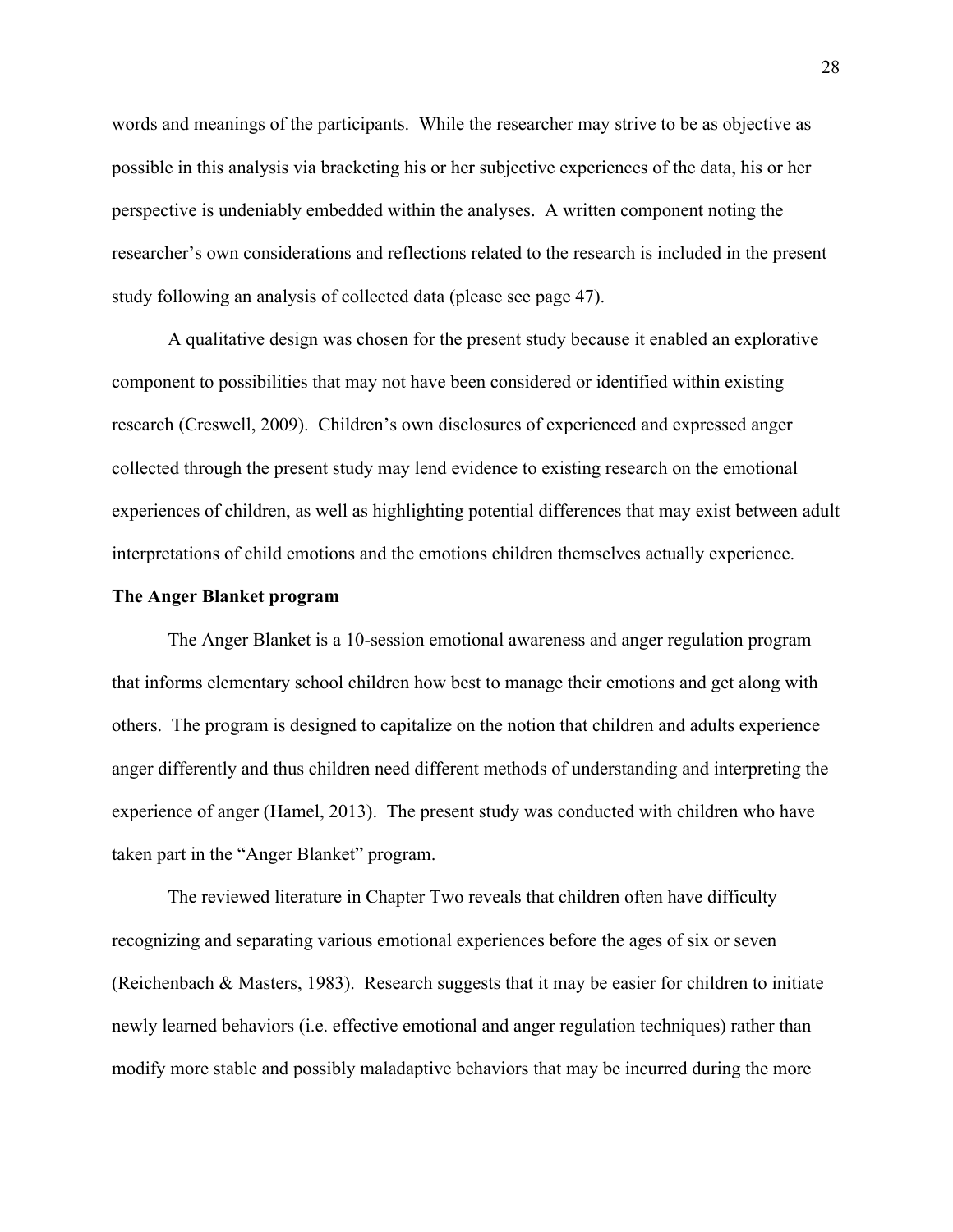words and meanings of the participants. While the researcher may strive to be as objective as possible in this analysis via bracketing his or her subjective experiences of the data, his or her perspective is undeniably embedded within the analyses. A written component noting the researcher's own considerations and reflections related to the research is included in the present study following an analysis of collected data (please see page 47).

A qualitative design was chosen for the present study because it enabled an explorative component to possibilities that may not have been considered or identified within existing research (Creswell, 2009). Children's own disclosures of experienced and expressed anger collected through the present study may lend evidence to existing research on the emotional experiences of children, as well as highlighting potential differences that may exist between adult interpretations of child emotions and the emotions children themselves actually experience.

**The Anger Blanket program**

The Anger Blanket is a 10-session emotional awareness and anger regulation program that informs elementary school children how best to manage their emotions and get along with others. The program is designed to capitalize on the notion that children and adults experience anger differently and thus children need different methods of understanding and interpreting the experience of anger (Hamel, 2013). The present study was conducted with children who have taken part in the "Anger Blanket" program.

The reviewed literature in Chapter Two reveals that children often have difficulty recognizing and separating various emotional experiences before the ages of six or seven (Reichenbach & Masters, 1983). Research suggests that it may be easier for children to initiate newly learned behaviors (i.e. effective emotional and anger regulation techniques) rather than modify more stable and possibly maladaptive behaviors that may be incurred during the more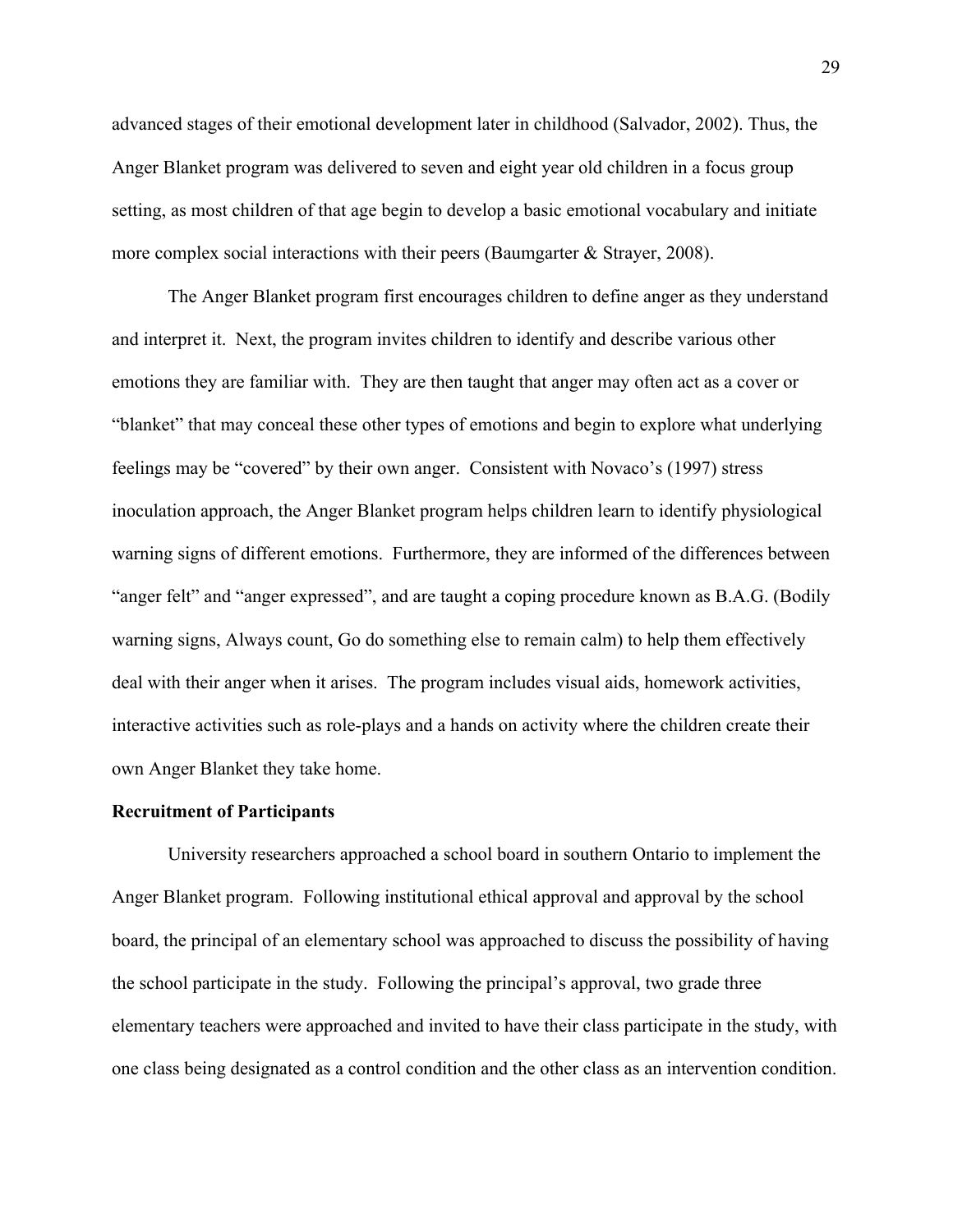advanced stages of their emotional development later in childhood (Salvador, 2002). Thus, the Anger Blanket program was delivered to seven and eight year old children in a focus group setting, as most children of that age begin to develop a basic emotional vocabulary and initiate more complex social interactions with their peers (Baumgarter & Strayer, 2008).

The Anger Blanket program first encourages children to define anger as they understand and interpret it. Next, the program invites children to identify and describe various other emotions they are familiar with. They are then taught that anger may often act as a cover or "blanket" that may conceal these other types of emotions and begin to explore what underlying feelings may be "covered" by their own anger. Consistent with Novaco's (1997) stress inoculation approach, the Anger Blanket program helps children learn to identify physiological warning signs of different emotions. Furthermore, they are informed of the differences between "anger felt" and "anger expressed", and are taught a coping procedure known as B.A.G. (Bodily warning signs, Always count, Go do something else to remain calm) to help them effectively deal with their anger when it arises. The program includes visual aids, homework activities, interactive activities such as role-plays and a hands on activity where the children create their own Anger Blanket they take home.

**Recruitment of Participants**

University researchers approached a school board in southern Ontario to implement the Anger Blanket program. Following institutional ethical approval and approval by the school board, the principal of an elementary school was approached to discuss the possibility of having the school participate in the study. Following the principal's approval, two grade three elementary teachers were approached and invited to have their class participate in the study, with one class being designated as a control condition and the other class as an intervention condition.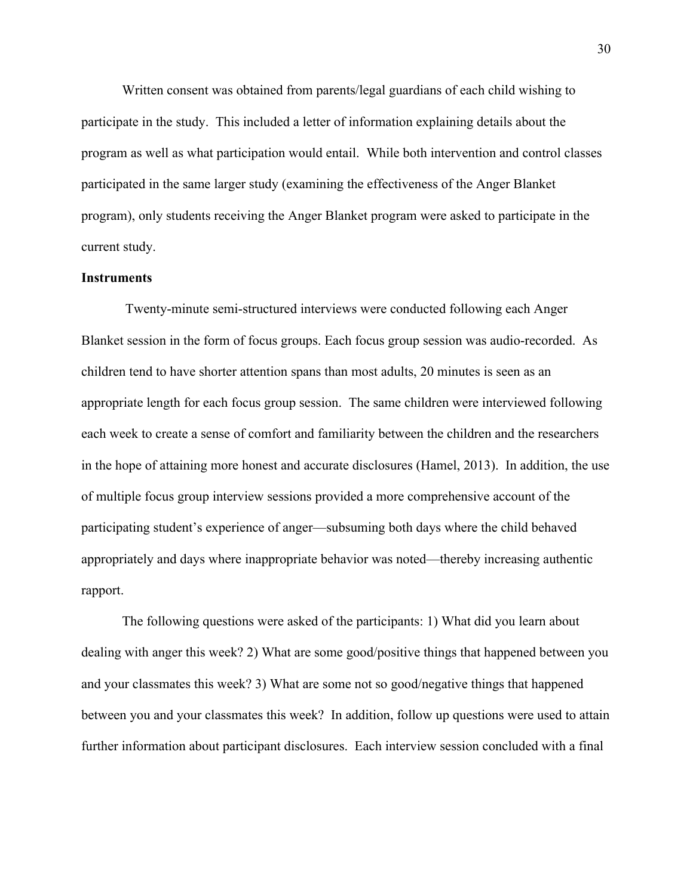Written consent was obtained from parents/legal guardians of each child wishing to participate in the study. This included a letter of information explaining details about the program as well as what participation would entail. While both intervention and control classes participated in the same larger study (examining the effectiveness of the Anger Blanket program), only students receiving the Anger Blanket program were asked to participate in the current study.

**Instruments**

Twenty-minute semi-structured interviews were conducted following each Anger Blanket session in the form of focus groups. Each focus group session was audio-recorded. As children tend to have shorter attention spans than most adults, 20 minutes is seen as an appropriate length for each focus group session. The same children were interviewed following each week to create a sense of comfort and familiarity between the children and the researchers in the hope of attaining more honest and accurate disclosures (Hamel, 2013). In addition, the use of multiple focus group interview sessions provided a more comprehensive account of the participating student's experience of anger—subsuming both days where the child behaved appropriately and days where inappropriate behavior was noted—thereby increasing authentic rapport.

The following questions were asked of the participants: 1) What did you learn about dealing with anger this week? 2) What are some good/positive things that happened between you and your classmates this week? 3) What are some not so good/negative things that happened between you and your classmates this week? In addition, follow up questions were used to attain further information about participant disclosures. Each interview session concluded with a final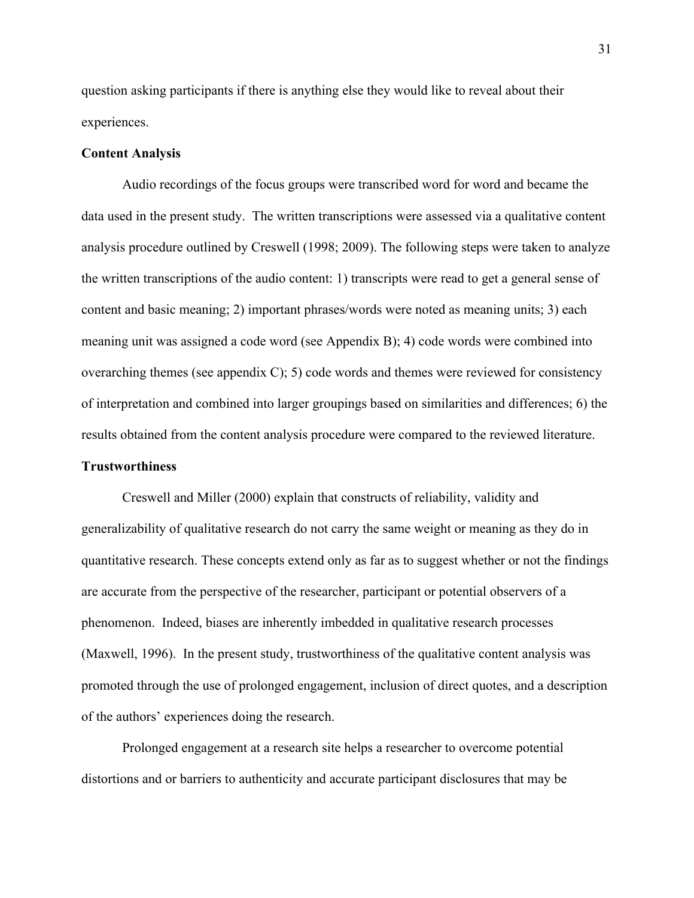question asking participants if there is anything else they would like to reveal about their experiences.

**Content Analysis**

Audio recordings of the focus groups were transcribed word for word and became the data used in the present study. The written transcriptions were assessed via a qualitative content analysis procedure outlined by Creswell (1998; 2009). The following steps were taken to analyze the written transcriptions of the audio content: 1) transcripts were read to get a general sense of content and basic meaning; 2) important phrases/words were noted as meaning units; 3) each meaning unit was assigned a code word (see Appendix B); 4) code words were combined into overarching themes (see appendix C); 5) code words and themes were reviewed for consistency of interpretation and combined into larger groupings based on similarities and differences; 6) the results obtained from the content analysis procedure were compared to the reviewed literature.

**Trustworthiness**

Creswell and Miller (2000) explain that constructs of reliability, validity and generalizability of qualitative research do not carry the same weight or meaning as they do in quantitative research. These concepts extend only as far as to suggest whether or not the findings are accurate from the perspective of the researcher, participant or potential observers of a phenomenon. Indeed, biases are inherently imbedded in qualitative research processes (Maxwell, 1996). In the present study, trustworthiness of the qualitative content analysis was promoted through the use of prolonged engagement, inclusion of direct quotes, and a description of the authors' experiences doing the research.

Prolonged engagement at a research site helps a researcher to overcome potential distortions and or barriers to authenticity and accurate participant disclosures that may be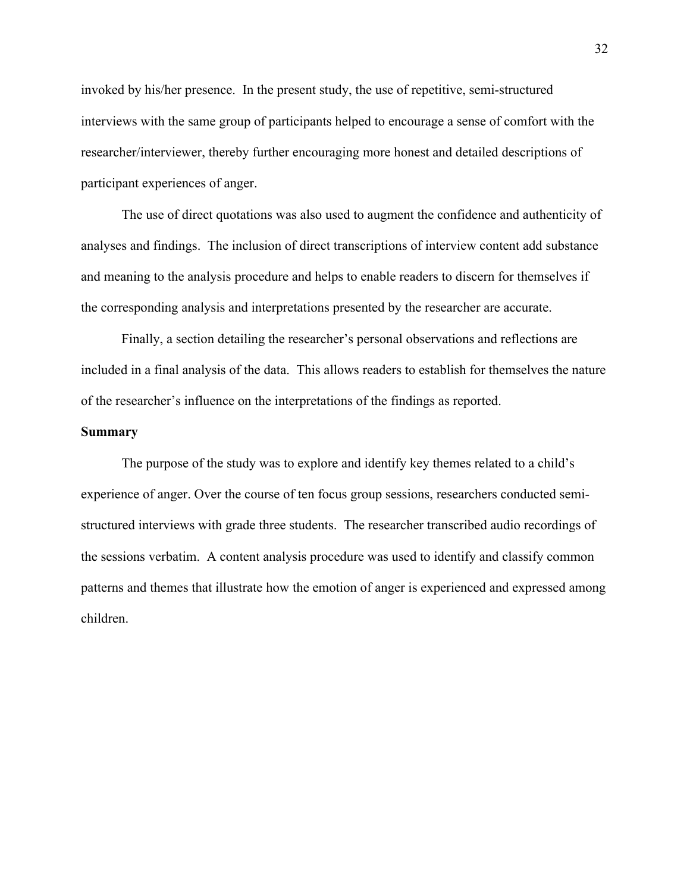invoked by his/her presence. In the present study, the use of repetitive, semi-structured interviews with the same group of participants helped to encourage a sense of comfort with the researcher/interviewer, thereby further encouraging more honest and detailed descriptions of participant experiences of anger.

The use of direct quotations was also used to augment the confidence and authenticity of analyses and findings. The inclusion of direct transcriptions of interview content add substance and meaning to the analysis procedure and helps to enable readers to discern for themselves if the corresponding analysis and interpretations presented by the researcher are accurate.

Finally, a section detailing the researcher's personal observations and reflections are included in a final analysis of the data. This allows readers to establish for themselves the nature of the researcher's influence on the interpretations of the findings as reported.

**Summary**

The purpose of the study was to explore and identify key themes related to a child's experience of anger. Over the course of ten focus group sessions, researchers conducted semi-structured interviews with grade three students. The researcher transcribed audio recordings of the sessions verbatim. A content analysis procedure was used to identify and classify common patterns and themes that illustrate how the emotion of anger is experienced and expressed among children.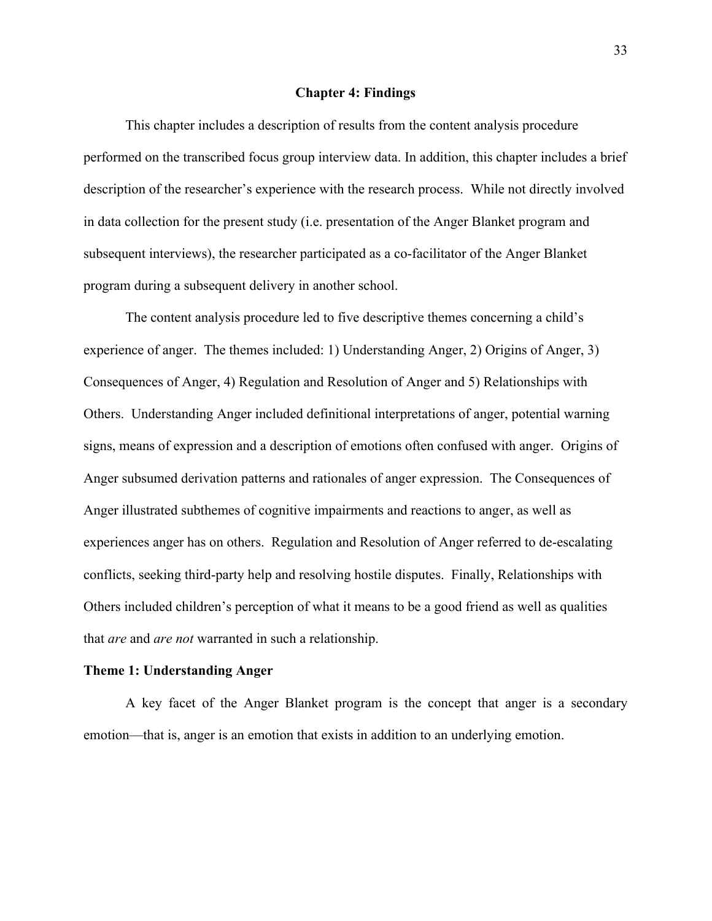# Chapter 4: Findings

This chapter includes a description of results from the content analysis procedure performed on the transcribed focus group interview data. In addition, this chapter includes a brief description of the researcher's experience with the research process. While not directly involved in data collection for the present study (i.e. presentation of the Anger Blanket program and subsequent interviews), the researcher participated as a co-facilitator of the Anger Blanket program during a subsequent delivery in another school.

The content analysis procedure led to five descriptive themes concerning a child's experience of anger. The themes included: 1) Understanding Anger, 2) Origins of Anger, 3) Consequences of Anger, 4) Regulation and Resolution of Anger and 5) Relationships with Others. Understanding Anger included definitional interpretations of anger, potential warning signs, means of expression and a description of emotions often confused with anger. Origins of Anger subsumed derivation patterns and rationales of anger expression. The Consequences of Anger illustrated subthemes of cognitive impairments and reactions to anger, as well as experiences anger has on others. Regulation and Resolution of Anger referred to de-escalating conflicts, seeking third-party help and resolving hostile disputes. Finally, Relationships with Others included children's perception of what it means to be a good friend as well as qualities that *are* and *are not* warranted in such a relationship.

## Theme 1: Understanding Anger

A key facet of the Anger Blanket program is the concept that anger is a secondary emotion—that is, anger is an emotion that exists in addition to an underlying emotion.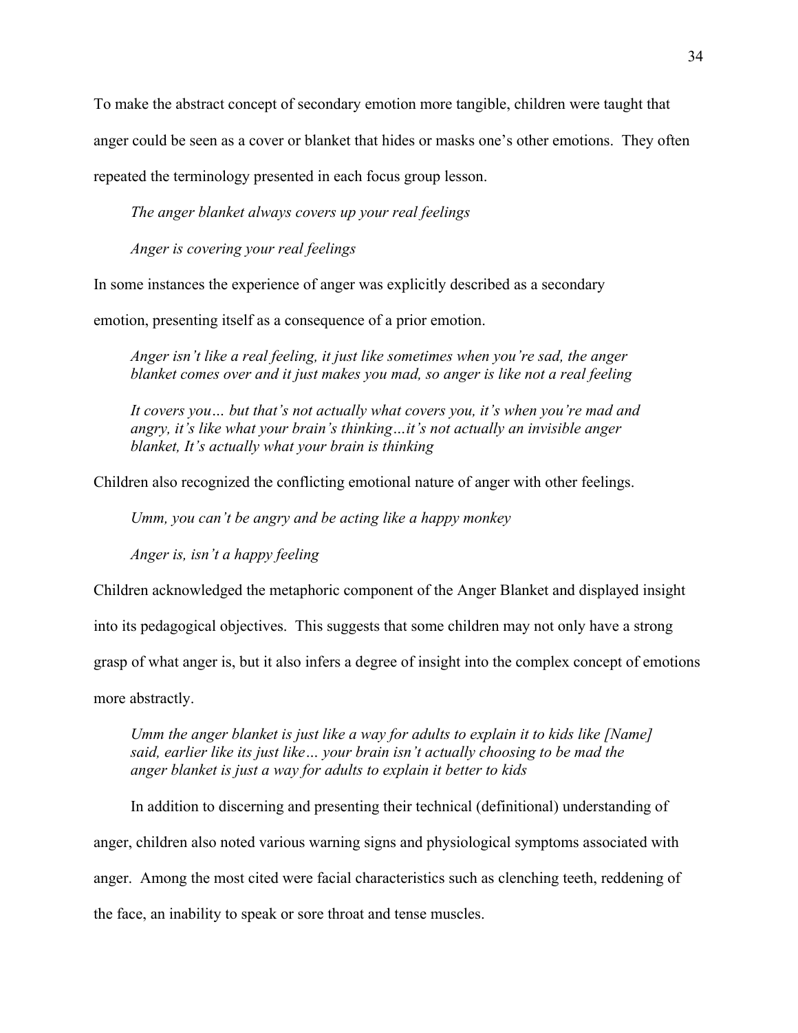To make the abstract concept of secondary emotion more tangible, children were taught that anger could be seen as a cover or blanket that hides or masks one's other emotions. They often repeated the terminology presented in each focus group lesson.

> *The anger blanket always covers up your real feelings*

> *Anger is covering your real feelings*

In some instances the experience of anger was explicitly described as a secondary emotion, presenting itself as a consequence of a prior emotion.

> *Anger isn't like a real feeling, it just like sometimes when you're sad, the anger blanket comes over and it just makes you mad, so anger is like not a real feeling*

> *It covers you… but that's not actually what covers you, it's when you're mad and angry, it's like what your brain's thinking…it's not actually an invisible anger blanket, It's actually what your brain is thinking*

Children also recognized the conflicting emotional nature of anger with other feelings.

> *Umm, you can't be angry and be acting like a happy monkey*

> *Anger is, isn't a happy feeling*

Children acknowledged the metaphoric component of the Anger Blanket and displayed insight into its pedagogical objectives. This suggests that some children may not only have a strong grasp of what anger is, but it also infers a degree of insight into the complex concept of emotions more abstractly.

> *Umm the anger blanket is just like a way for adults to explain it to kids like [Name] said, earlier like its just like… your brain isn't actually choosing to be mad the anger blanket is just a way for adults to explain it better to kids*

In addition to discerning and presenting their technical (definitional) understanding of anger, children also noted various warning signs and physiological symptoms associated with anger. Among the most cited were facial characteristics such as clenching teeth, reddening of the face, an inability to speak or sore throat and tense muscles.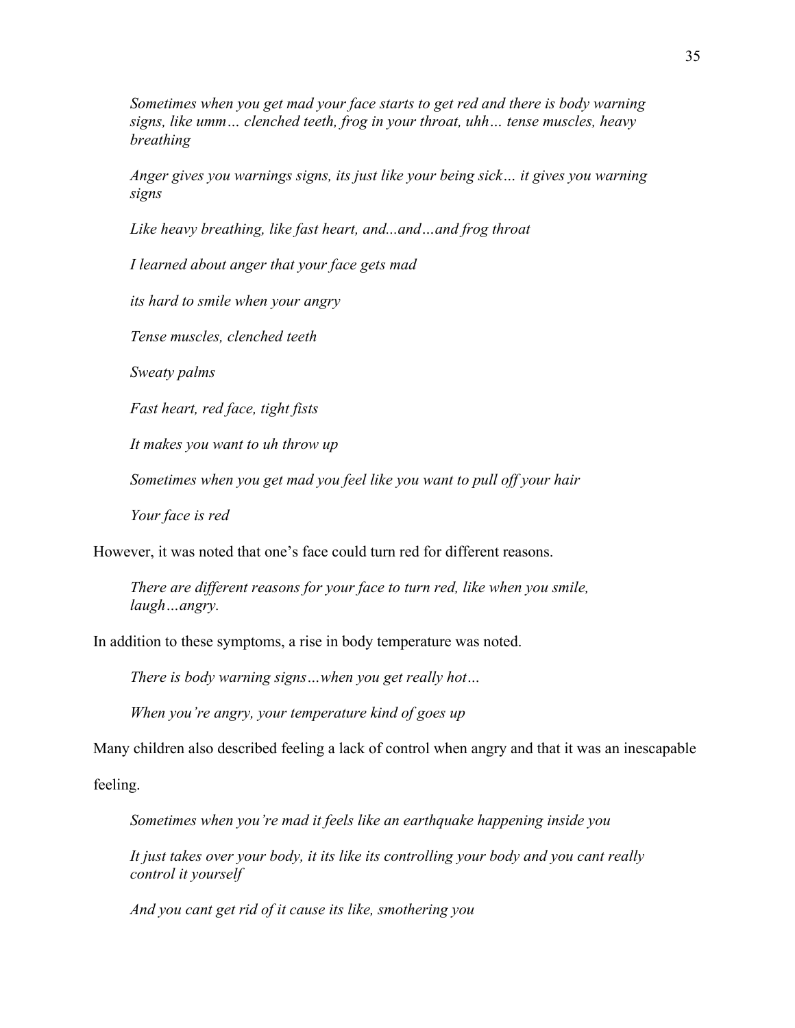> *Sometimes when you get mad your face starts to get red and there is body warning signs, like umm… clenched teeth, frog in your throat, uhh… tense muscles, heavy breathing*
>
> *Anger gives you warnings signs, its just like your being sick… it gives you warning signs*
>
> *Like heavy breathing, like fast heart, and...and…and frog throat*
>
> *I learned about anger that your face gets mad*
>
> *its hard to smile when your angry*
>
> *Tense muscles, clenched teeth*
>
> *Sweaty palms*
>
> *Fast heart, red face, tight fists*
>
> *It makes you want to uh throw up*
>
> *Sometimes when you get mad you feel like you want to pull off your hair*
>
> *Your face is red*

However, it was noted that one's face could turn red for different reasons.

> *There are different reasons for your face to turn red, like when you smile, laugh…angry.*

In addition to these symptoms, a rise in body temperature was noted.

> *There is body warning signs…when you get really hot…*
>
> *When you're angry, your temperature kind of goes up*

Many children also described feeling a lack of control when angry and that it was an inescapable feeling.

> *Sometimes when you're mad it feels like an earthquake happening inside you*
>
> *It just takes over your body, it its like its controlling your body and you cant really control it yourself*
>
> *And you cant get rid of it cause its like, smothering you*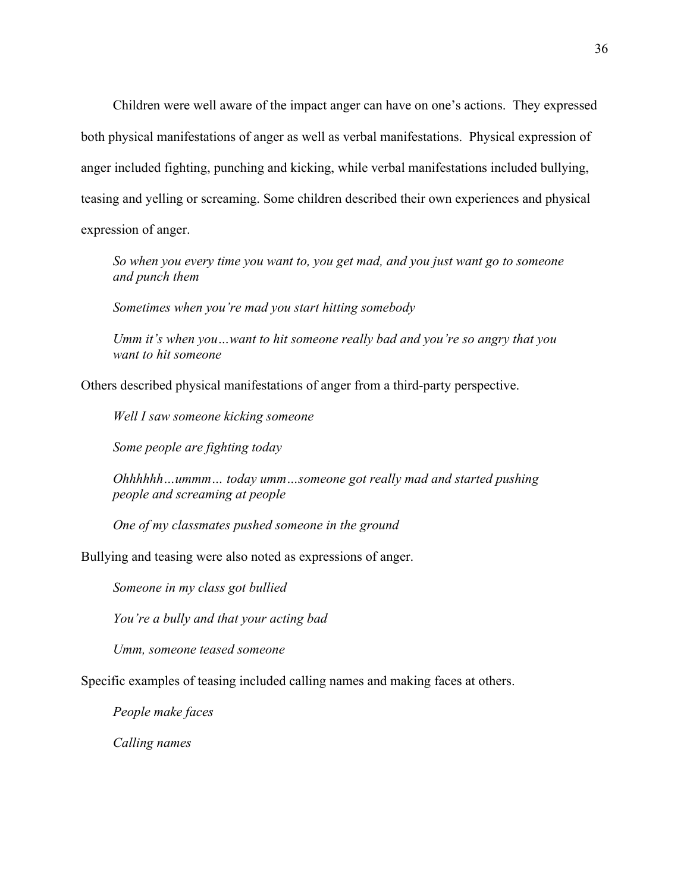Children were well aware of the impact anger can have on one's actions. They expressed both physical manifestations of anger as well as verbal manifestations. Physical expression of anger included fighting, punching and kicking, while verbal manifestations included bullying, teasing and yelling or screaming. Some children described their own experiences and physical expression of anger.

> *So when you every time you want to, you get mad, and you just want go to someone and punch them*
>
> *Sometimes when you're mad you start hitting somebody*
>
> *Umm it's when you…want to hit someone really bad and you're so angry that you want to hit someone*

Others described physical manifestations of anger from a third-party perspective.

> *Well I saw someone kicking someone*
>
> *Some people are fighting today*
>
> *Ohhhhhh…ummm… today umm…someone got really mad and started pushing people and screaming at people*
>
> *One of my classmates pushed someone in the ground*

Bullying and teasing were also noted as expressions of anger.

> *Someone in my class got bullied*
>
> *You're a bully and that your acting bad*
>
> *Umm, someone teased someone*

Specific examples of teasing included calling names and making faces at others.

> *People make faces*
>
> *Calling names*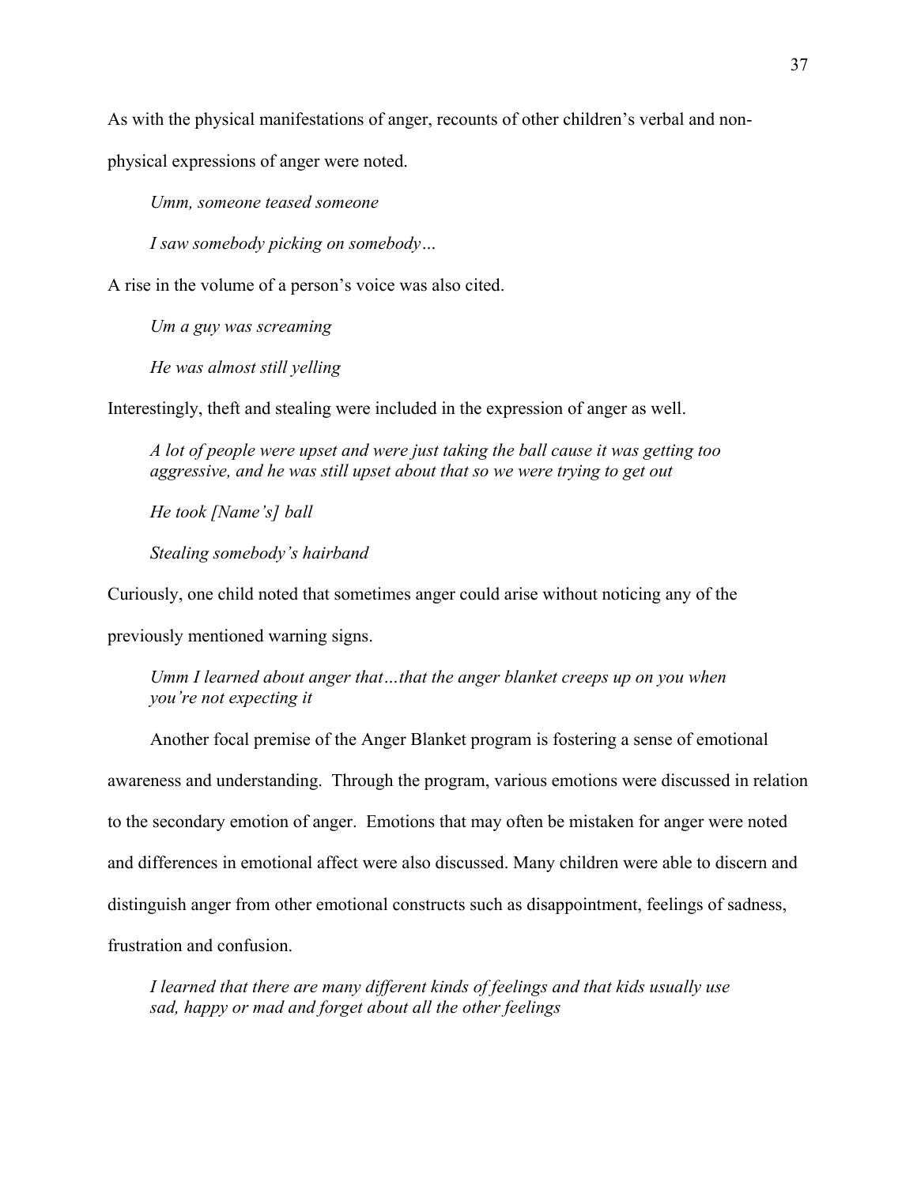As with the physical manifestations of anger, recounts of other children's verbal and non-physical expressions of anger were noted.

> *Umm, someone teased someone*
>
> *I saw somebody picking on somebody…*

A rise in the volume of a person's voice was also cited.

> *Um a guy was screaming*
>
> *He was almost still yelling*

Interestingly, theft and stealing were included in the expression of anger as well.

> *A lot of people were upset and were just taking the ball cause it was getting too aggressive, and he was still upset about that so we were trying to get out*
>
> *He took [Name's] ball*
>
> *Stealing somebody's hairband*

Curiously, one child noted that sometimes anger could arise without noticing any of the previously mentioned warning signs.

> *Umm I learned about anger that…that the anger blanket creeps up on you when you're not expecting it*

Another focal premise of the Anger Blanket program is fostering a sense of emotional awareness and understanding. Through the program, various emotions were discussed in relation to the secondary emotion of anger. Emotions that may often be mistaken for anger were noted and differences in emotional affect were also discussed. Many children were able to discern and distinguish anger from other emotional constructs such as disappointment, feelings of sadness, frustration and confusion.

> *I learned that there are many different kinds of feelings and that kids usually use sad, happy or mad and forget about all the other feelings*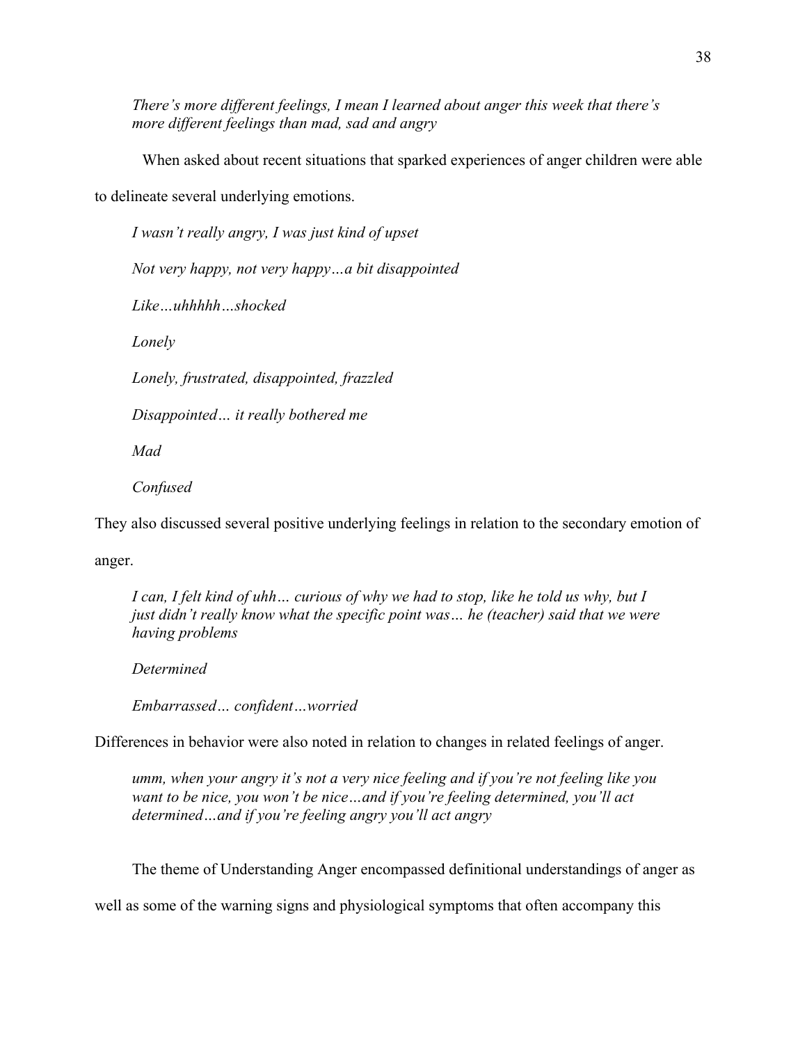*There's more different feelings, I mean I learned about anger this week that there's more different feelings than mad, sad and angry*

When asked about recent situations that sparked experiences of anger children were able to delineate several underlying emotions.

*I wasn't really angry, I was just kind of upset*

*Not very happy, not very happy…a bit disappointed*

*Like…uhhhhh…shocked*

*Lonely*

*Lonely, frustrated, disappointed, frazzled*

*Disappointed… it really bothered me*

*Mad*

*Confused*

They also discussed several positive underlying feelings in relation to the secondary emotion of anger.

*I can, I felt kind of uhh… curious of why we had to stop, like he told us why, but I just didn't really know what the specific point was… he (teacher) said that we were having problems*

*Determined*

*Embarrassed… confident…worried*

Differences in behavior were also noted in relation to changes in related feelings of anger.

*umm, when your angry it's not a very nice feeling and if you're not feeling like you want to be nice, you won't be nice…and if you're feeling determined, you'll act determined…and if you're feeling angry you'll act angry*

The theme of Understanding Anger encompassed definitional understandings of anger as well as some of the warning signs and physiological symptoms that often accompany this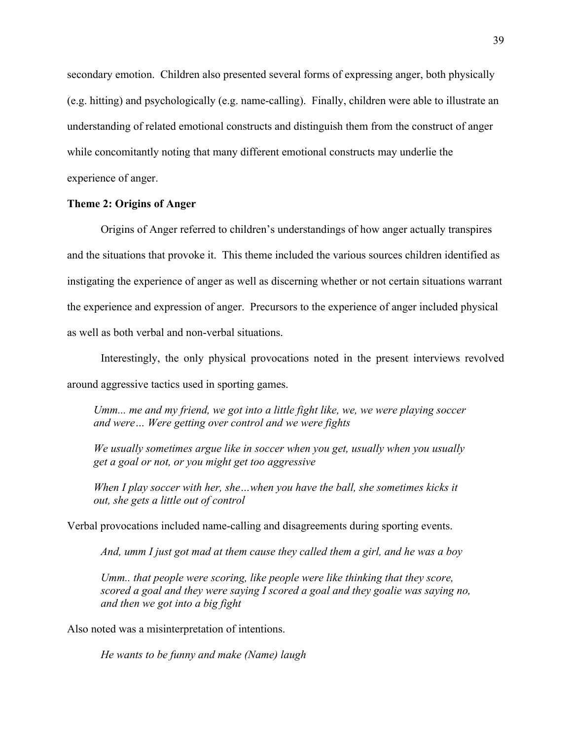secondary emotion. Children also presented several forms of expressing anger, both physically (e.g. hitting) and psychologically (e.g. name-calling). Finally, children were able to illustrate an understanding of related emotional constructs and distinguish them from the construct of anger while concomitantly noting that many different emotional constructs may underlie the experience of anger.

**Theme 2: Origins of Anger**

Origins of Anger referred to children's understandings of how anger actually transpires and the situations that provoke it. This theme included the various sources children identified as instigating the experience of anger as well as discerning whether or not certain situations warrant the experience and expression of anger. Precursors to the experience of anger included physical as well as both verbal and non-verbal situations.

Interestingly, the only physical provocations noted in the present interviews revolved around aggressive tactics used in sporting games.

> *Umm... me and my friend, we got into a little fight like, we, we were playing soccer and were… Were getting over control and we were fights*
>
> *We usually sometimes argue like in soccer when you get, usually when you usually get a goal or not, or you might get too aggressive*
>
> *When I play soccer with her, she…when you have the ball, she sometimes kicks it out, she gets a little out of control*

Verbal provocations included name-calling and disagreements during sporting events.

> *And, umm I just got mad at them cause they called them a girl, and he was a boy*
>
> *Umm.. that people were scoring, like people were like thinking that they score, scored a goal and they were saying I scored a goal and they goalie was saying no, and then we got into a big fight*

Also noted was a misinterpretation of intentions.

> *He wants to be funny and make (Name) laugh*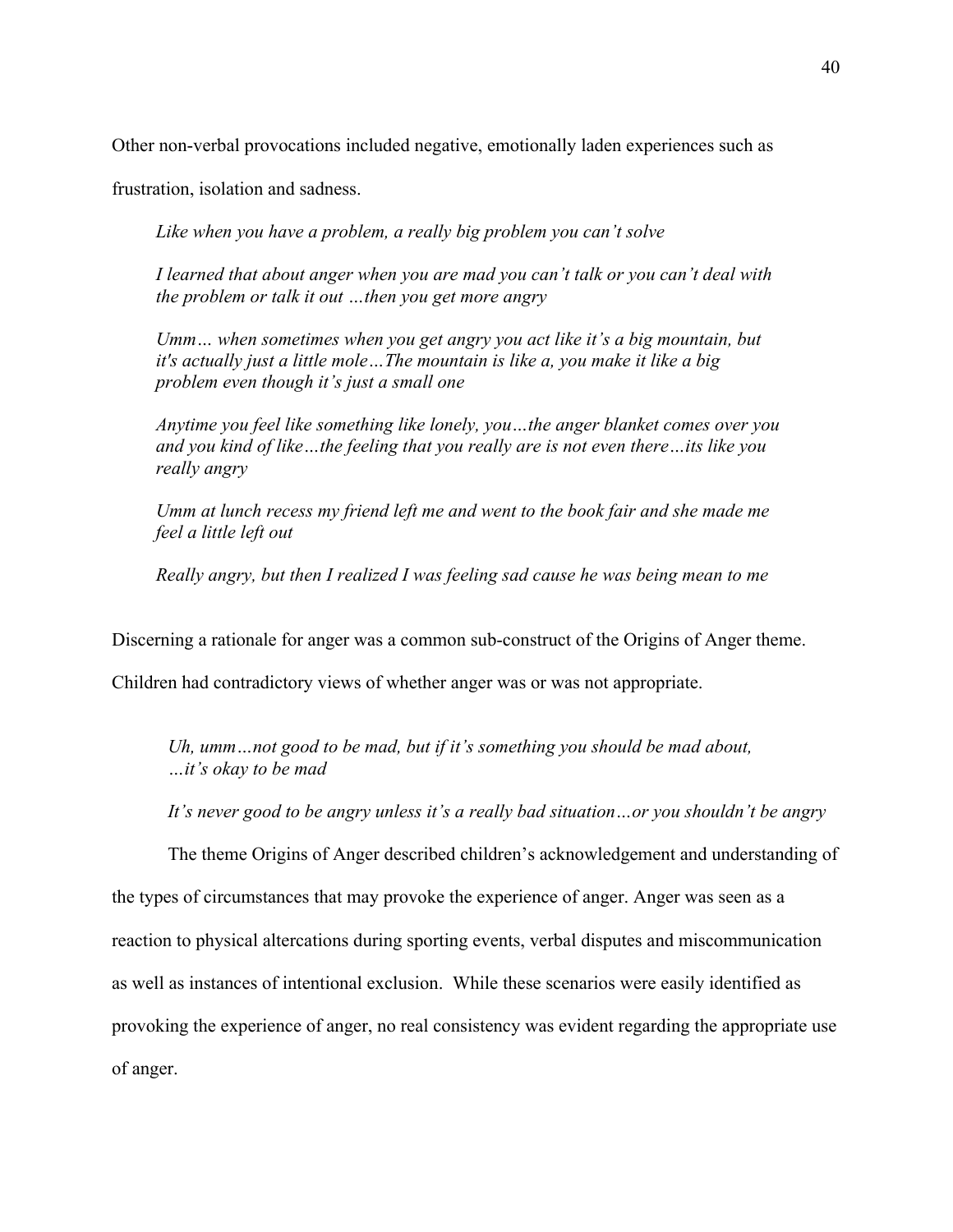Other non-verbal provocations included negative, emotionally laden experiences such as frustration, isolation and sadness.

> *Like when you have a problem, a really big problem you can't solve*
>
> *I learned that about anger when you are mad you can't talk or you can't deal with the problem or talk it out …then you get more angry*
>
> *Umm… when sometimes when you get angry you act like it's a big mountain, but it's actually just a little mole…The mountain is like a, you make it like a big problem even though it's just a small one*
>
> *Anytime you feel like something like lonely, you…the anger blanket comes over you and you kind of like…the feeling that you really are is not even there…its like you really angry*
>
> *Umm at lunch recess my friend left me and went to the book fair and she made me feel a little left out*
>
> *Really angry, but then I realized I was feeling sad cause he was being mean to me*

Discerning a rationale for anger was a common sub-construct of the Origins of Anger theme. Children had contradictory views of whether anger was or was not appropriate.

> *Uh, umm…not good to be mad, but if it's something you should be mad about, …it's okay to be mad*
>
> *It's never good to be angry unless it's a really bad situation…or you shouldn't be angry*

The theme Origins of Anger described children's acknowledgement and understanding of the types of circumstances that may provoke the experience of anger. Anger was seen as a reaction to physical altercations during sporting events, verbal disputes and miscommunication as well as instances of intentional exclusion. While these scenarios were easily identified as provoking the experience of anger, no real consistency was evident regarding the appropriate use of anger.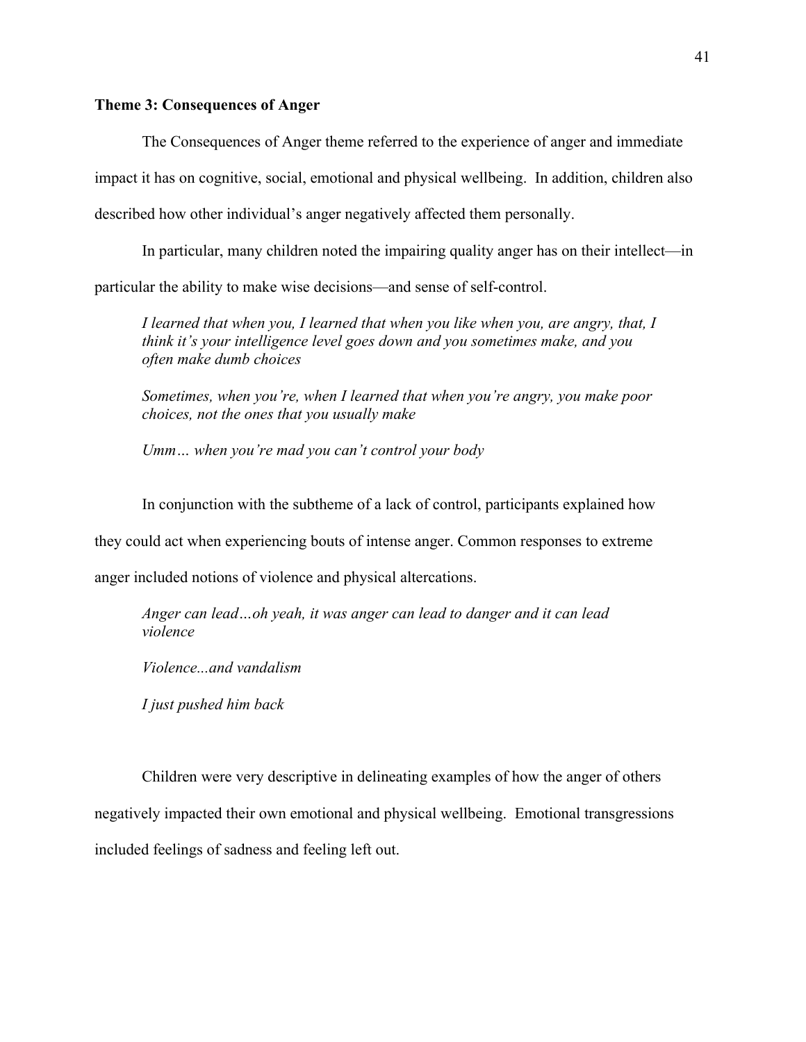**Theme 3: Consequences of Anger**

The Consequences of Anger theme referred to the experience of anger and immediate impact it has on cognitive, social, emotional and physical wellbeing. In addition, children also described how other individual's anger negatively affected them personally.

In particular, many children noted the impairing quality anger has on their intellect—in particular the ability to make wise decisions—and sense of self-control.

> *I learned that when you, I learned that when you like when you, are angry, that, I think it's your intelligence level goes down and you sometimes make, and you often make dumb choices*
>
> *Sometimes, when you're, when I learned that when you're angry, you make poor choices, not the ones that you usually make*
>
> *Umm… when you're mad you can't control your body*

In conjunction with the subtheme of a lack of control, participants explained how they could act when experiencing bouts of intense anger. Common responses to extreme anger included notions of violence and physical altercations.

> *Anger can lead…oh yeah, it was anger can lead to danger and it can lead violence*
>
> *Violence...and vandalism*
>
> *I just pushed him back*

Children were very descriptive in delineating examples of how the anger of others negatively impacted their own emotional and physical wellbeing. Emotional transgressions included feelings of sadness and feeling left out.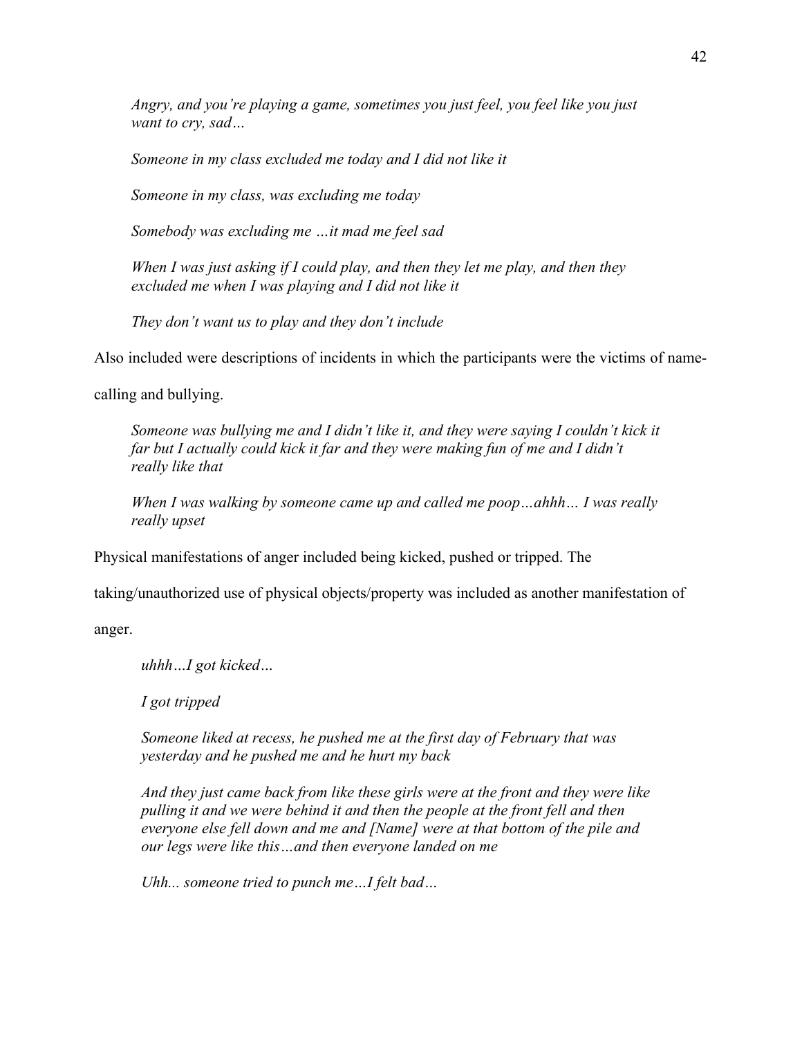*Angry, and you're playing a game, sometimes you just feel, you feel like you just want to cry, sad…*

*Someone in my class excluded me today and I did not like it*

*Someone in my class, was excluding me today*

*Somebody was excluding me …it mad me feel sad*

*When I was just asking if I could play, and then they let me play, and then they excluded me when I was playing and I did not like it*

*They don't want us to play and they don't include*

Also included were descriptions of incidents in which the participants were the victims of name-calling and bullying.

*Someone was bullying me and I didn't like it, and they were saying I couldn't kick it far but I actually could kick it far and they were making fun of me and I didn't really like that*

*When I was walking by someone came up and called me poop…ahhh… I was really really upset*

Physical manifestations of anger included being kicked, pushed or tripped. The taking/unauthorized use of physical objects/property was included as another manifestation of anger.

*uhhh…I got kicked…*

*I got tripped*

*Someone liked at recess, he pushed me at the first day of February that was yesterday and he pushed me and he hurt my back*

*And they just came back from like these girls were at the front and they were like pulling it and we were behind it and then the people at the front fell and then everyone else fell down and me and [Name] were at that bottom of the pile and our legs were like this…and then everyone landed on me*

*Uhh... someone tried to punch me…I felt bad…*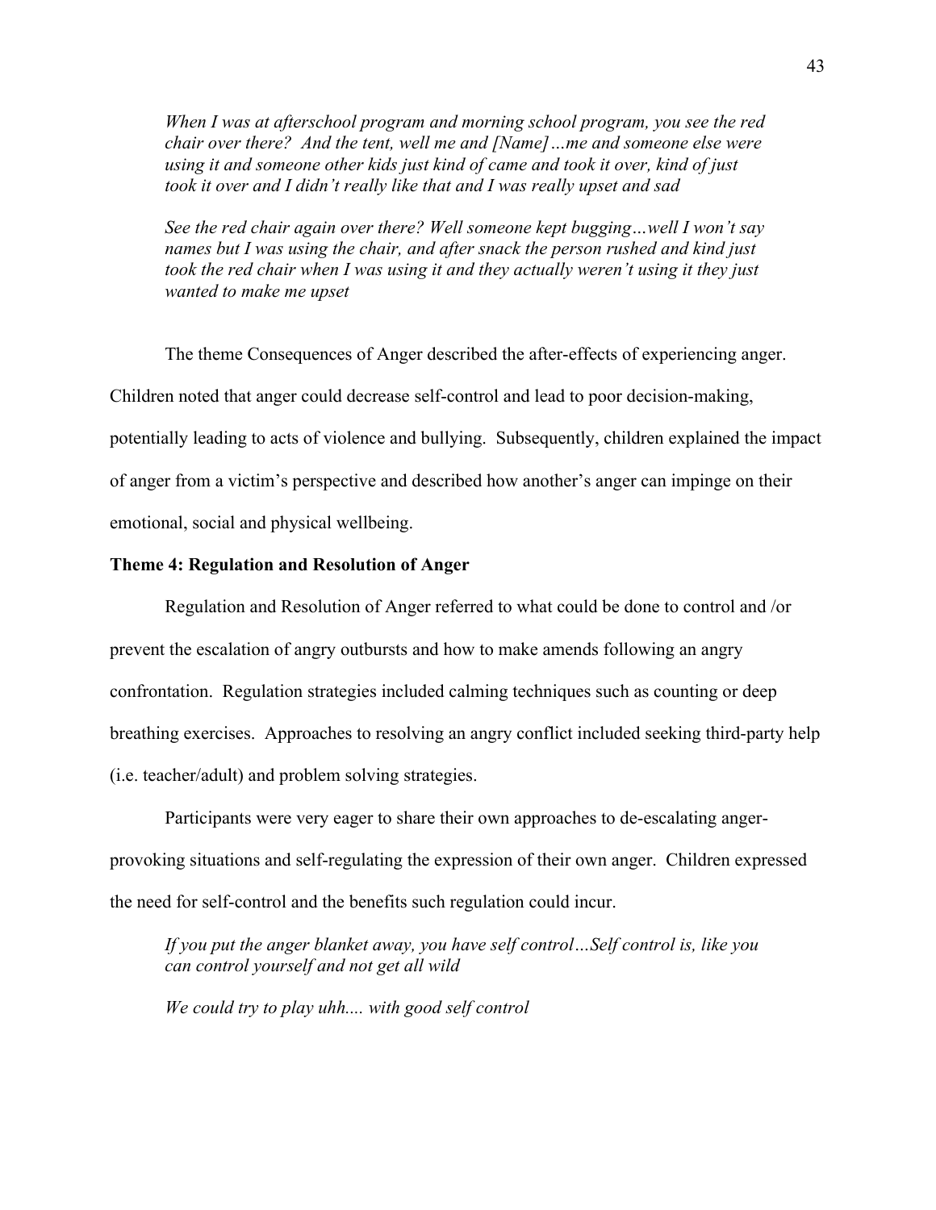*When I was at afterschool program and morning school program, you see the red chair over there? And the tent, well me and [Name]…me and someone else were using it and someone other kids just kind of came and took it over, kind of just took it over and I didn't really like that and I was really upset and sad*

*See the red chair again over there? Well someone kept bugging…well I won't say names but I was using the chair, and after snack the person rushed and kind just took the red chair when I was using it and they actually weren't using it they just wanted to make me upset*

The theme Consequences of Anger described the after-effects of experiencing anger. Children noted that anger could decrease self-control and lead to poor decision-making, potentially leading to acts of violence and bullying. Subsequently, children explained the impact of anger from a victim's perspective and described how another's anger can impinge on their emotional, social and physical wellbeing.

**Theme 4: Regulation and Resolution of Anger**

Regulation and Resolution of Anger referred to what could be done to control and /or prevent the escalation of angry outbursts and how to make amends following an angry confrontation. Regulation strategies included calming techniques such as counting or deep breathing exercises. Approaches to resolving an angry conflict included seeking third-party help (i.e. teacher/adult) and problem solving strategies.

Participants were very eager to share their own approaches to de-escalating anger-provoking situations and self-regulating the expression of their own anger. Children expressed the need for self-control and the benefits such regulation could incur.

*If you put the anger blanket away, you have self control…Self control is, like you can control yourself and not get all wild*

*We could try to play uhh.... with good self control*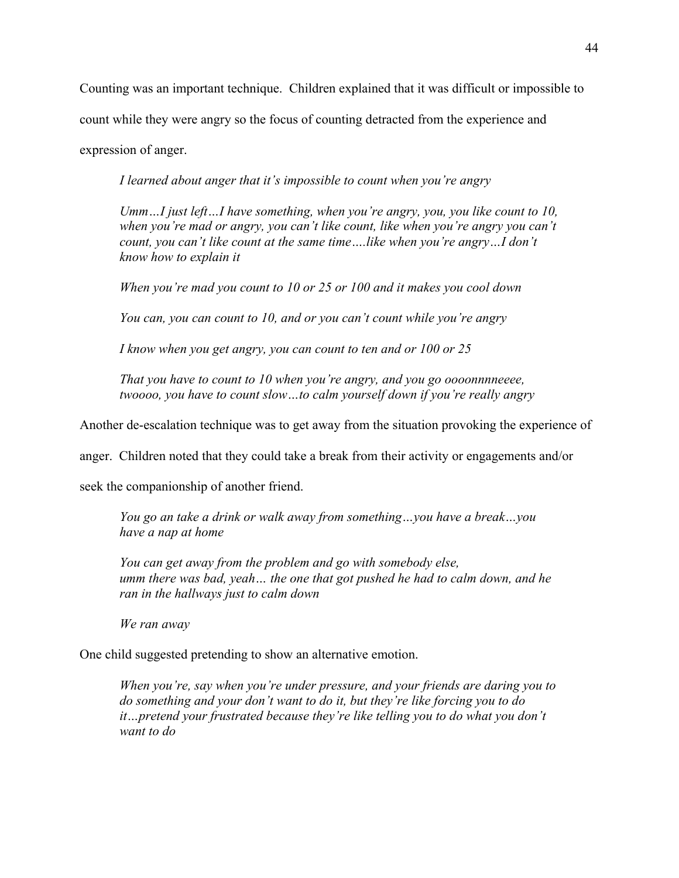Counting was an important technique. Children explained that it was difficult or impossible to count while they were angry so the focus of counting detracted from the experience and expression of anger.

> *I learned about anger that it's impossible to count when you're angry*
>
> *Umm…I just left…I have something, when you're angry, you, you like count to 10, when you're mad or angry, you can't like count, like when you're angry you can't count, you can't like count at the same time….like when you're angry…I don't know how to explain it*
>
> *When you're mad you count to 10 or 25 or 100 and it makes you cool down*
>
> *You can, you can count to 10, and or you can't count while you're angry*
>
> *I know when you get angry, you can count to ten and or 100 or 25*
>
> *That you have to count to 10 when you're angry, and you go oooonnnneeee, twoooo, you have to count slow…to calm yourself down if you're really angry*

Another de-escalation technique was to get away from the situation provoking the experience of anger. Children noted that they could take a break from their activity or engagements and/or seek the companionship of another friend.

> *You go an take a drink or walk away from something…you have a break…you have a nap at home*
>
> *You can get away from the problem and go with somebody else, umm there was bad, yeah… the one that got pushed he had to calm down, and he ran in the hallways just to calm down*
>
> *We ran away*

One child suggested pretending to show an alternative emotion.

> *When you're, say when you're under pressure, and your friends are daring you to do something and your don't want to do it, but they're like forcing you to do it…pretend your frustrated because they're like telling you to do what you don't want to do*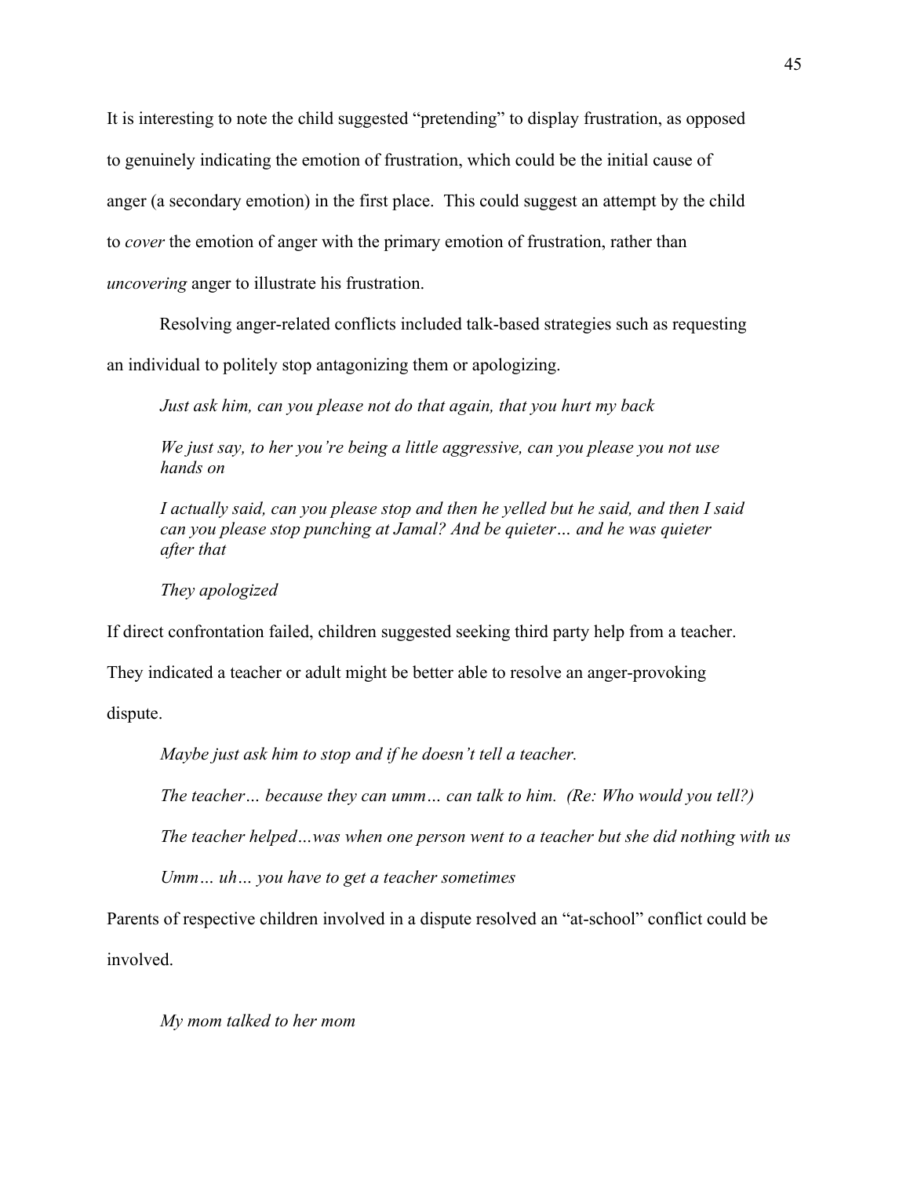It is interesting to note the child suggested "pretending" to display frustration, as opposed to genuinely indicating the emotion of frustration, which could be the initial cause of anger (a secondary emotion) in the first place. This could suggest an attempt by the child to *cover* the emotion of anger with the primary emotion of frustration, rather than *uncovering* anger to illustrate his frustration.

Resolving anger-related conflicts included talk-based strategies such as requesting an individual to politely stop antagonizing them or apologizing.

> *Just ask him, can you please not do that again, that you hurt my back*
>
> *We just say, to her you're being a little aggressive, can you please you not use hands on*
>
> *I actually said, can you please stop and then he yelled but he said, and then I said can you please stop punching at Jamal? And be quieter… and he was quieter after that*
>
> *They apologized*

If direct confrontation failed, children suggested seeking third party help from a teacher. They indicated a teacher or adult might be better able to resolve an anger-provoking dispute.

> *Maybe just ask him to stop and if he doesn't tell a teacher.*
>
> *The teacher… because they can umm… can talk to him. (Re: Who would you tell?)*
>
> *The teacher helped…was when one person went to a teacher but she did nothing with us*
>
> *Umm… uh… you have to get a teacher sometimes*

Parents of respective children involved in a dispute resolved an "at-school" conflict could be involved.

> *My mom talked to her mom*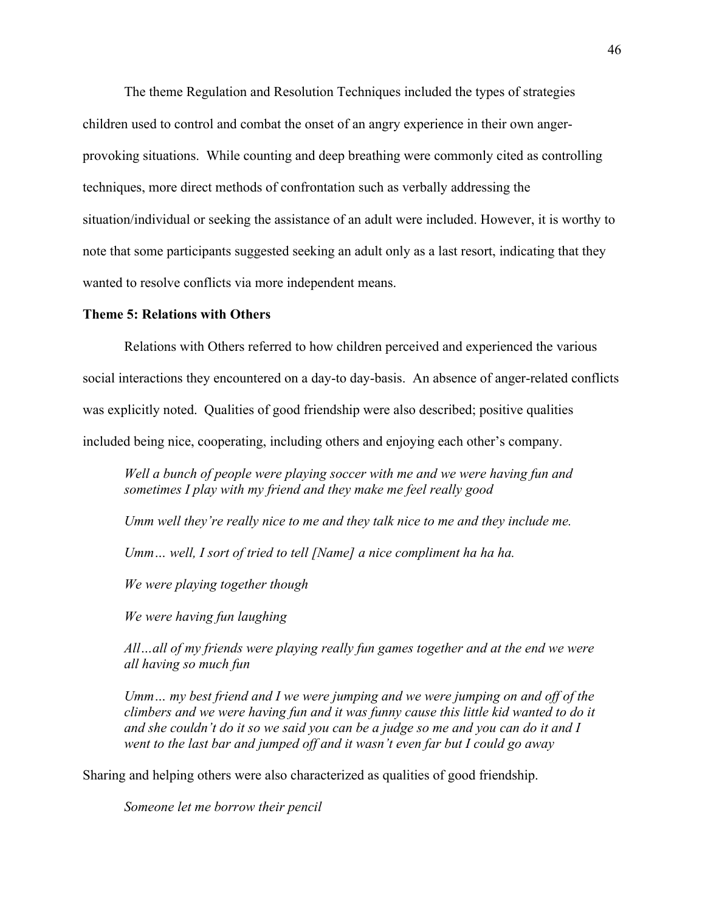The theme Regulation and Resolution Techniques included the types of strategies children used to control and combat the onset of an angry experience in their own anger-provoking situations. While counting and deep breathing were commonly cited as controlling techniques, more direct methods of confrontation such as verbally addressing the situation/individual or seeking the assistance of an adult were included. However, it is worthy to note that some participants suggested seeking an adult only as a last resort, indicating that they wanted to resolve conflicts via more independent means.

**Theme 5: Relations with Others**

Relations with Others referred to how children perceived and experienced the various social interactions they encountered on a day-to day-basis. An absence of anger-related conflicts was explicitly noted. Qualities of good friendship were also described; positive qualities included being nice, cooperating, including others and enjoying each other's company.

> *Well a bunch of people were playing soccer with me and we were having fun and sometimes I play with my friend and they make me feel really good*
>
> *Umm well they're really nice to me and they talk nice to me and they include me.*
>
> *Umm… well, I sort of tried to tell [Name] a nice compliment ha ha ha.*
>
> *We were playing together though*
>
> *We were having fun laughing*
>
> *All…all of my friends were playing really fun games together and at the end we were all having so much fun*
>
> *Umm… my best friend and I we were jumping and we were jumping on and off of the climbers and we were having fun and it was funny cause this little kid wanted to do it and she couldn't do it so we said you can be a judge so me and you can do it and I went to the last bar and jumped off and it wasn't even far but I could go away*

Sharing and helping others were also characterized as qualities of good friendship.

> *Someone let me borrow their pencil*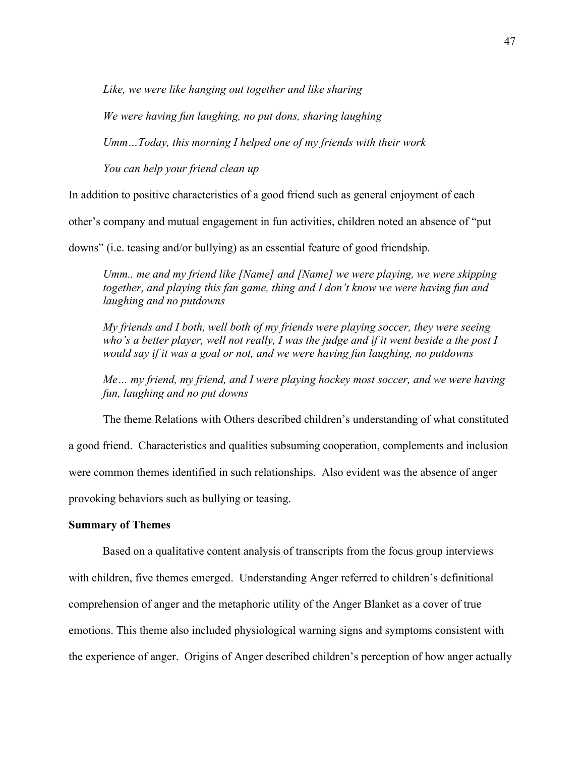*Like, we were like hanging out together and like sharing*

*We were having fun laughing, no put dons, sharing laughing*

*Umm…Today, this morning I helped one of my friends with their work*

*You can help your friend clean up*

In addition to positive characteristics of a good friend such as general enjoyment of each other's company and mutual engagement in fun activities, children noted an absence of "put downs" (i.e. teasing and/or bullying) as an essential feature of good friendship.

*Umm.. me and my friend like [Name] and [Name] we were playing, we were skipping together, and playing this fan game, thing and I don't know we were having fun and laughing and no putdowns*

*My friends and I both, well both of my friends were playing soccer, they were seeing who's a better player, well not really, I was the judge and if it went beside a the post I would say if it was a goal or not, and we were having fun laughing, no putdowns*

*Me… my friend, my friend, and I were playing hockey most soccer, and we were having fun, laughing and no put downs*

The theme Relations with Others described children's understanding of what constituted a good friend. Characteristics and qualities subsuming cooperation, complements and inclusion were common themes identified in such relationships. Also evident was the absence of anger provoking behaviors such as bullying or teasing.

**Summary of Themes**

Based on a qualitative content analysis of transcripts from the focus group interviews with children, five themes emerged. Understanding Anger referred to children's definitional comprehension of anger and the metaphoric utility of the Anger Blanket as a cover of true emotions. This theme also included physiological warning signs and symptoms consistent with the experience of anger. Origins of Anger described children's perception of how anger actually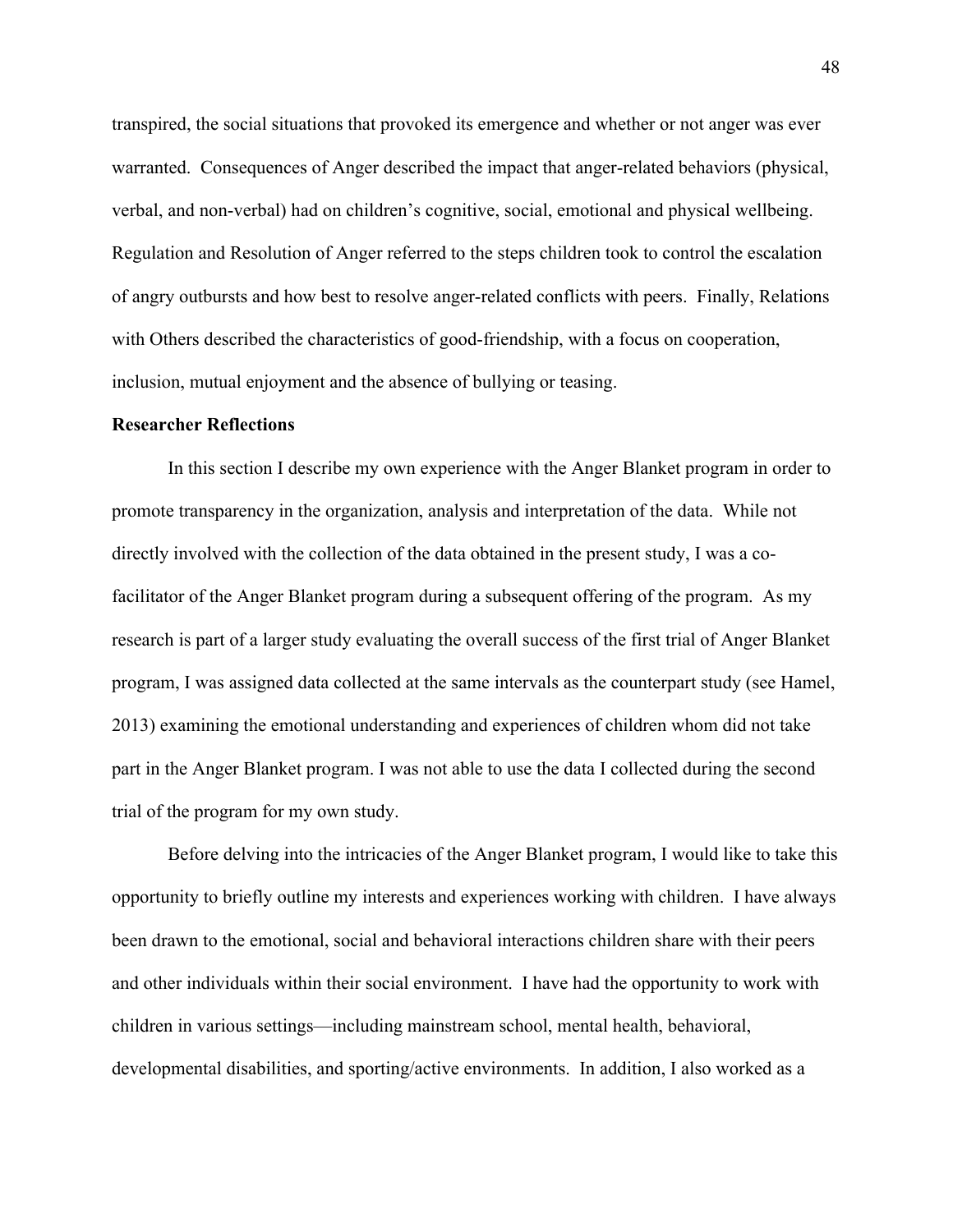transpired, the social situations that provoked its emergence and whether or not anger was ever warranted. Consequences of Anger described the impact that anger-related behaviors (physical, verbal, and non-verbal) had on children's cognitive, social, emotional and physical wellbeing. Regulation and Resolution of Anger referred to the steps children took to control the escalation of angry outbursts and how best to resolve anger-related conflicts with peers. Finally, Relations with Others described the characteristics of good-friendship, with a focus on cooperation, inclusion, mutual enjoyment and the absence of bullying or teasing.

**Researcher Reflections**

In this section I describe my own experience with the Anger Blanket program in order to promote transparency in the organization, analysis and interpretation of the data. While not directly involved with the collection of the data obtained in the present study, I was a co-facilitator of the Anger Blanket program during a subsequent offering of the program. As my research is part of a larger study evaluating the overall success of the first trial of Anger Blanket program, I was assigned data collected at the same intervals as the counterpart study (see Hamel, 2013) examining the emotional understanding and experiences of children whom did not take part in the Anger Blanket program. I was not able to use the data I collected during the second trial of the program for my own study.

Before delving into the intricacies of the Anger Blanket program, I would like to take this opportunity to briefly outline my interests and experiences working with children. I have always been drawn to the emotional, social and behavioral interactions children share with their peers and other individuals within their social environment. I have had the opportunity to work with children in various settings—including mainstream school, mental health, behavioral, developmental disabilities, and sporting/active environments. In addition, I also worked as a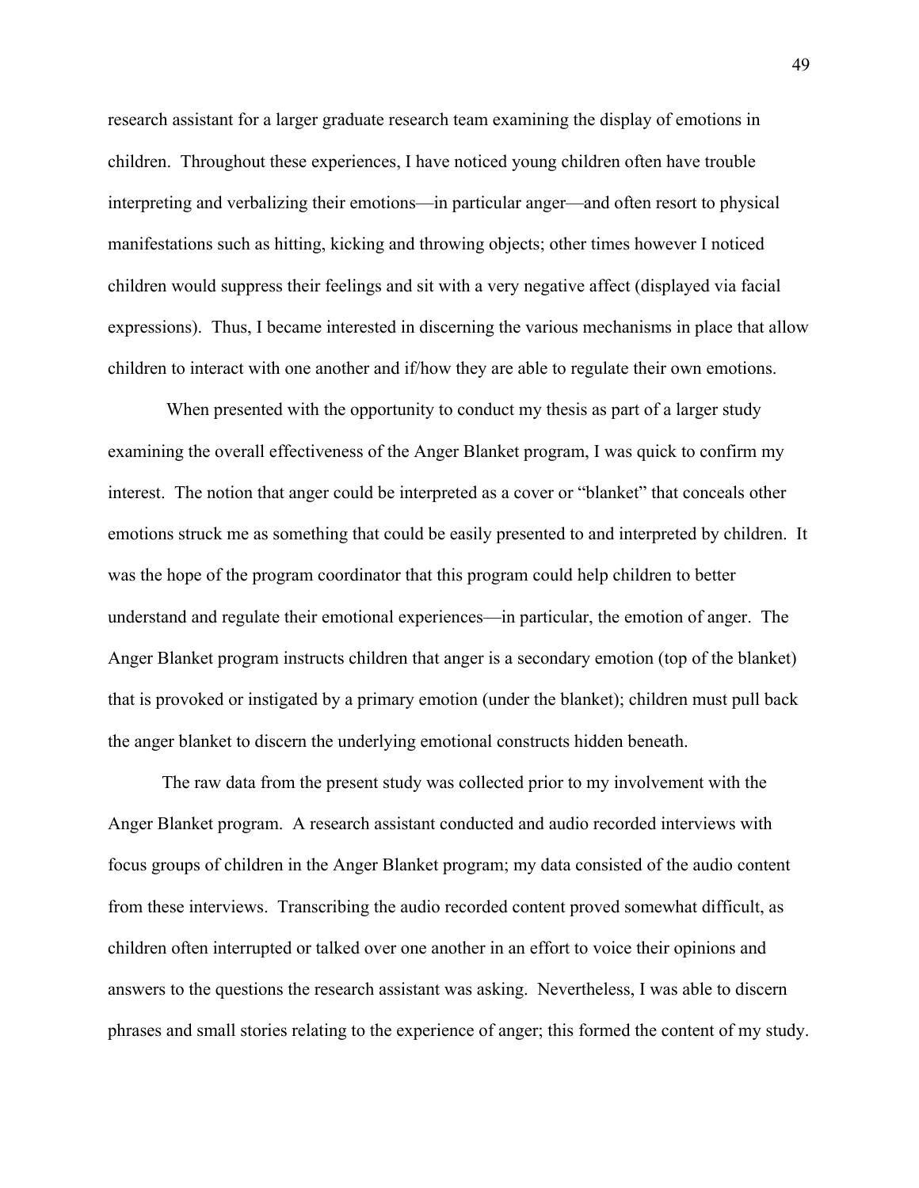research assistant for a larger graduate research team examining the display of emotions in children. Throughout these experiences, I have noticed young children often have trouble interpreting and verbalizing their emotions—in particular anger—and often resort to physical manifestations such as hitting, kicking and throwing objects; other times however I noticed children would suppress their feelings and sit with a very negative affect (displayed via facial expressions). Thus, I became interested in discerning the various mechanisms in place that allow children to interact with one another and if/how they are able to regulate their own emotions.

When presented with the opportunity to conduct my thesis as part of a larger study examining the overall effectiveness of the Anger Blanket program, I was quick to confirm my interest. The notion that anger could be interpreted as a cover or "blanket" that conceals other emotions struck me as something that could be easily presented to and interpreted by children. It was the hope of the program coordinator that this program could help children to better understand and regulate their emotional experiences—in particular, the emotion of anger. The Anger Blanket program instructs children that anger is a secondary emotion (top of the blanket) that is provoked or instigated by a primary emotion (under the blanket); children must pull back the anger blanket to discern the underlying emotional constructs hidden beneath.

The raw data from the present study was collected prior to my involvement with the Anger Blanket program. A research assistant conducted and audio recorded interviews with focus groups of children in the Anger Blanket program; my data consisted of the audio content from these interviews. Transcribing the audio recorded content proved somewhat difficult, as children often interrupted or talked over one another in an effort to voice their opinions and answers to the questions the research assistant was asking. Nevertheless, I was able to discern phrases and small stories relating to the experience of anger; this formed the content of my study.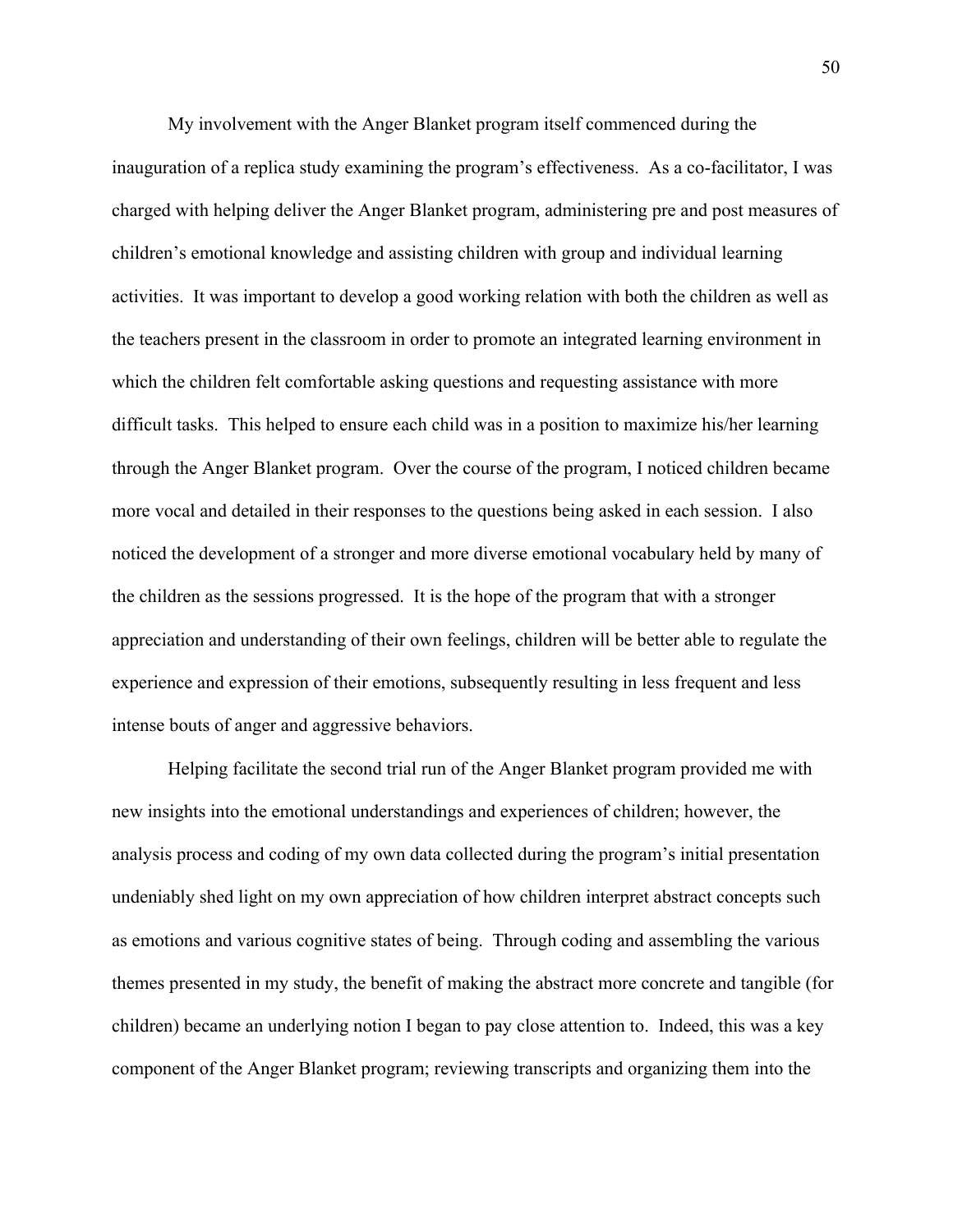My involvement with the Anger Blanket program itself commenced during the inauguration of a replica study examining the program's effectiveness. As a co-facilitator, I was charged with helping deliver the Anger Blanket program, administering pre and post measures of children's emotional knowledge and assisting children with group and individual learning activities. It was important to develop a good working relation with both the children as well as the teachers present in the classroom in order to promote an integrated learning environment in which the children felt comfortable asking questions and requesting assistance with more difficult tasks. This helped to ensure each child was in a position to maximize his/her learning through the Anger Blanket program. Over the course of the program, I noticed children became more vocal and detailed in their responses to the questions being asked in each session. I also noticed the development of a stronger and more diverse emotional vocabulary held by many of the children as the sessions progressed. It is the hope of the program that with a stronger appreciation and understanding of their own feelings, children will be better able to regulate the experience and expression of their emotions, subsequently resulting in less frequent and less intense bouts of anger and aggressive behaviors.

Helping facilitate the second trial run of the Anger Blanket program provided me with new insights into the emotional understandings and experiences of children; however, the analysis process and coding of my own data collected during the program's initial presentation undeniably shed light on my own appreciation of how children interpret abstract concepts such as emotions and various cognitive states of being. Through coding and assembling the various themes presented in my study, the benefit of making the abstract more concrete and tangible (for children) became an underlying notion I began to pay close attention to. Indeed, this was a key component of the Anger Blanket program; reviewing transcripts and organizing them into the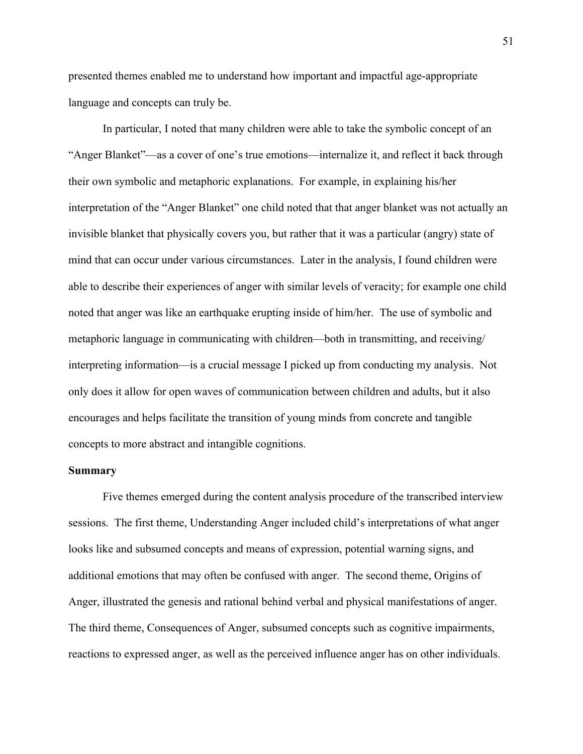presented themes enabled me to understand how important and impactful age-appropriate language and concepts can truly be.

In particular, I noted that many children were able to take the symbolic concept of an "Anger Blanket"—as a cover of one's true emotions—internalize it, and reflect it back through their own symbolic and metaphoric explanations. For example, in explaining his/her interpretation of the "Anger Blanket" one child noted that that anger blanket was not actually an invisible blanket that physically covers you, but rather that it was a particular (angry) state of mind that can occur under various circumstances. Later in the analysis, I found children were able to describe their experiences of anger with similar levels of veracity; for example one child noted that anger was like an earthquake erupting inside of him/her. The use of symbolic and metaphoric language in communicating with children—both in transmitting, and receiving/ interpreting information—is a crucial message I picked up from conducting my analysis. Not only does it allow for open waves of communication between children and adults, but it also encourages and helps facilitate the transition of young minds from concrete and tangible concepts to more abstract and intangible cognitions.

**Summary**

Five themes emerged during the content analysis procedure of the transcribed interview sessions. The first theme, Understanding Anger included child's interpretations of what anger looks like and subsumed concepts and means of expression, potential warning signs, and additional emotions that may often be confused with anger. The second theme, Origins of Anger, illustrated the genesis and rational behind verbal and physical manifestations of anger. The third theme, Consequences of Anger, subsumed concepts such as cognitive impairments, reactions to expressed anger, as well as the perceived influence anger has on other individuals.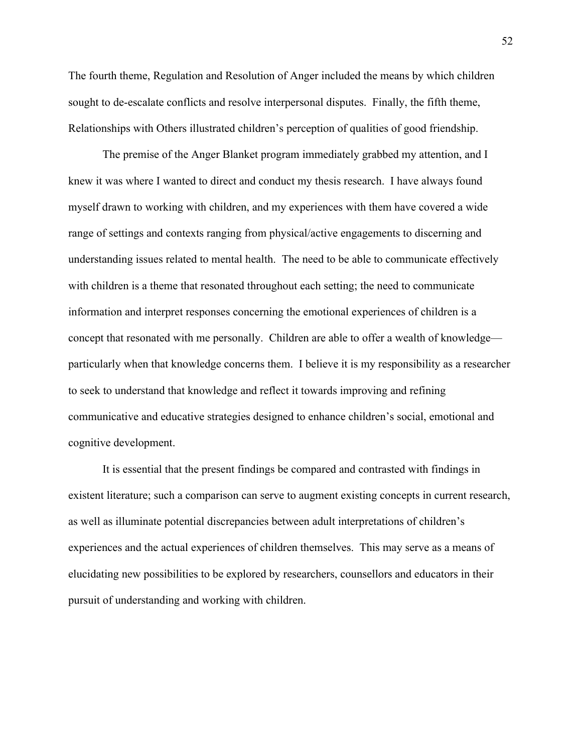The fourth theme, Regulation and Resolution of Anger included the means by which children sought to de-escalate conflicts and resolve interpersonal disputes. Finally, the fifth theme, Relationships with Others illustrated children's perception of qualities of good friendship.

The premise of the Anger Blanket program immediately grabbed my attention, and I knew it was where I wanted to direct and conduct my thesis research. I have always found myself drawn to working with children, and my experiences with them have covered a wide range of settings and contexts ranging from physical/active engagements to discerning and understanding issues related to mental health. The need to be able to communicate effectively with children is a theme that resonated throughout each setting; the need to communicate information and interpret responses concerning the emotional experiences of children is a concept that resonated with me personally. Children are able to offer a wealth of knowledge—particularly when that knowledge concerns them. I believe it is my responsibility as a researcher to seek to understand that knowledge and reflect it towards improving and refining communicative and educative strategies designed to enhance children's social, emotional and cognitive development.

It is essential that the present findings be compared and contrasted with findings in existent literature; such a comparison can serve to augment existing concepts in current research, as well as illuminate potential discrepancies between adult interpretations of children's experiences and the actual experiences of children themselves. This may serve as a means of elucidating new possibilities to be explored by researchers, counsellors and educators in their pursuit of understanding and working with children.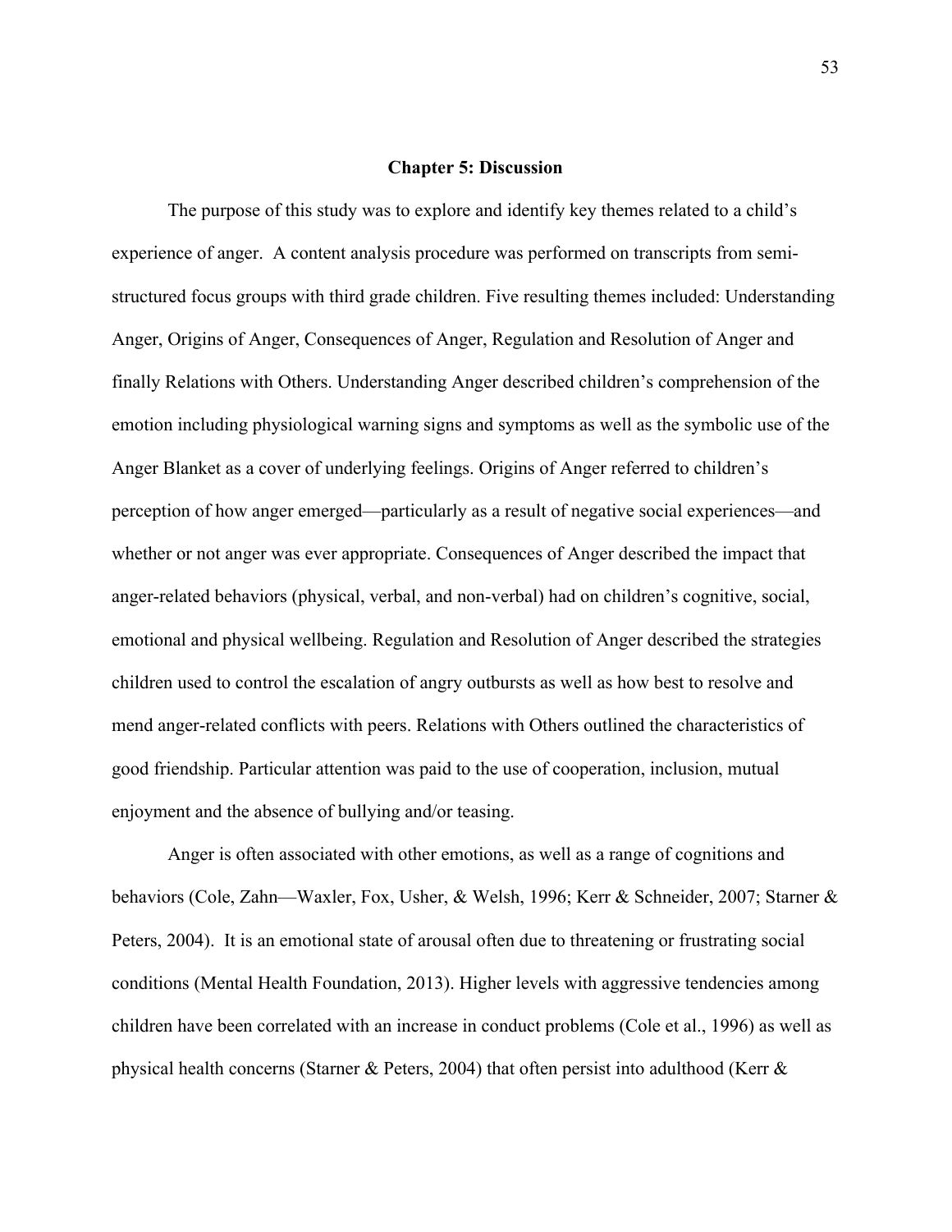# Chapter 5: Discussion

The purpose of this study was to explore and identify key themes related to a child's experience of anger. A content analysis procedure was performed on transcripts from semi-structured focus groups with third grade children. Five resulting themes included: Understanding Anger, Origins of Anger, Consequences of Anger, Regulation and Resolution of Anger and finally Relations with Others. Understanding Anger described children's comprehension of the emotion including physiological warning signs and symptoms as well as the symbolic use of the Anger Blanket as a cover of underlying feelings. Origins of Anger referred to children's perception of how anger emerged—particularly as a result of negative social experiences—and whether or not anger was ever appropriate. Consequences of Anger described the impact that anger-related behaviors (physical, verbal, and non-verbal) had on children's cognitive, social, emotional and physical wellbeing. Regulation and Resolution of Anger described the strategies children used to control the escalation of angry outbursts as well as how best to resolve and mend anger-related conflicts with peers. Relations with Others outlined the characteristics of good friendship. Particular attention was paid to the use of cooperation, inclusion, mutual enjoyment and the absence of bullying and/or teasing.

Anger is often associated with other emotions, as well as a range of cognitions and behaviors (Cole, Zahn—Waxler, Fox, Usher, & Welsh, 1996; Kerr & Schneider, 2007; Starner & Peters, 2004). It is an emotional state of arousal often due to threatening or frustrating social conditions (Mental Health Foundation, 2013). Higher levels with aggressive tendencies among children have been correlated with an increase in conduct problems (Cole et al., 1996) as well as physical health concerns (Starner & Peters, 2004) that often persist into adulthood (Kerr &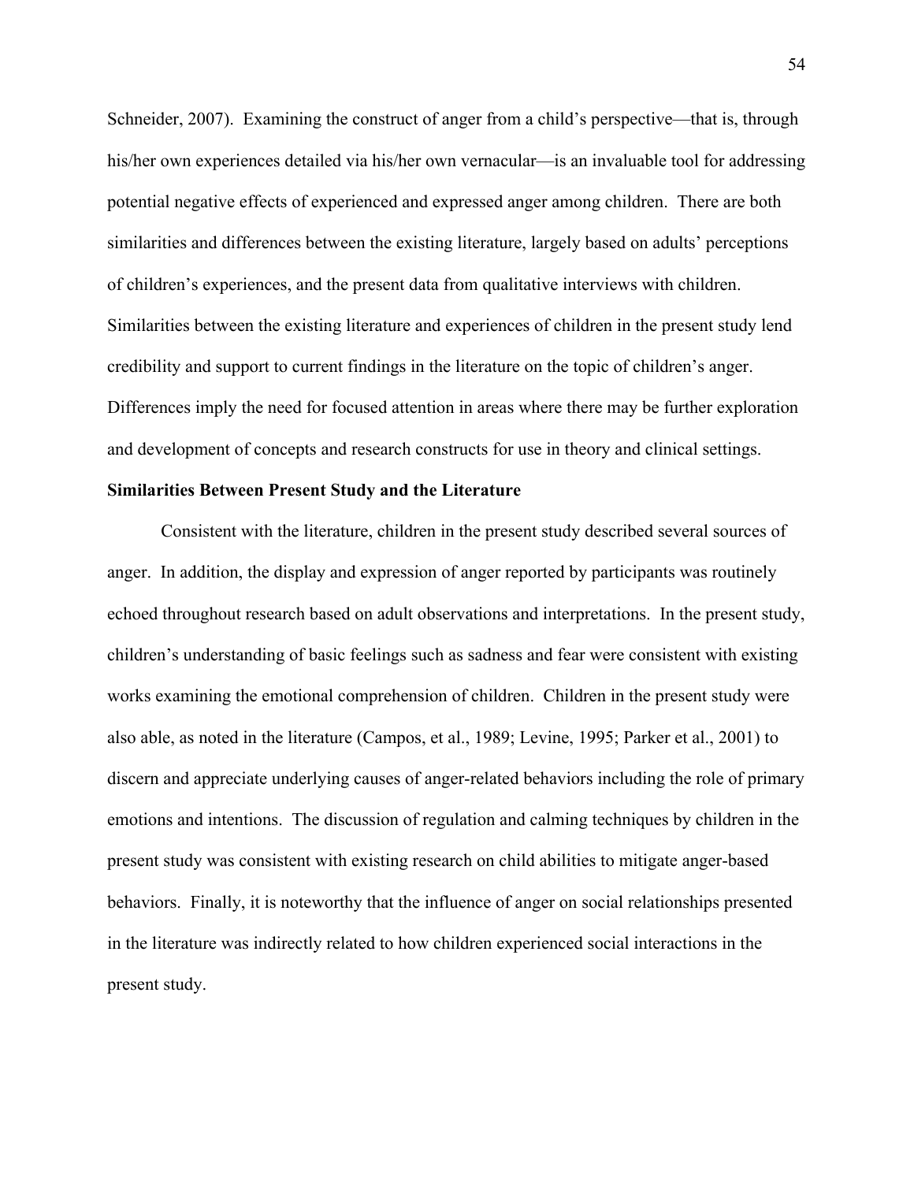Schneider, 2007). Examining the construct of anger from a child's perspective—that is, through his/her own experiences detailed via his/her own vernacular—is an invaluable tool for addressing potential negative effects of experienced and expressed anger among children. There are both similarities and differences between the existing literature, largely based on adults' perceptions of children's experiences, and the present data from qualitative interviews with children. Similarities between the existing literature and experiences of children in the present study lend credibility and support to current findings in the literature on the topic of children's anger. Differences imply the need for focused attention in areas where there may be further exploration and development of concepts and research constructs for use in theory and clinical settings.

**Similarities Between Present Study and the Literature**

Consistent with the literature, children in the present study described several sources of anger. In addition, the display and expression of anger reported by participants was routinely echoed throughout research based on adult observations and interpretations. In the present study, children's understanding of basic feelings such as sadness and fear were consistent with existing works examining the emotional comprehension of children. Children in the present study were also able, as noted in the literature (Campos, et al., 1989; Levine, 1995; Parker et al., 2001) to discern and appreciate underlying causes of anger-related behaviors including the role of primary emotions and intentions. The discussion of regulation and calming techniques by children in the present study was consistent with existing research on child abilities to mitigate anger-based behaviors. Finally, it is noteworthy that the influence of anger on social relationships presented in the literature was indirectly related to how children experienced social interactions in the present study.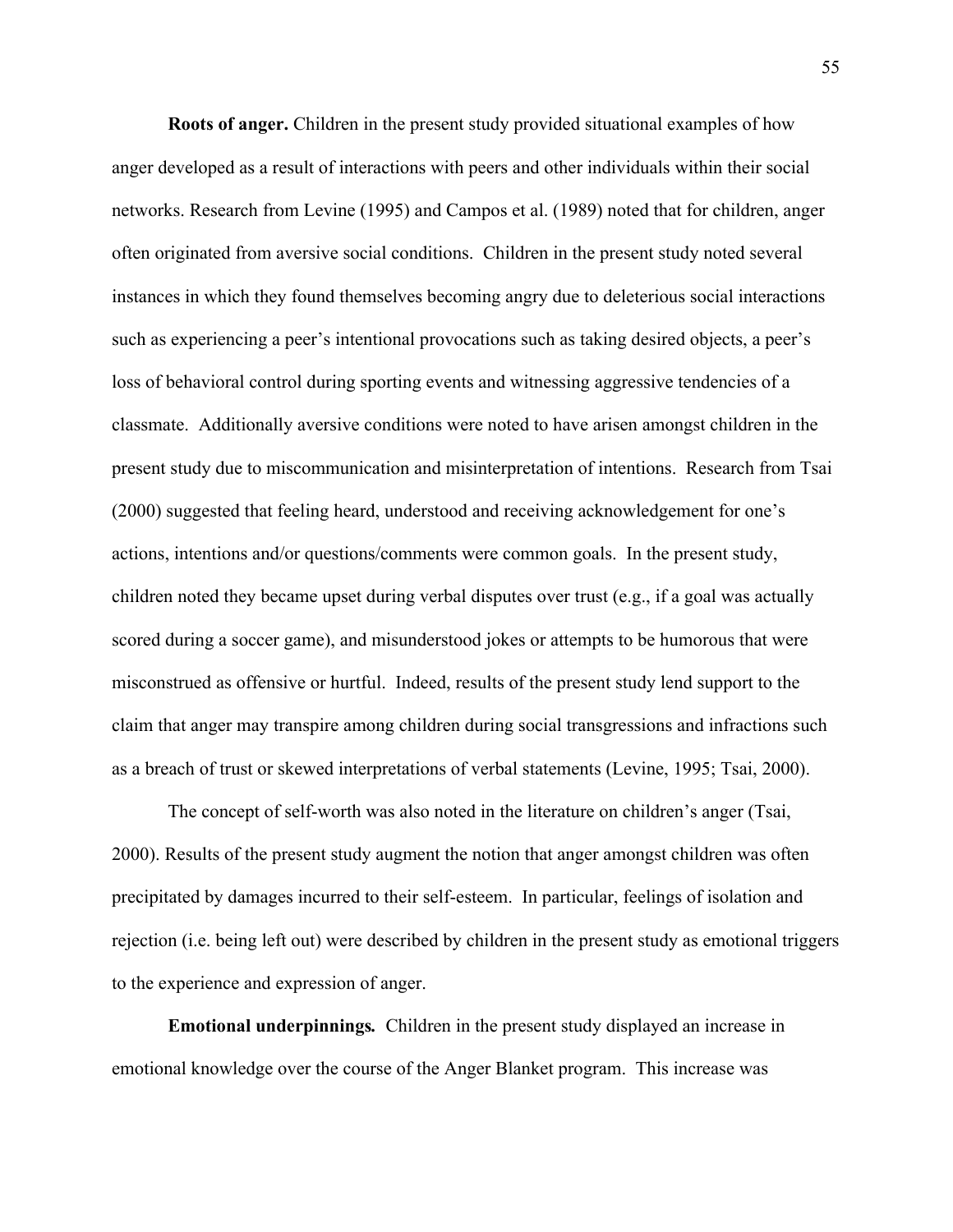**Roots of anger.** Children in the present study provided situational examples of how anger developed as a result of interactions with peers and other individuals within their social networks. Research from Levine (1995) and Campos et al. (1989) noted that for children, anger often originated from aversive social conditions. Children in the present study noted several instances in which they found themselves becoming angry due to deleterious social interactions such as experiencing a peer's intentional provocations such as taking desired objects, a peer's loss of behavioral control during sporting events and witnessing aggressive tendencies of a classmate. Additionally aversive conditions were noted to have arisen amongst children in the present study due to miscommunication and misinterpretation of intentions. Research from Tsai (2000) suggested that feeling heard, understood and receiving acknowledgement for one's actions, intentions and/or questions/comments were common goals. In the present study, children noted they became upset during verbal disputes over trust (e.g., if a goal was actually scored during a soccer game), and misunderstood jokes or attempts to be humorous that were misconstrued as offensive or hurtful. Indeed, results of the present study lend support to the claim that anger may transpire among children during social transgressions and infractions such as a breach of trust or skewed interpretations of verbal statements (Levine, 1995; Tsai, 2000).

The concept of self-worth was also noted in the literature on children's anger (Tsai, 2000). Results of the present study augment the notion that anger amongst children was often precipitated by damages incurred to their self-esteem. In particular, feelings of isolation and rejection (i.e. being left out) were described by children in the present study as emotional triggers to the experience and expression of anger.

**Emotional underpinnings.** Children in the present study displayed an increase in emotional knowledge over the course of the Anger Blanket program. This increase was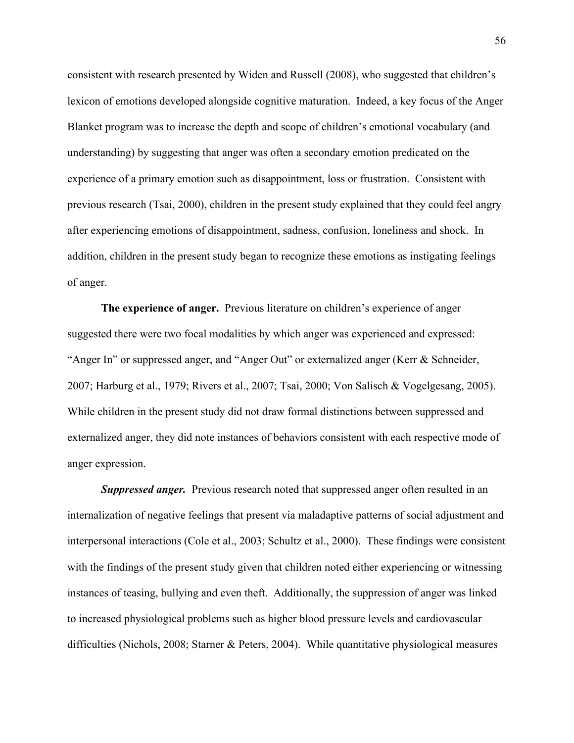consistent with research presented by Widen and Russell (2008), who suggested that children's lexicon of emotions developed alongside cognitive maturation. Indeed, a key focus of the Anger Blanket program was to increase the depth and scope of children's emotional vocabulary (and understanding) by suggesting that anger was often a secondary emotion predicated on the experience of a primary emotion such as disappointment, loss or frustration. Consistent with previous research (Tsai, 2000), children in the present study explained that they could feel angry after experiencing emotions of disappointment, sadness, confusion, loneliness and shock. In addition, children in the present study began to recognize these emotions as instigating feelings of anger.

**The experience of anger.** Previous literature on children's experience of anger suggested there were two focal modalities by which anger was experienced and expressed: "Anger In" or suppressed anger, and "Anger Out" or externalized anger (Kerr & Schneider, 2007; Harburg et al., 1979; Rivers et al., 2007; Tsai, 2000; Von Salisch & Vogelgesang, 2005). While children in the present study did not draw formal distinctions between suppressed and externalized anger, they did note instances of behaviors consistent with each respective mode of anger expression.

***Suppressed anger.*** Previous research noted that suppressed anger often resulted in an internalization of negative feelings that present via maladaptive patterns of social adjustment and interpersonal interactions (Cole et al., 2003; Schultz et al., 2000). These findings were consistent with the findings of the present study given that children noted either experiencing or witnessing instances of teasing, bullying and even theft. Additionally, the suppression of anger was linked to increased physiological problems such as higher blood pressure levels and cardiovascular difficulties (Nichols, 2008; Starner & Peters, 2004). While quantitative physiological measures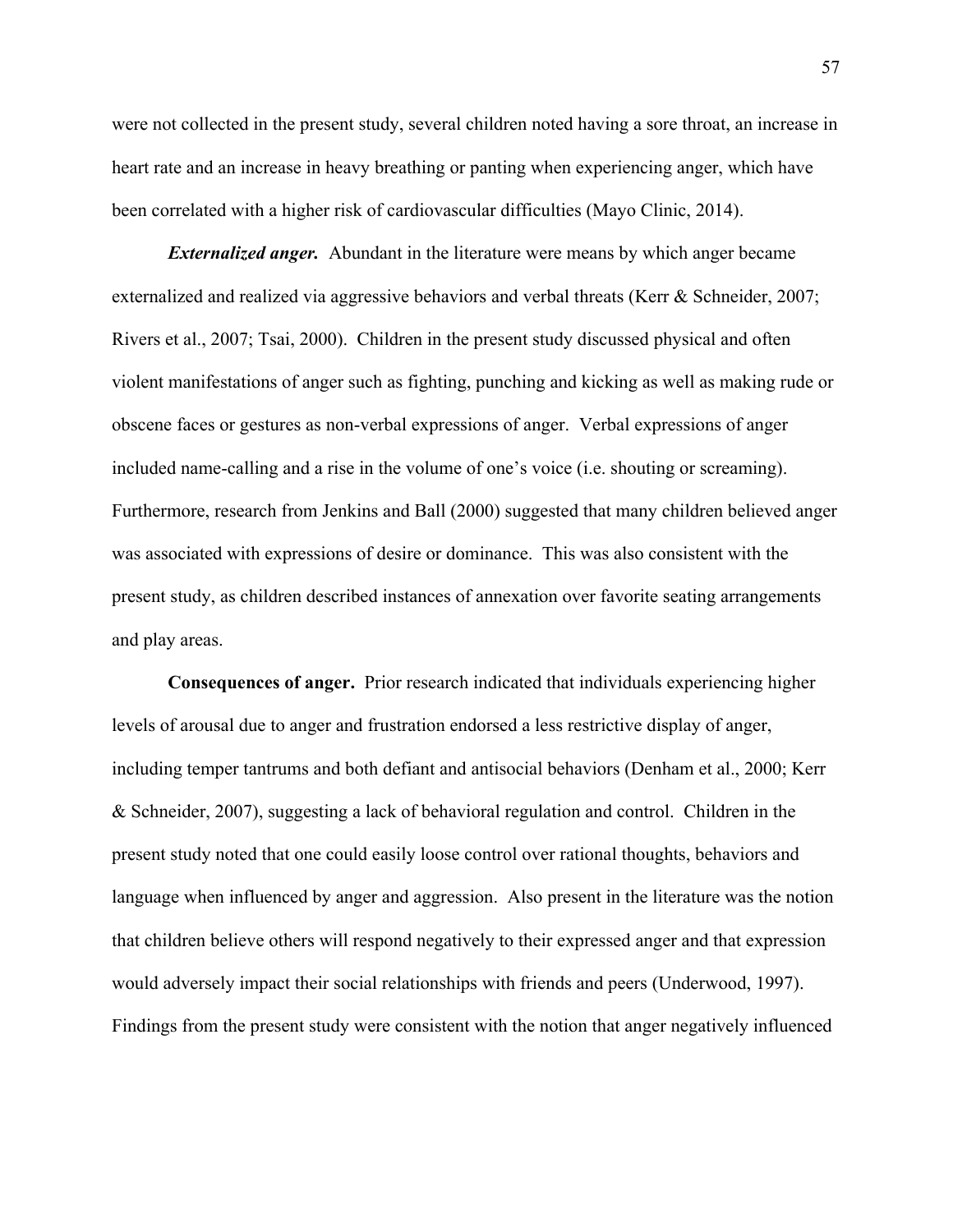were not collected in the present study, several children noted having a sore throat, an increase in heart rate and an increase in heavy breathing or panting when experiencing anger, which have been correlated with a higher risk of cardiovascular difficulties (Mayo Clinic, 2014).

***Externalized anger.*** Abundant in the literature were means by which anger became externalized and realized via aggressive behaviors and verbal threats (Kerr & Schneider, 2007; Rivers et al., 2007; Tsai, 2000). Children in the present study discussed physical and often violent manifestations of anger such as fighting, punching and kicking as well as making rude or obscene faces or gestures as non-verbal expressions of anger. Verbal expressions of anger included name-calling and a rise in the volume of one's voice (i.e. shouting or screaming). Furthermore, research from Jenkins and Ball (2000) suggested that many children believed anger was associated with expressions of desire or dominance. This was also consistent with the present study, as children described instances of annexation over favorite seating arrangements and play areas.

**Consequences of anger.** Prior research indicated that individuals experiencing higher levels of arousal due to anger and frustration endorsed a less restrictive display of anger, including temper tantrums and both defiant and antisocial behaviors (Denham et al., 2000; Kerr & Schneider, 2007), suggesting a lack of behavioral regulation and control. Children in the present study noted that one could easily loose control over rational thoughts, behaviors and language when influenced by anger and aggression. Also present in the literature was the notion that children believe others will respond negatively to their expressed anger and that expression would adversely impact their social relationships with friends and peers (Underwood, 1997). Findings from the present study were consistent with the notion that anger negatively influenced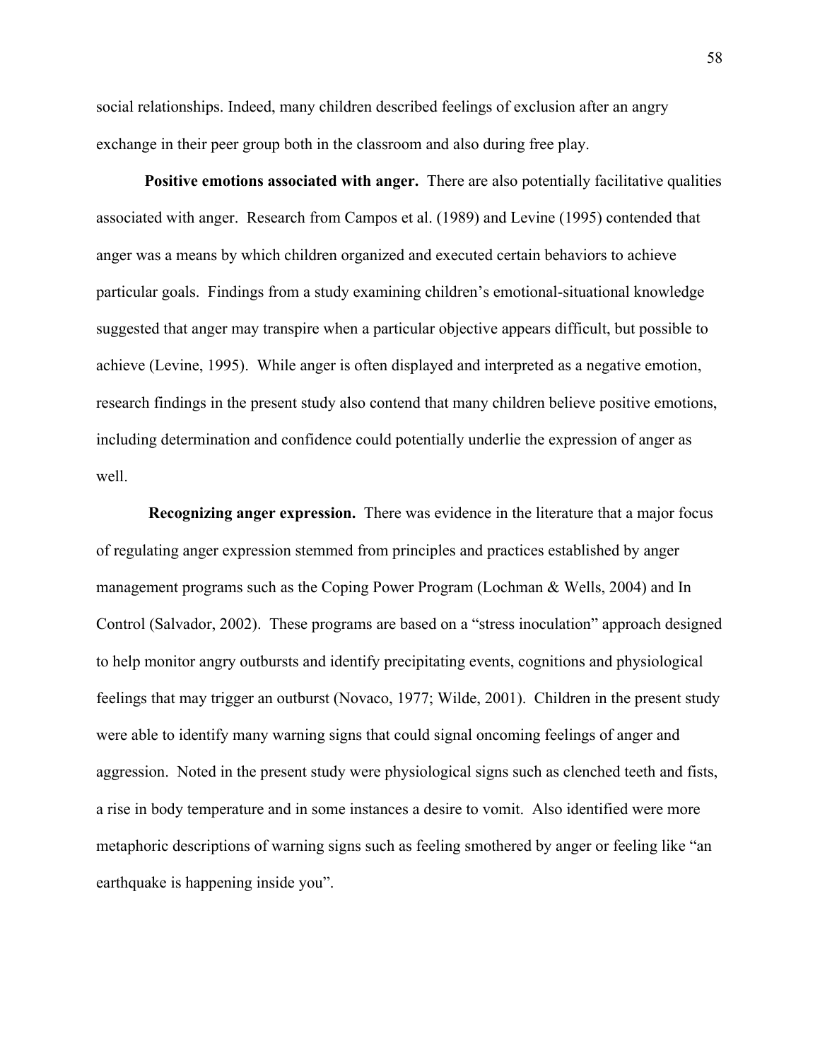social relationships. Indeed, many children described feelings of exclusion after an angry exchange in their peer group both in the classroom and also during free play.

**Positive emotions associated with anger.** There are also potentially facilitative qualities associated with anger. Research from Campos et al. (1989) and Levine (1995) contended that anger was a means by which children organized and executed certain behaviors to achieve particular goals. Findings from a study examining children's emotional-situational knowledge suggested that anger may transpire when a particular objective appears difficult, but possible to achieve (Levine, 1995). While anger is often displayed and interpreted as a negative emotion, research findings in the present study also contend that many children believe positive emotions, including determination and confidence could potentially underlie the expression of anger as well.

**Recognizing anger expression.** There was evidence in the literature that a major focus of regulating anger expression stemmed from principles and practices established by anger management programs such as the Coping Power Program (Lochman & Wells, 2004) and In Control (Salvador, 2002). These programs are based on a "stress inoculation" approach designed to help monitor angry outbursts and identify precipitating events, cognitions and physiological feelings that may trigger an outburst (Novaco, 1977; Wilde, 2001). Children in the present study were able to identify many warning signs that could signal oncoming feelings of anger and aggression. Noted in the present study were physiological signs such as clenched teeth and fists, a rise in body temperature and in some instances a desire to vomit. Also identified were more metaphoric descriptions of warning signs such as feeling smothered by anger or feeling like "an earthquake is happening inside you".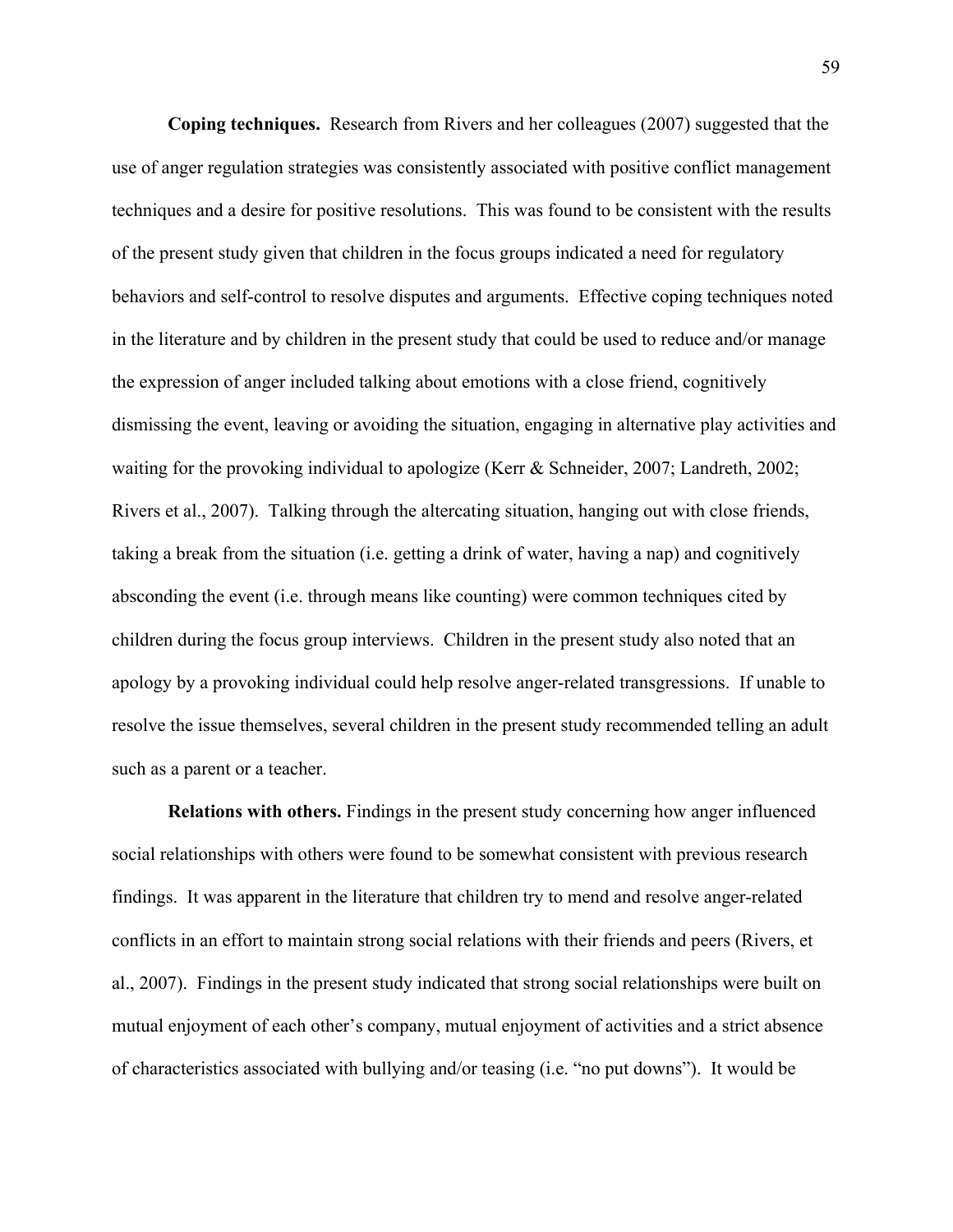**Coping techniques.** Research from Rivers and her colleagues (2007) suggested that the use of anger regulation strategies was consistently associated with positive conflict management techniques and a desire for positive resolutions. This was found to be consistent with the results of the present study given that children in the focus groups indicated a need for regulatory behaviors and self-control to resolve disputes and arguments. Effective coping techniques noted in the literature and by children in the present study that could be used to reduce and/or manage the expression of anger included talking about emotions with a close friend, cognitively dismissing the event, leaving or avoiding the situation, engaging in alternative play activities and waiting for the provoking individual to apologize (Kerr & Schneider, 2007; Landreth, 2002; Rivers et al., 2007). Talking through the altercating situation, hanging out with close friends, taking a break from the situation (i.e. getting a drink of water, having a nap) and cognitively absconding the event (i.e. through means like counting) were common techniques cited by children during the focus group interviews. Children in the present study also noted that an apology by a provoking individual could help resolve anger-related transgressions. If unable to resolve the issue themselves, several children in the present study recommended telling an adult such as a parent or a teacher.

**Relations with others.** Findings in the present study concerning how anger influenced social relationships with others were found to be somewhat consistent with previous research findings. It was apparent in the literature that children try to mend and resolve anger-related conflicts in an effort to maintain strong social relations with their friends and peers (Rivers, et al., 2007). Findings in the present study indicated that strong social relationships were built on mutual enjoyment of each other's company, mutual enjoyment of activities and a strict absence of characteristics associated with bullying and/or teasing (i.e. "no put downs"). It would be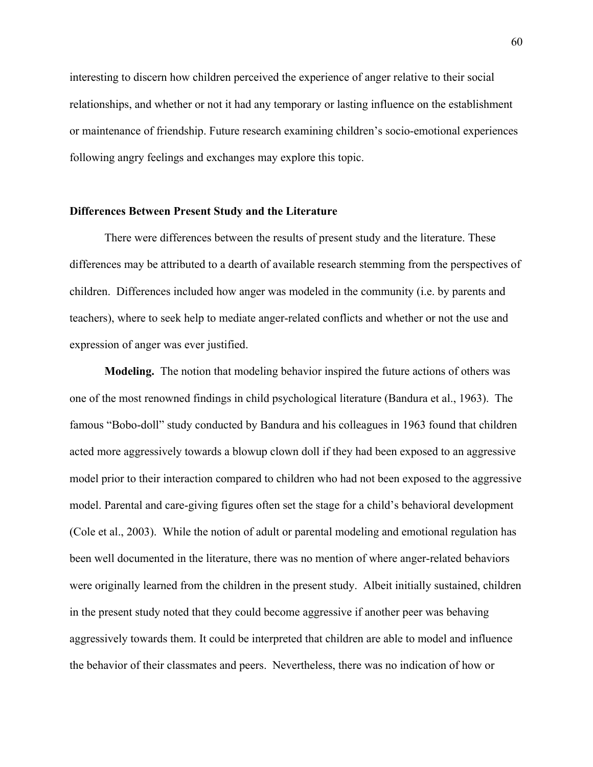interesting to discern how children perceived the experience of anger relative to their social relationships, and whether or not it had any temporary or lasting influence on the establishment or maintenance of friendship. Future research examining children's socio-emotional experiences following angry feelings and exchanges may explore this topic.

## Differences Between Present Study and the Literature

There were differences between the results of present study and the literature. These differences may be attributed to a dearth of available research stemming from the perspectives of children. Differences included how anger was modeled in the community (i.e. by parents and teachers), where to seek help to mediate anger-related conflicts and whether or not the use and expression of anger was ever justified.

**Modeling.** The notion that modeling behavior inspired the future actions of others was one of the most renowned findings in child psychological literature (Bandura et al., 1963). The famous "Bobo-doll" study conducted by Bandura and his colleagues in 1963 found that children acted more aggressively towards a blowup clown doll if they had been exposed to an aggressive model prior to their interaction compared to children who had not been exposed to the aggressive model. Parental and care-giving figures often set the stage for a child's behavioral development (Cole et al., 2003). While the notion of adult or parental modeling and emotional regulation has been well documented in the literature, there was no mention of where anger-related behaviors were originally learned from the children in the present study. Albeit initially sustained, children in the present study noted that they could become aggressive if another peer was behaving aggressively towards them. It could be interpreted that children are able to model and influence the behavior of their classmates and peers. Nevertheless, there was no indication of how or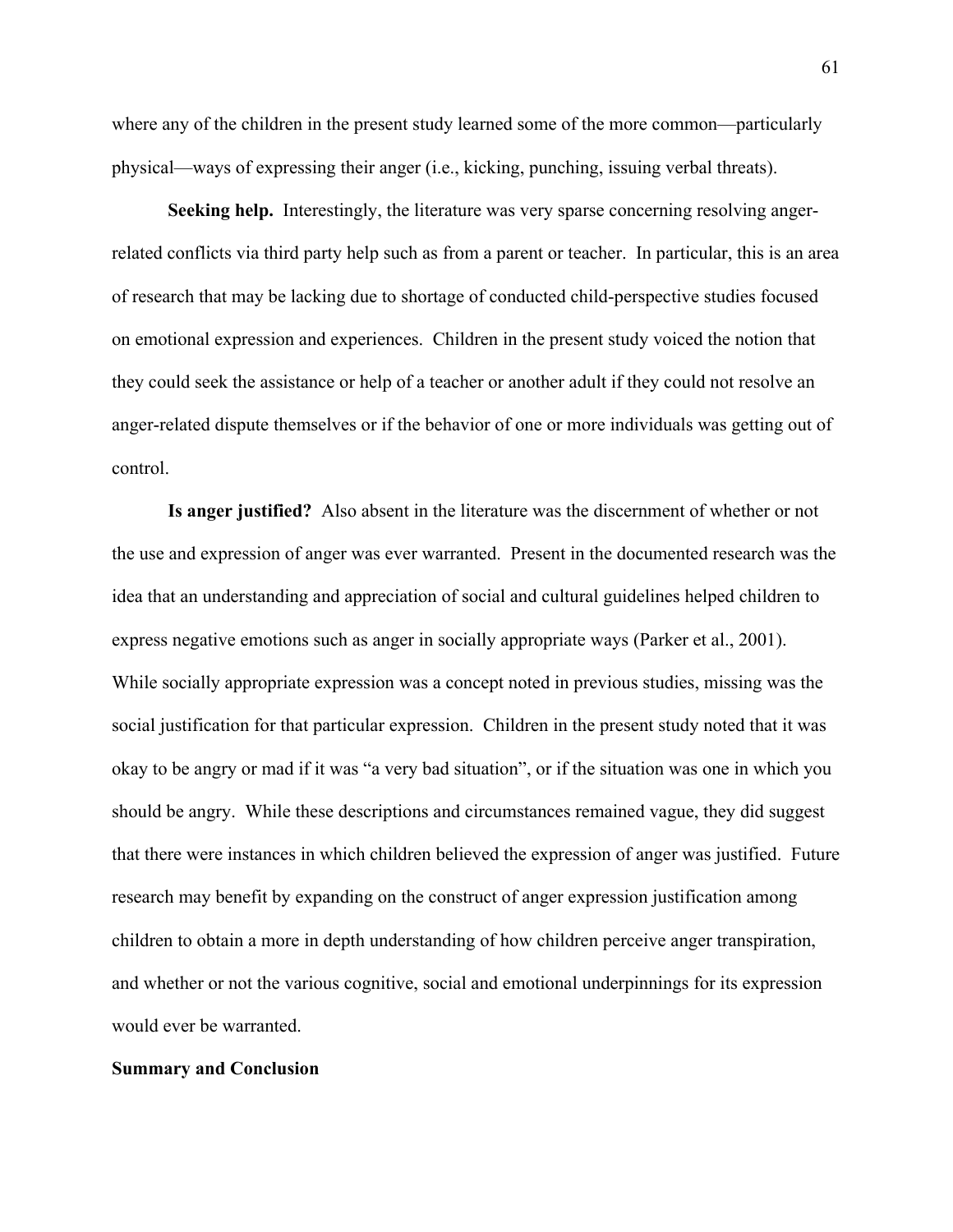where any of the children in the present study learned some of the more common—particularly physical—ways of expressing their anger (i.e., kicking, punching, issuing verbal threats).

**Seeking help.** Interestingly, the literature was very sparse concerning resolving anger-related conflicts via third party help such as from a parent or teacher. In particular, this is an area of research that may be lacking due to shortage of conducted child-perspective studies focused on emotional expression and experiences. Children in the present study voiced the notion that they could seek the assistance or help of a teacher or another adult if they could not resolve an anger-related dispute themselves or if the behavior of one or more individuals was getting out of control.

**Is anger justified?** Also absent in the literature was the discernment of whether or not the use and expression of anger was ever warranted. Present in the documented research was the idea that an understanding and appreciation of social and cultural guidelines helped children to express negative emotions such as anger in socially appropriate ways (Parker et al., 2001). While socially appropriate expression was a concept noted in previous studies, missing was the social justification for that particular expression. Children in the present study noted that it was okay to be angry or mad if it was "a very bad situation", or if the situation was one in which you should be angry. While these descriptions and circumstances remained vague, they did suggest that there were instances in which children believed the expression of anger was justified. Future research may benefit by expanding on the construct of anger expression justification among children to obtain a more in depth understanding of how children perceive anger transpiration, and whether or not the various cognitive, social and emotional underpinnings for its expression would ever be warranted.

## Summary and Conclusion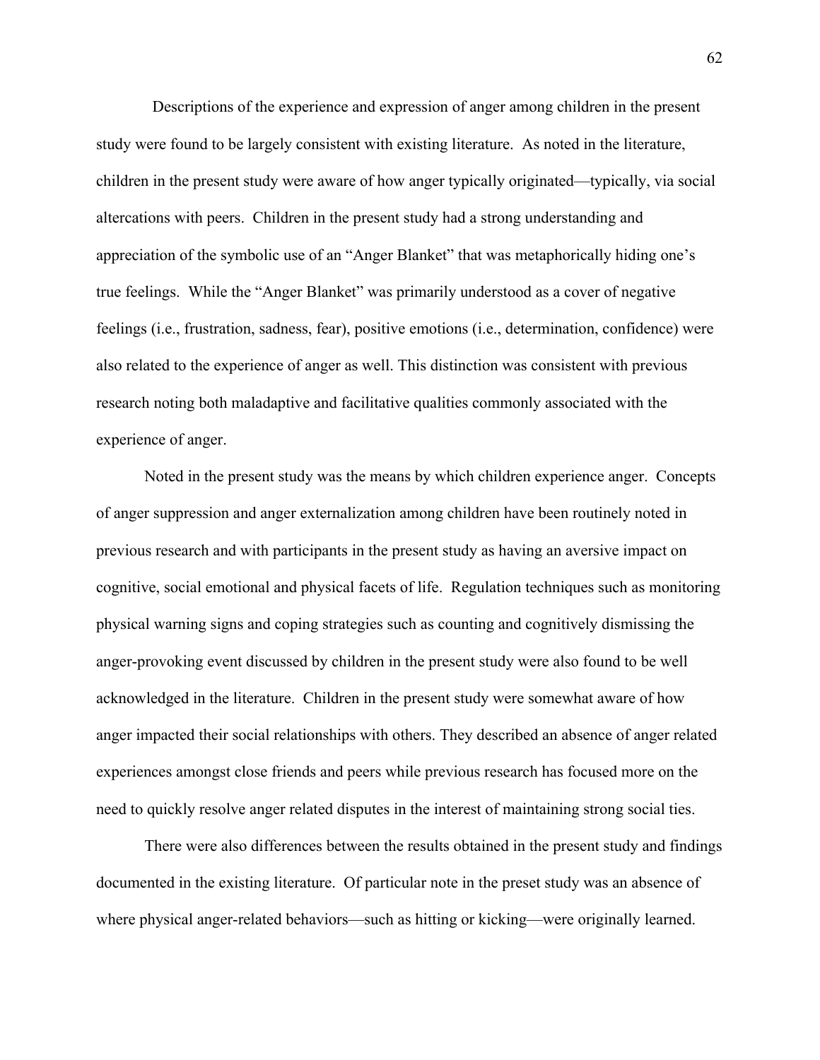Descriptions of the experience and expression of anger among children in the present study were found to be largely consistent with existing literature. As noted in the literature, children in the present study were aware of how anger typically originated—typically, via social altercations with peers. Children in the present study had a strong understanding and appreciation of the symbolic use of an "Anger Blanket" that was metaphorically hiding one's true feelings. While the "Anger Blanket" was primarily understood as a cover of negative feelings (i.e., frustration, sadness, fear), positive emotions (i.e., determination, confidence) were also related to the experience of anger as well. This distinction was consistent with previous research noting both maladaptive and facilitative qualities commonly associated with the experience of anger.

Noted in the present study was the means by which children experience anger. Concepts of anger suppression and anger externalization among children have been routinely noted in previous research and with participants in the present study as having an aversive impact on cognitive, social emotional and physical facets of life. Regulation techniques such as monitoring physical warning signs and coping strategies such as counting and cognitively dismissing the anger-provoking event discussed by children in the present study were also found to be well acknowledged in the literature. Children in the present study were somewhat aware of how anger impacted their social relationships with others. They described an absence of anger related experiences amongst close friends and peers while previous research has focused more on the need to quickly resolve anger related disputes in the interest of maintaining strong social ties.

There were also differences between the results obtained in the present study and findings documented in the existing literature. Of particular note in the preset study was an absence of where physical anger-related behaviors—such as hitting or kicking—were originally learned.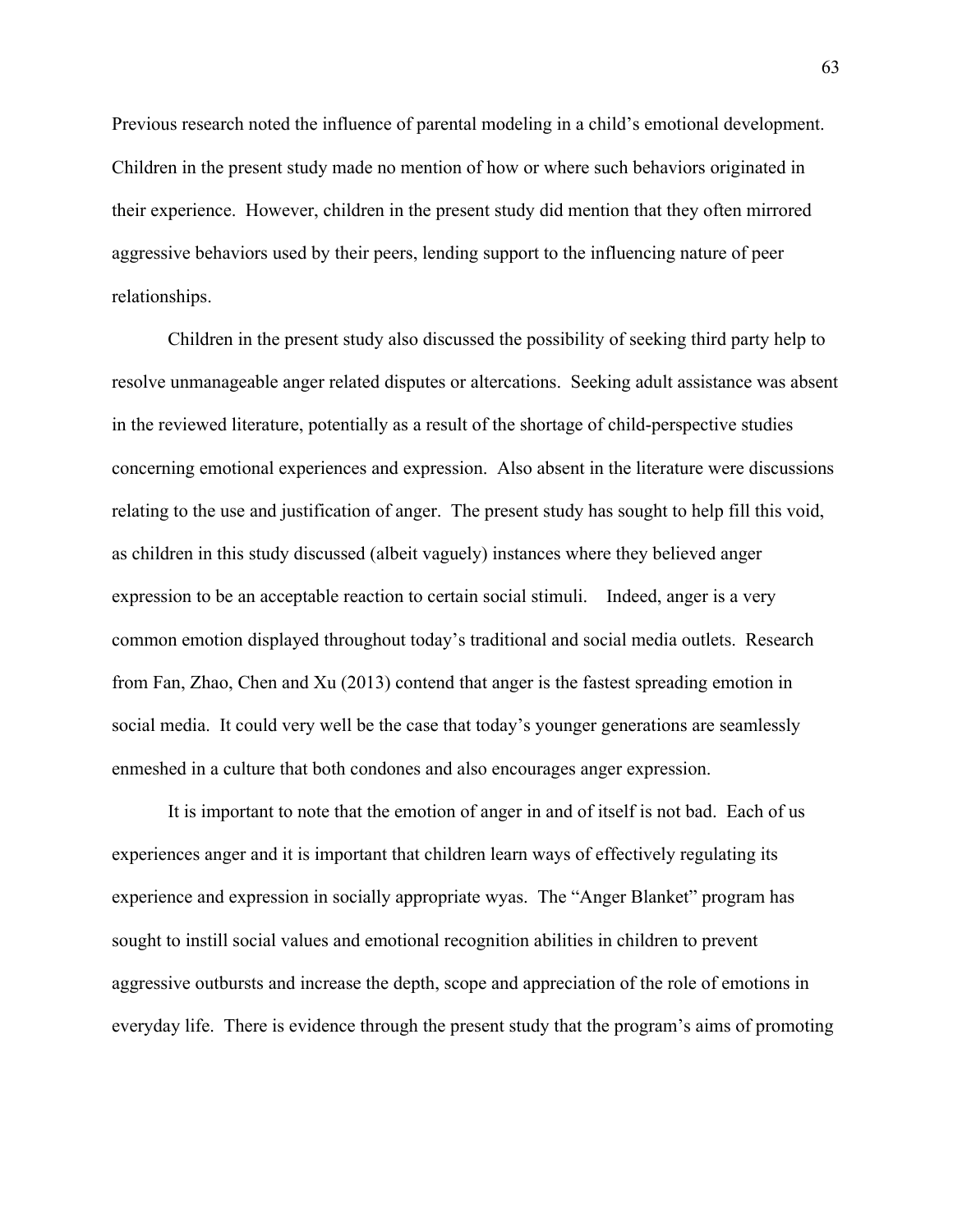Previous research noted the influence of parental modeling in a child's emotional development. Children in the present study made no mention of how or where such behaviors originated in their experience. However, children in the present study did mention that they often mirrored aggressive behaviors used by their peers, lending support to the influencing nature of peer relationships.

Children in the present study also discussed the possibility of seeking third party help to resolve unmanageable anger related disputes or altercations. Seeking adult assistance was absent in the reviewed literature, potentially as a result of the shortage of child-perspective studies concerning emotional experiences and expression. Also absent in the literature were discussions relating to the use and justification of anger. The present study has sought to help fill this void, as children in this study discussed (albeit vaguely) instances where they believed anger expression to be an acceptable reaction to certain social stimuli. Indeed, anger is a very common emotion displayed throughout today's traditional and social media outlets. Research from Fan, Zhao, Chen and Xu (2013) contend that anger is the fastest spreading emotion in social media. It could very well be the case that today's younger generations are seamlessly enmeshed in a culture that both condones and also encourages anger expression.

It is important to note that the emotion of anger in and of itself is not bad. Each of us experiences anger and it is important that children learn ways of effectively regulating its experience and expression in socially appropriate wyas. The "Anger Blanket" program has sought to instill social values and emotional recognition abilities in children to prevent aggressive outbursts and increase the depth, scope and appreciation of the role of emotions in everyday life. There is evidence through the present study that the program's aims of promoting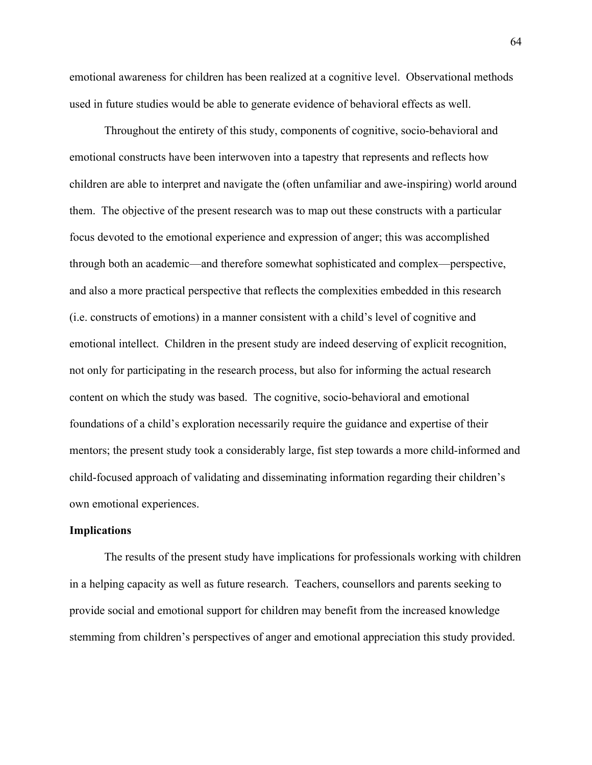emotional awareness for children has been realized at a cognitive level. Observational methods used in future studies would be able to generate evidence of behavioral effects as well.

Throughout the entirety of this study, components of cognitive, socio-behavioral and emotional constructs have been interwoven into a tapestry that represents and reflects how children are able to interpret and navigate the (often unfamiliar and awe-inspiring) world around them. The objective of the present research was to map out these constructs with a particular focus devoted to the emotional experience and expression of anger; this was accomplished through both an academic—and therefore somewhat sophisticated and complex—perspective, and also a more practical perspective that reflects the complexities embedded in this research (i.e. constructs of emotions) in a manner consistent with a child's level of cognitive and emotional intellect. Children in the present study are indeed deserving of explicit recognition, not only for participating in the research process, but also for informing the actual research content on which the study was based. The cognitive, socio-behavioral and emotional foundations of a child's exploration necessarily require the guidance and expertise of their mentors; the present study took a considerably large, fist step towards a more child-informed and child-focused approach of validating and disseminating information regarding their children's own emotional experiences.

**Implications**

The results of the present study have implications for professionals working with children in a helping capacity as well as future research. Teachers, counsellors and parents seeking to provide social and emotional support for children may benefit from the increased knowledge stemming from children's perspectives of anger and emotional appreciation this study provided.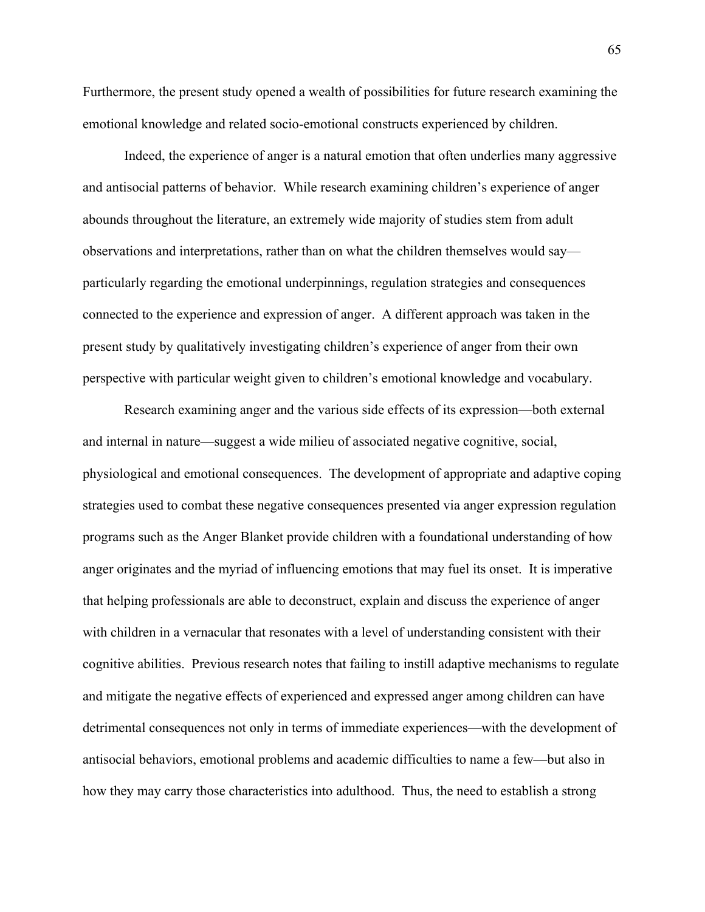Furthermore, the present study opened a wealth of possibilities for future research examining the emotional knowledge and related socio-emotional constructs experienced by children.

Indeed, the experience of anger is a natural emotion that often underlies many aggressive and antisocial patterns of behavior. While research examining children's experience of anger abounds throughout the literature, an extremely wide majority of studies stem from adult observations and interpretations, rather than on what the children themselves would say—particularly regarding the emotional underpinnings, regulation strategies and consequences connected to the experience and expression of anger. A different approach was taken in the present study by qualitatively investigating children's experience of anger from their own perspective with particular weight given to children's emotional knowledge and vocabulary.

Research examining anger and the various side effects of its expression—both external and internal in nature—suggest a wide milieu of associated negative cognitive, social, physiological and emotional consequences. The development of appropriate and adaptive coping strategies used to combat these negative consequences presented via anger expression regulation programs such as the Anger Blanket provide children with a foundational understanding of how anger originates and the myriad of influencing emotions that may fuel its onset. It is imperative that helping professionals are able to deconstruct, explain and discuss the experience of anger with children in a vernacular that resonates with a level of understanding consistent with their cognitive abilities. Previous research notes that failing to instill adaptive mechanisms to regulate and mitigate the negative effects of experienced and expressed anger among children can have detrimental consequences not only in terms of immediate experiences—with the development of antisocial behaviors, emotional problems and academic difficulties to name a few—but also in how they may carry those characteristics into adulthood. Thus, the need to establish a strong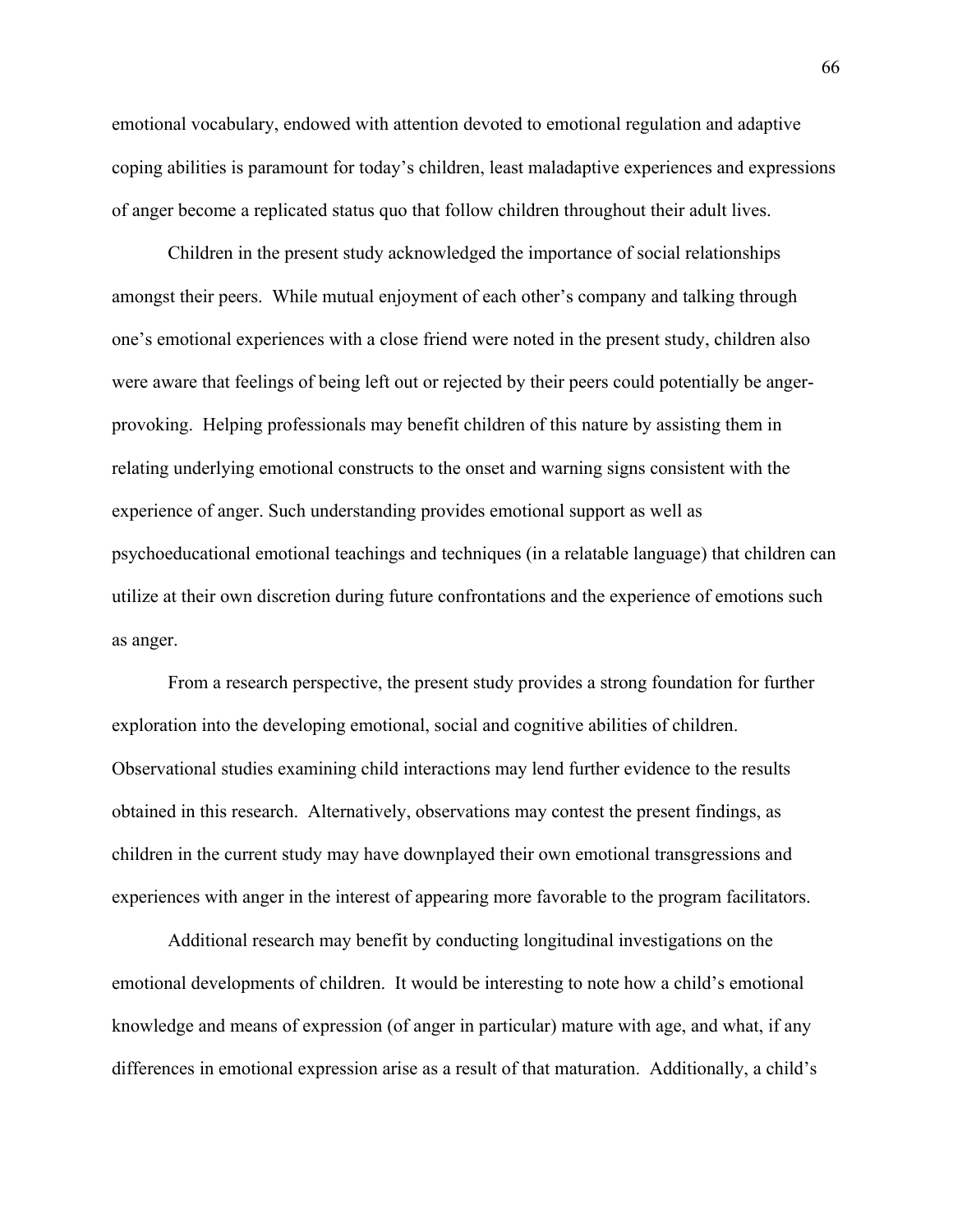emotional vocabulary, endowed with attention devoted to emotional regulation and adaptive coping abilities is paramount for today's children, least maladaptive experiences and expressions of anger become a replicated status quo that follow children throughout their adult lives.

Children in the present study acknowledged the importance of social relationships amongst their peers. While mutual enjoyment of each other's company and talking through one's emotional experiences with a close friend were noted in the present study, children also were aware that feelings of being left out or rejected by their peers could potentially be anger-provoking. Helping professionals may benefit children of this nature by assisting them in relating underlying emotional constructs to the onset and warning signs consistent with the experience of anger. Such understanding provides emotional support as well as psychoeducational emotional teachings and techniques (in a relatable language) that children can utilize at their own discretion during future confrontations and the experience of emotions such as anger.

From a research perspective, the present study provides a strong foundation for further exploration into the developing emotional, social and cognitive abilities of children. Observational studies examining child interactions may lend further evidence to the results obtained in this research. Alternatively, observations may contest the present findings, as children in the current study may have downplayed their own emotional transgressions and experiences with anger in the interest of appearing more favorable to the program facilitators.

Additional research may benefit by conducting longitudinal investigations on the emotional developments of children. It would be interesting to note how a child's emotional knowledge and means of expression (of anger in particular) mature with age, and what, if any differences in emotional expression arise as a result of that maturation. Additionally, a child's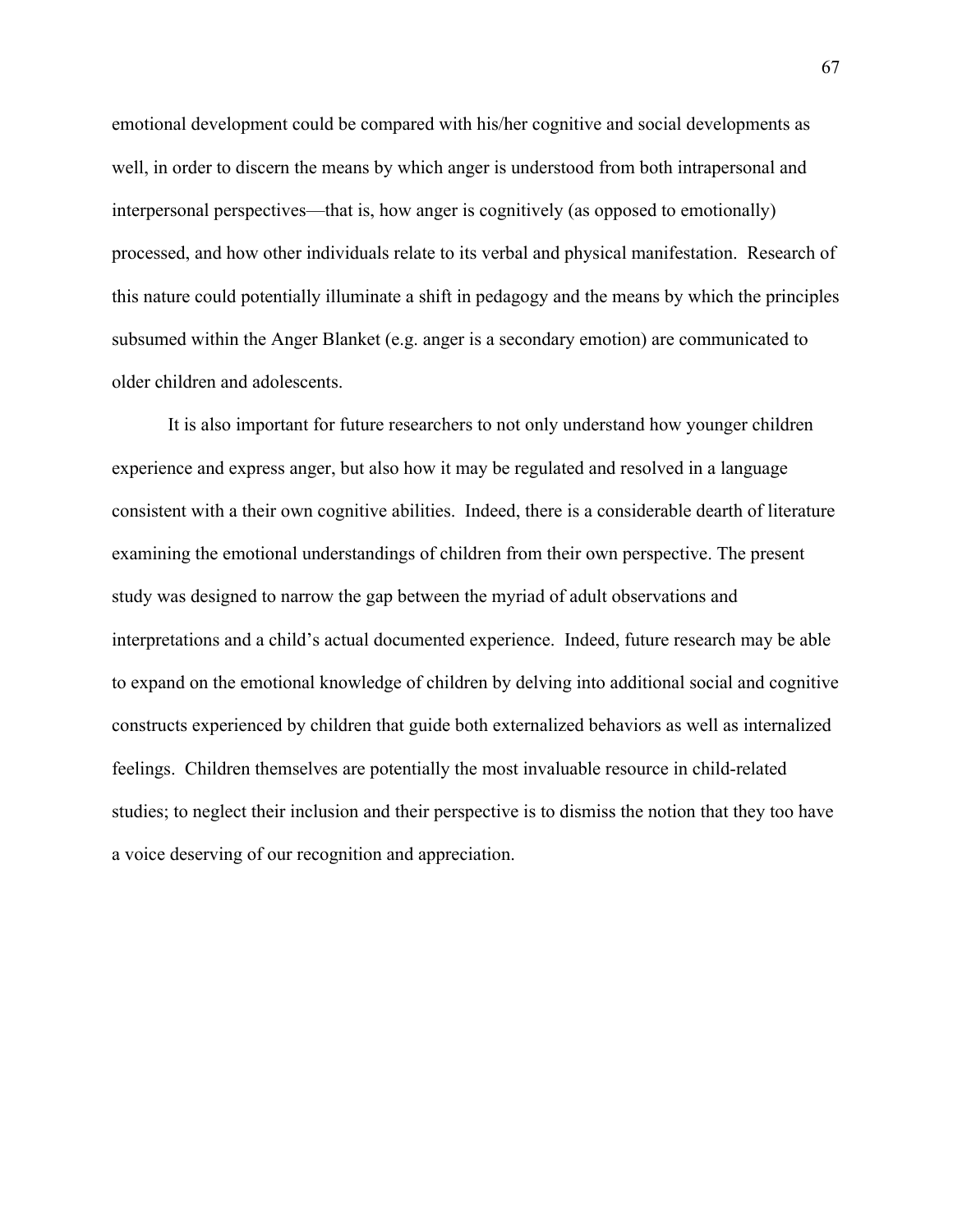emotional development could be compared with his/her cognitive and social developments as well, in order to discern the means by which anger is understood from both intrapersonal and interpersonal perspectives—that is, how anger is cognitively (as opposed to emotionally) processed, and how other individuals relate to its verbal and physical manifestation. Research of this nature could potentially illuminate a shift in pedagogy and the means by which the principles subsumed within the Anger Blanket (e.g. anger is a secondary emotion) are communicated to older children and adolescents.

It is also important for future researchers to not only understand how younger children experience and express anger, but also how it may be regulated and resolved in a language consistent with a their own cognitive abilities. Indeed, there is a considerable dearth of literature examining the emotional understandings of children from their own perspective. The present study was designed to narrow the gap between the myriad of adult observations and interpretations and a child's actual documented experience. Indeed, future research may be able to expand on the emotional knowledge of children by delving into additional social and cognitive constructs experienced by children that guide both externalized behaviors as well as internalized feelings. Children themselves are potentially the most invaluable resource in child-related studies; to neglect their inclusion and their perspective is to dismiss the notion that they too have a voice deserving of our recognition and appreciation.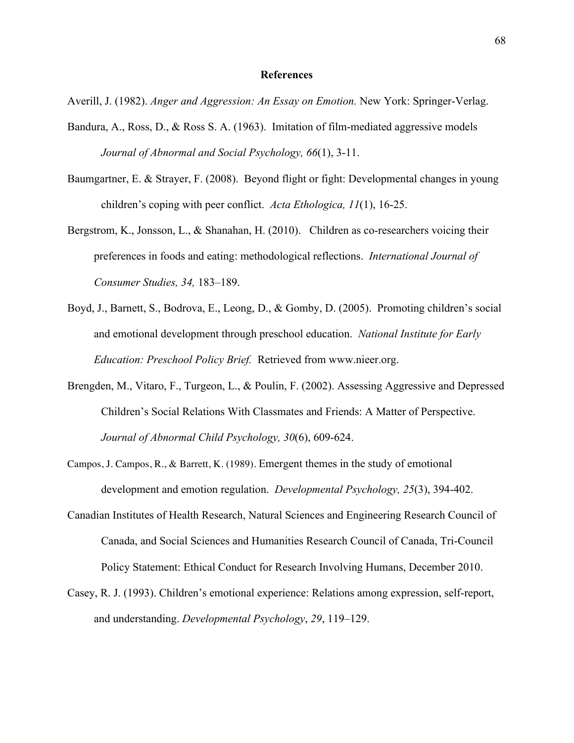# References

Averill, J. (1982). *Anger and Aggression: An Essay on Emotion.* New York: Springer-Verlag.

Bandura, A., Ross, D., & Ross S. A. (1963). Imitation of film-mediated aggressive models *Journal of Abnormal and Social Psychology, 66*(1), 3-11.

Baumgartner, E. & Strayer, F. (2008). Beyond flight or fight: Developmental changes in young children's coping with peer conflict. *Acta Ethologica, 11*(1), 16-25.

Bergstrom, K., Jonsson, L., & Shanahan, H. (2010). Children as co-researchers voicing their preferences in foods and eating: methodological reflections. *International Journal of Consumer Studies, 34,* 183–189.

Boyd, J., Barnett, S., Bodrova, E., Leong, D., & Gomby, D. (2005). Promoting children's social and emotional development through preschool education. *National Institute for Early Education: Preschool Policy Brief.* Retrieved from www.nieer.org.

Brengden, M., Vitaro, F., Turgeon, L., & Poulin, F. (2002). Assessing Aggressive and Depressed Children's Social Relations With Classmates and Friends: A Matter of Perspective. *Journal of Abnormal Child Psychology, 30*(6), 609-624.

Campos, J. Campos, R., & Barrett, K. (1989). Emergent themes in the study of emotional development and emotion regulation. *Developmental Psychology, 25*(3), 394-402.

Canadian Institutes of Health Research, Natural Sciences and Engineering Research Council of Canada, and Social Sciences and Humanities Research Council of Canada, Tri-Council Policy Statement: Ethical Conduct for Research Involving Humans, December 2010.

Casey, R. J. (1993). Children's emotional experience: Relations among expression, self-report, and understanding. *Developmental Psychology*, *29*, 119–129.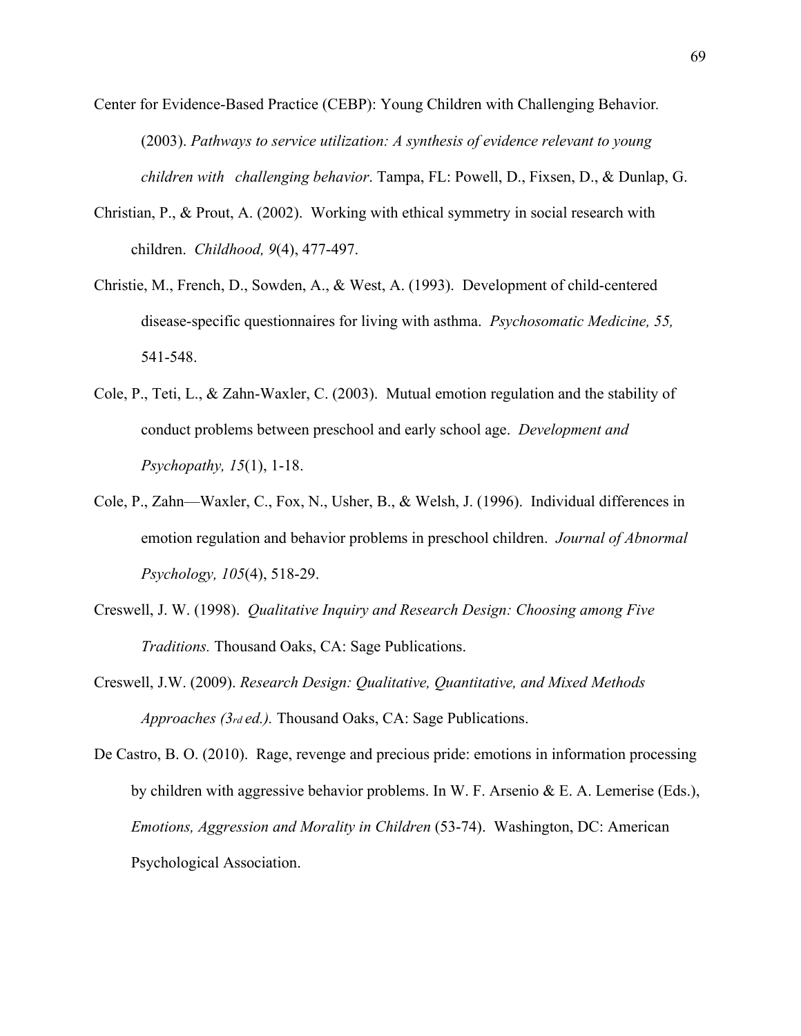Center for Evidence-Based Practice (CEBP): Young Children with Challenging Behavior. (2003). *Pathways to service utilization: A synthesis of evidence relevant to young children with challenging behavior*. Tampa, FL: Powell, D., Fixsen, D., & Dunlap, G.

Christian, P., & Prout, A. (2002). Working with ethical symmetry in social research with children. *Childhood, 9*(4), 477-497.

Christie, M., French, D., Sowden, A., & West, A. (1993). Development of child-centered disease-specific questionnaires for living with asthma. *Psychosomatic Medicine, 55,* 541-548.

Cole, P., Teti, L., & Zahn-Waxler, C. (2003). Mutual emotion regulation and the stability of conduct problems between preschool and early school age. *Development and Psychopathy, 15*(1), 1-18.

Cole, P., Zahn—Waxler, C., Fox, N., Usher, B., & Welsh, J. (1996). Individual differences in emotion regulation and behavior problems in preschool children. *Journal of Abnormal Psychology, 105*(4), 518-29.

Creswell, J. W. (1998). *Qualitative Inquiry and Research Design: Choosing among Five Traditions.* Thousand Oaks, CA: Sage Publications.

Creswell, J.W. (2009). *Research Design: Qualitative, Quantitative, and Mixed Methods Approaches (3rd ed.).* Thousand Oaks, CA: Sage Publications.

De Castro, B. O. (2010). Rage, revenge and precious pride: emotions in information processing by children with aggressive behavior problems. In W. F. Arsenio & E. A. Lemerise (Eds.), *Emotions, Aggression and Morality in Children* (53-74). Washington, DC: American Psychological Association.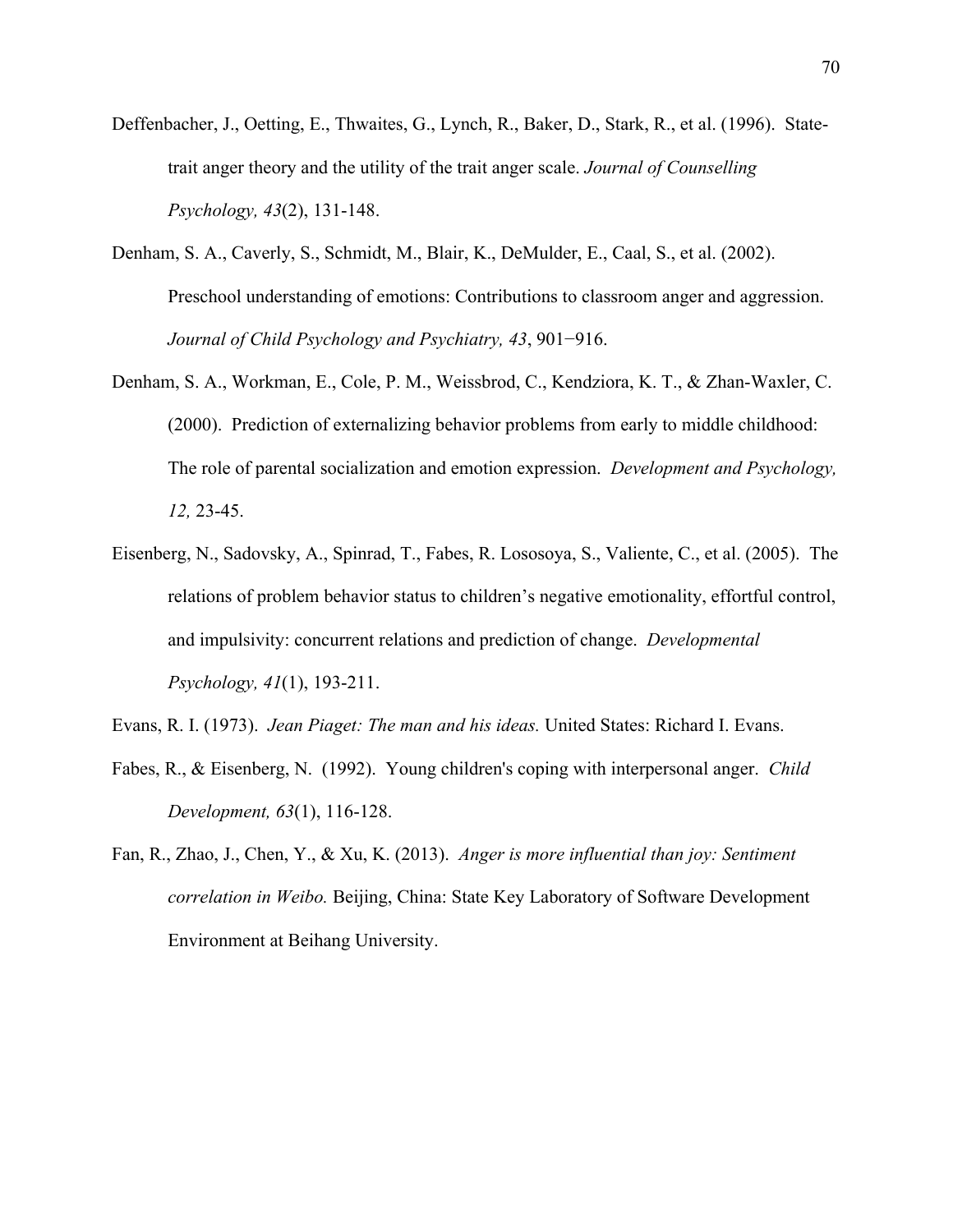Deffenbacher, J., Oetting, E., Thwaites, G., Lynch, R., Baker, D., Stark, R., et al. (1996). State-trait anger theory and the utility of the trait anger scale. *Journal of Counselling Psychology, 43*(2), 131-148.

Denham, S. A., Caverly, S., Schmidt, M., Blair, K., DeMulder, E., Caal, S., et al. (2002). Preschool understanding of emotions: Contributions to classroom anger and aggression. *Journal of Child Psychology and Psychiatry, 43*, 901−916.

Denham, S. A., Workman, E., Cole, P. M., Weissbrod, C., Kendziora, K. T., & Zhan-Waxler, C. (2000). Prediction of externalizing behavior problems from early to middle childhood: The role of parental socialization and emotion expression. *Development and Psychology, 12,* 23-45.

Eisenberg, N., Sadovsky, A., Spinrad, T., Fabes, R. Lososoya, S., Valiente, C., et al. (2005). The relations of problem behavior status to children's negative emotionality, effortful control, and impulsivity: concurrent relations and prediction of change. *Developmental Psychology, 41*(1), 193-211.

Evans, R. I. (1973). *Jean Piaget: The man and his ideas.* United States: Richard I. Evans.

Fabes, R., & Eisenberg, N. (1992). Young children's coping with interpersonal anger. *Child Development, 63*(1), 116-128.

Fan, R., Zhao, J., Chen, Y., & Xu, K. (2013). *Anger is more influential than joy: Sentiment correlation in Weibo.* Beijing, China: State Key Laboratory of Software Development Environment at Beihang University.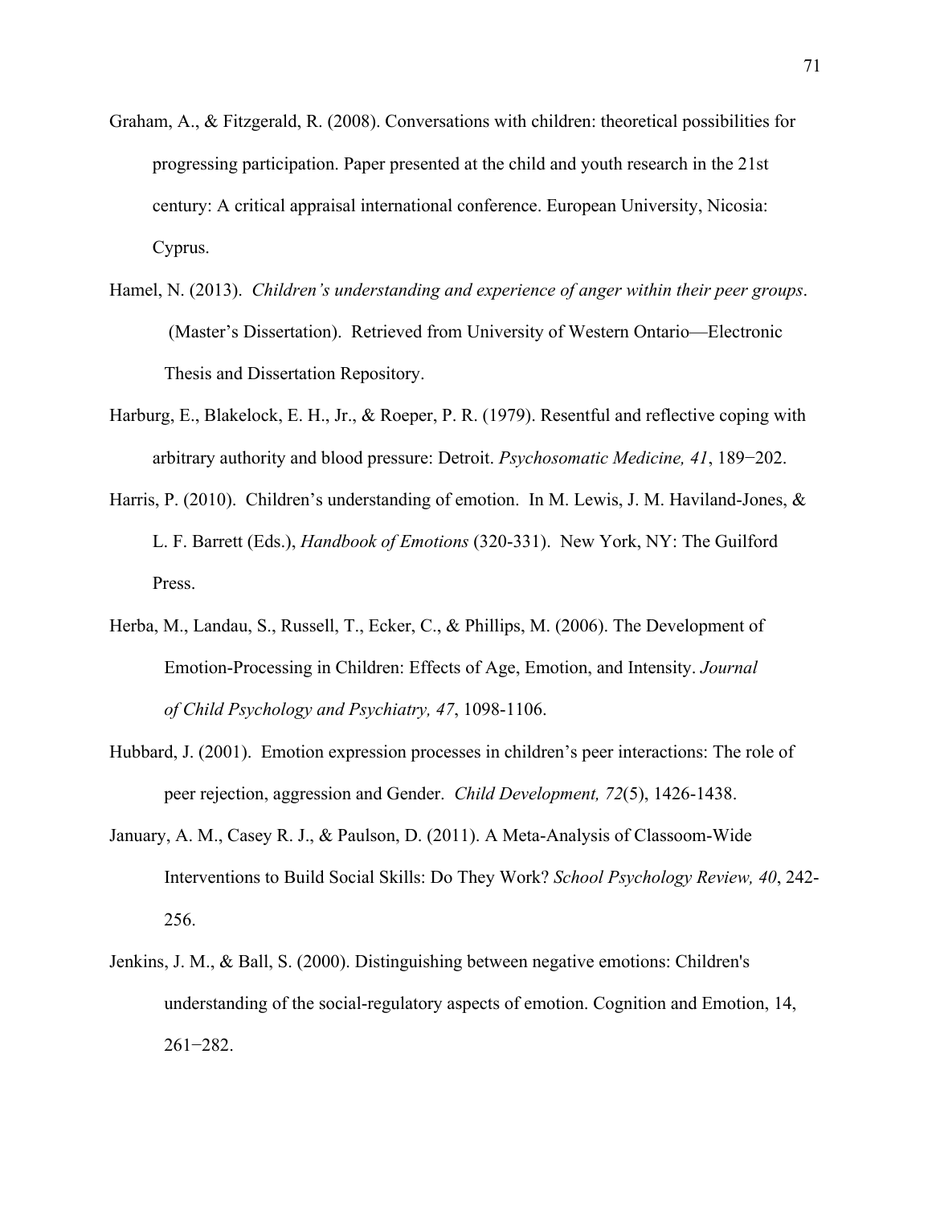Graham, A., & Fitzgerald, R. (2008). Conversations with children: theoretical possibilities for progressing participation. Paper presented at the child and youth research in the 21st century: A critical appraisal international conference. European University, Nicosia: Cyprus.

Hamel, N. (2013). *Children's understanding and experience of anger within their peer groups*. (Master's Dissertation). Retrieved from University of Western Ontario—Electronic Thesis and Dissertation Repository.

Harburg, E., Blakelock, E. H., Jr., & Roeper, P. R. (1979). Resentful and reflective coping with arbitrary authority and blood pressure: Detroit. *Psychosomatic Medicine, 41*, 189−202.

Harris, P. (2010). Children's understanding of emotion. In M. Lewis, J. M. Haviland-Jones, & L. F. Barrett (Eds.), *Handbook of Emotions* (320-331). New York, NY: The Guilford Press.

Herba, M., Landau, S., Russell, T., Ecker, C., & Phillips, M. (2006). The Development of Emotion-Processing in Children: Effects of Age, Emotion, and Intensity. *Journal of Child Psychology and Psychiatry, 47*, 1098-1106.

Hubbard, J. (2001). Emotion expression processes in children's peer interactions: The role of peer rejection, aggression and Gender. *Child Development, 72*(5), 1426-1438.

January, A. M., Casey R. J., & Paulson, D. (2011). A Meta-Analysis of Classoom-Wide Interventions to Build Social Skills: Do They Work? *School Psychology Review, 40*, 242-256.

Jenkins, J. M., & Ball, S. (2000). Distinguishing between negative emotions: Children's understanding of the social-regulatory aspects of emotion. Cognition and Emotion, 14, 261−282.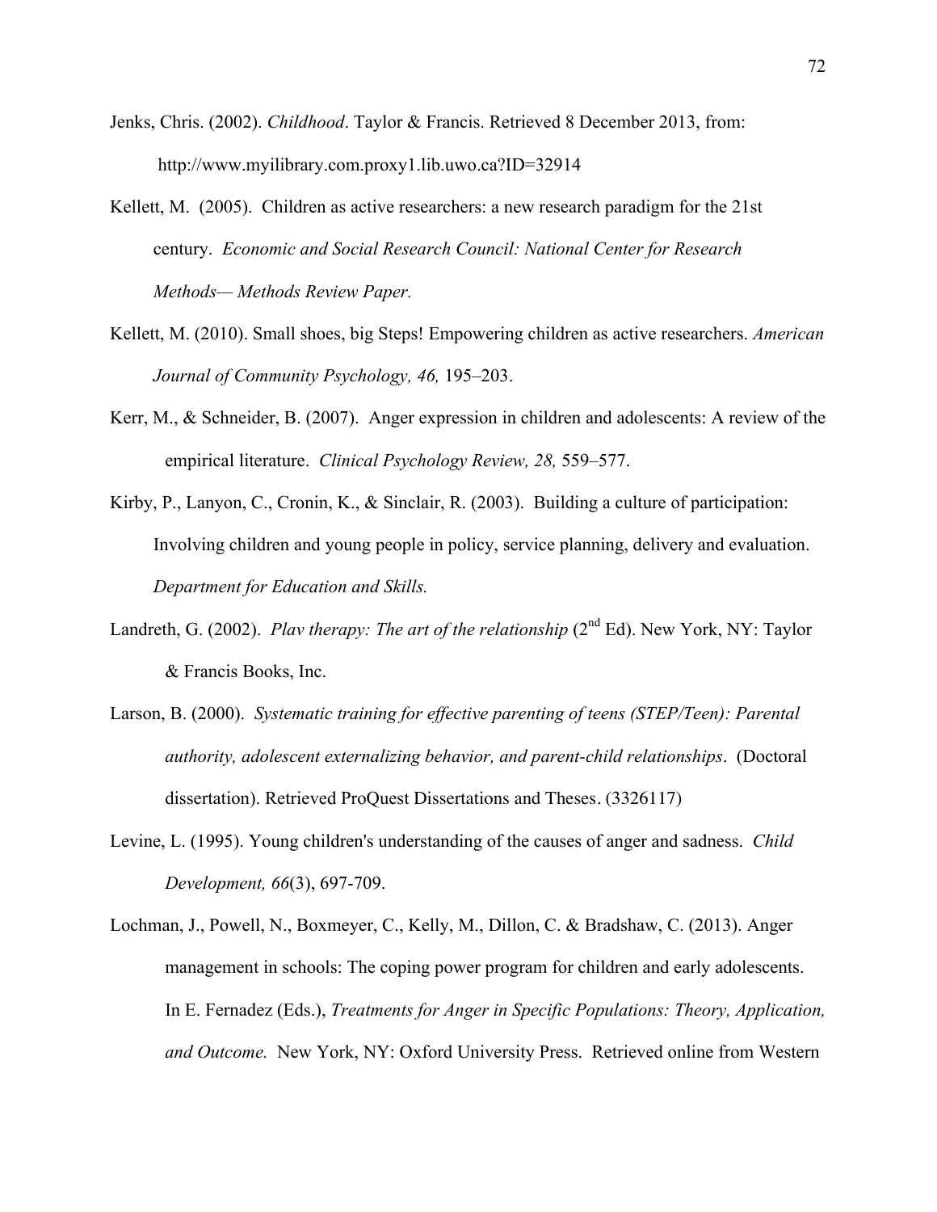Jenks, Chris. (2002). *Childhood*. Taylor & Francis. Retrieved 8 December 2013, from: http://www.myilibrary.com.proxy1.lib.uwo.ca?ID=32914

Kellett, M. (2005). Children as active researchers: a new research paradigm for the 21st century. *Economic and Social Research Council: National Center for Research Methods— Methods Review Paper.*

Kellett, M. (2010). Small shoes, big Steps! Empowering children as active researchers. *American Journal of Community Psychology, 46,* 195–203.

Kerr, M., & Schneider, B. (2007). Anger expression in children and adolescents: A review of the empirical literature. *Clinical Psychology Review, 28,* 559–577.

Kirby, P., Lanyon, C., Cronin, K., & Sinclair, R. (2003). Building a culture of participation: Involving children and young people in policy, service planning, delivery and evaluation. *Department for Education and Skills.*

Landreth, G. (2002). *Plav therapy: The art of the relationship* (2nd Ed). New York, NY: Taylor & Francis Books, Inc.

Larson, B. (2000). *Systematic training for effective parenting of teens (STEP/Teen): Parental authority, adolescent externalizing behavior, and parent-child relationships*. (Doctoral dissertation). Retrieved ProQuest Dissertations and Theses. (3326117)

Levine, L. (1995). Young children's understanding of the causes of anger and sadness. *Child Development, 66*(3), 697-709.

Lochman, J., Powell, N., Boxmeyer, C., Kelly, M., Dillon, C. & Bradshaw, C. (2013). Anger management in schools: The coping power program for children and early adolescents. In E. Fernadez (Eds.), *Treatments for Anger in Specific Populations: Theory, Application, and Outcome.* New York, NY: Oxford University Press. Retrieved online from Western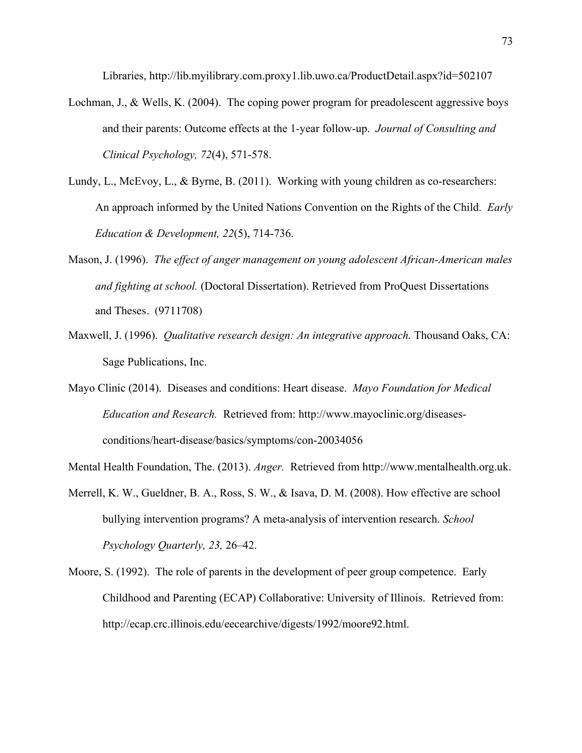Libraries, http://lib.myilibrary.com.proxy1.lib.uwo.ca/ProductDetail.aspx?id=502107

Lochman, J., & Wells, K. (2004). The coping power program for preadolescent aggressive boys and their parents: Outcome effects at the 1-year follow-up. *Journal of Consulting and Clinical Psychology, 72*(4), 571-578.

Lundy, L., McEvoy, L., & Byrne, B. (2011). Working with young children as co-researchers: An approach informed by the United Nations Convention on the Rights of the Child. *Early Education & Development, 22*(5), 714-736.

Mason, J. (1996). *The effect of anger management on young adolescent African-American males and fighting at school.* (Doctoral Dissertation). Retrieved from ProQuest Dissertations and Theses. (9711708)

Maxwell, J. (1996). *Qualitative research design: An integrative approach.* Thousand Oaks, CA: Sage Publications, Inc.

Mayo Clinic (2014). Diseases and conditions: Heart disease. *Mayo Foundation for Medical Education and Research.* Retrieved from: http://www.mayoclinic.org/diseases-conditions/heart-disease/basics/symptoms/con-20034056

Mental Health Foundation, The. (2013). *Anger.* Retrieved from http://www.mentalhealth.org.uk.

Merrell, K. W., Gueldner, B. A., Ross, S. W., & Isava, D. M. (2008). How effective are school bullying intervention programs? A meta-analysis of intervention research. *School Psychology Quarterly, 23,* 26–42.

Moore, S. (1992). The role of parents in the development of peer group competence. Early Childhood and Parenting (ECAP) Collaborative: University of Illinois. Retrieved from: http://ecap.crc.illinois.edu/eecearchive/digests/1992/moore92.html.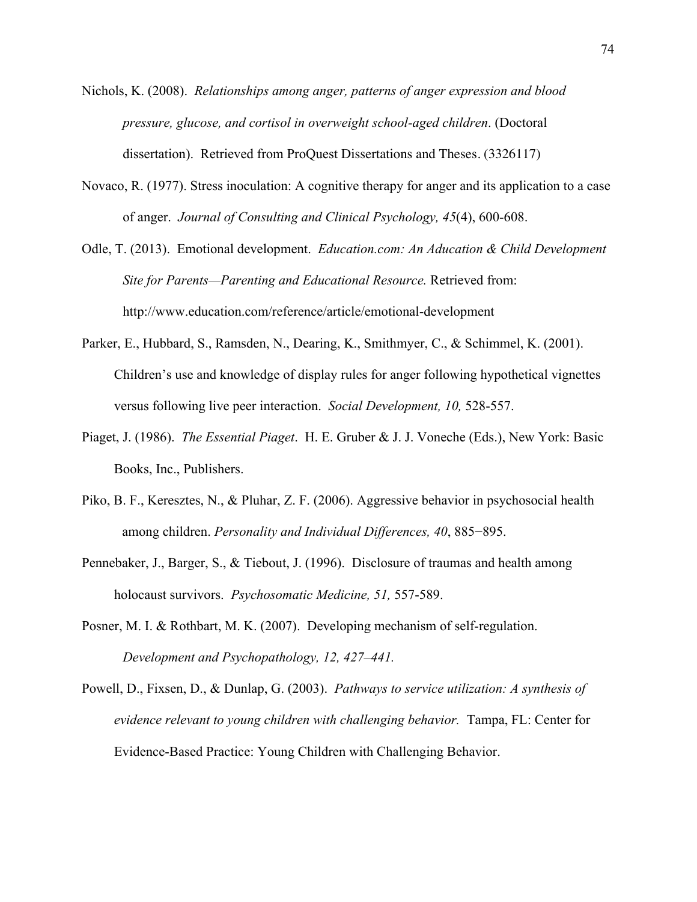Nichols, K. (2008). *Relationships among anger, patterns of anger expression and blood pressure, glucose, and cortisol in overweight school-aged children*. (Doctoral dissertation). Retrieved from ProQuest Dissertations and Theses. (3326117)

Novaco, R. (1977). Stress inoculation: A cognitive therapy for anger and its application to a case of anger. *Journal of Consulting and Clinical Psychology, 45*(4), 600-608.

Odle, T. (2013). Emotional development. *Education.com: An Aducation & Child Development Site for Parents—Parenting and Educational Resource.* Retrieved from: http://www.education.com/reference/article/emotional-development

Parker, E., Hubbard, S., Ramsden, N., Dearing, K., Smithmyer, C., & Schimmel, K. (2001). Children's use and knowledge of display rules for anger following hypothetical vignettes versus following live peer interaction. *Social Development, 10,* 528-557.

Piaget, J. (1986). *The Essential Piaget*. H. E. Gruber & J. J. Voneche (Eds.), New York: Basic Books, Inc., Publishers.

Piko, B. F., Keresztes, N., & Pluhar, Z. F. (2006). Aggressive behavior in psychosocial health among children. *Personality and Individual Differences, 40*, 885−895.

Pennebaker, J., Barger, S., & Tiebout, J. (1996). Disclosure of traumas and health among holocaust survivors. *Psychosomatic Medicine, 51,* 557-589.

Posner, M. I. & Rothbart, M. K. (2007). Developing mechanism of self-regulation. *Development and Psychopathology, 12, 427–441.*

Powell, D., Fixsen, D., & Dunlap, G. (2003). *Pathways to service utilization: A synthesis of evidence relevant to young children with challenging behavior.* Tampa, FL: Center for Evidence-Based Practice: Young Children with Challenging Behavior.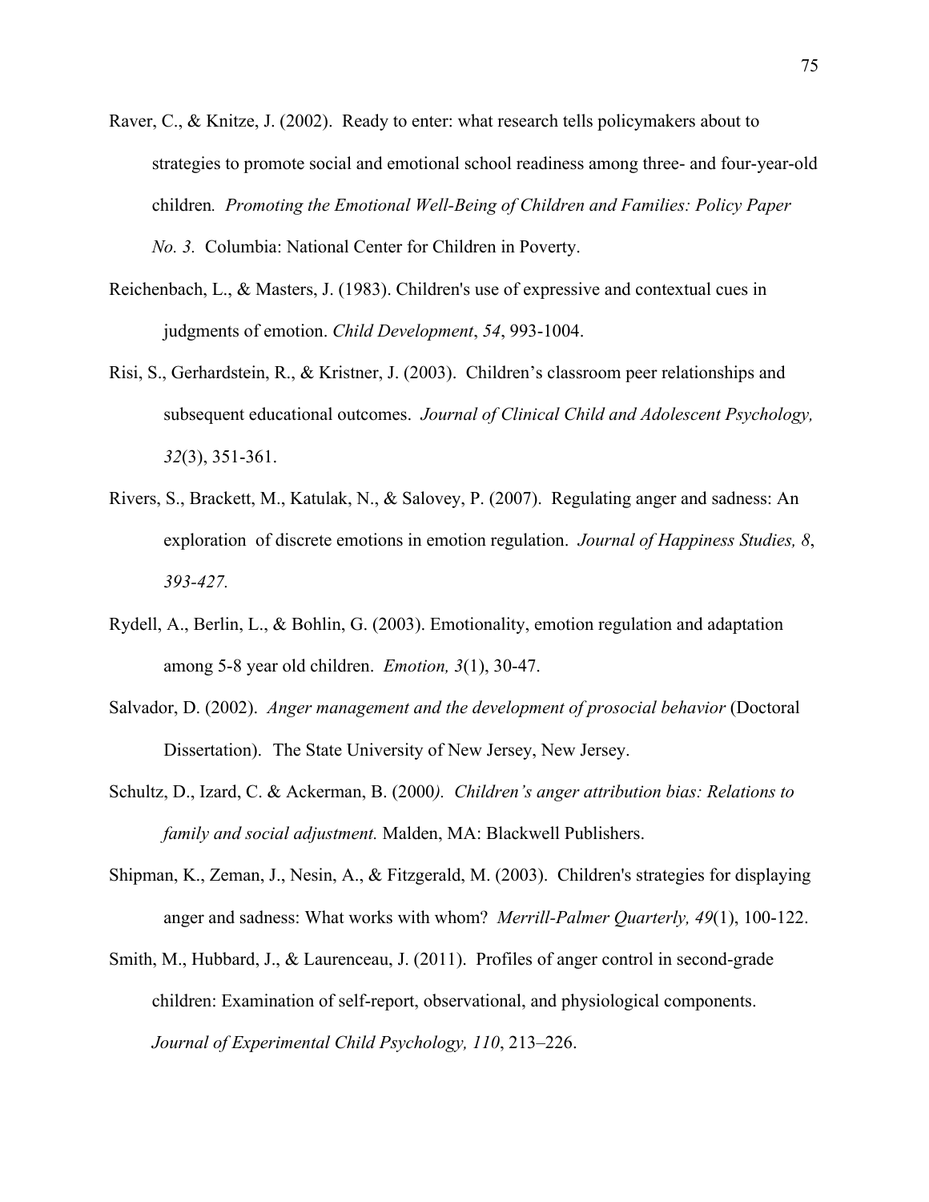Raver, C., & Knitze, J. (2002). Ready to enter: what research tells policymakers about to strategies to promote social and emotional school readiness among three- and four-year-old children. *Promoting the Emotional Well-Being of Children and Families: Policy Paper No. 3*. Columbia: National Center for Children in Poverty.

Reichenbach, L., & Masters, J. (1983). Children's use of expressive and contextual cues in judgments of emotion. *Child Development*, *54*, 993-1004.

Risi, S., Gerhardstein, R., & Kristner, J. (2003). Children's classroom peer relationships and subsequent educational outcomes. *Journal of Clinical Child and Adolescent Psychology, 32*(3), 351-361.

Rivers, S., Brackett, M., Katulak, N., & Salovey, P. (2007). Regulating anger and sadness: An exploration of discrete emotions in emotion regulation. *Journal of Happiness Studies, 8*, *393-427.*

Rydell, A., Berlin, L., & Bohlin, G. (2003). Emotionality, emotion regulation and adaptation among 5-8 year old children. *Emotion, 3*(1), 30-47.

Salvador, D. (2002). *Anger management and the development of prosocial behavior* (Doctoral Dissertation). The State University of New Jersey, New Jersey.

Schultz, D., Izard, C. & Ackerman, B. (2000*). Children's anger attribution bias: Relations to family and social adjustment.* Malden, MA: Blackwell Publishers.

Shipman, K., Zeman, J., Nesin, A., & Fitzgerald, M. (2003). Children's strategies for displaying anger and sadness: What works with whom? *Merrill-Palmer Quarterly, 49*(1), 100-122.

Smith, M., Hubbard, J., & Laurenceau, J. (2011). Profiles of anger control in second-grade children: Examination of self-report, observational, and physiological components. *Journal of Experimental Child Psychology, 110*, 213–226.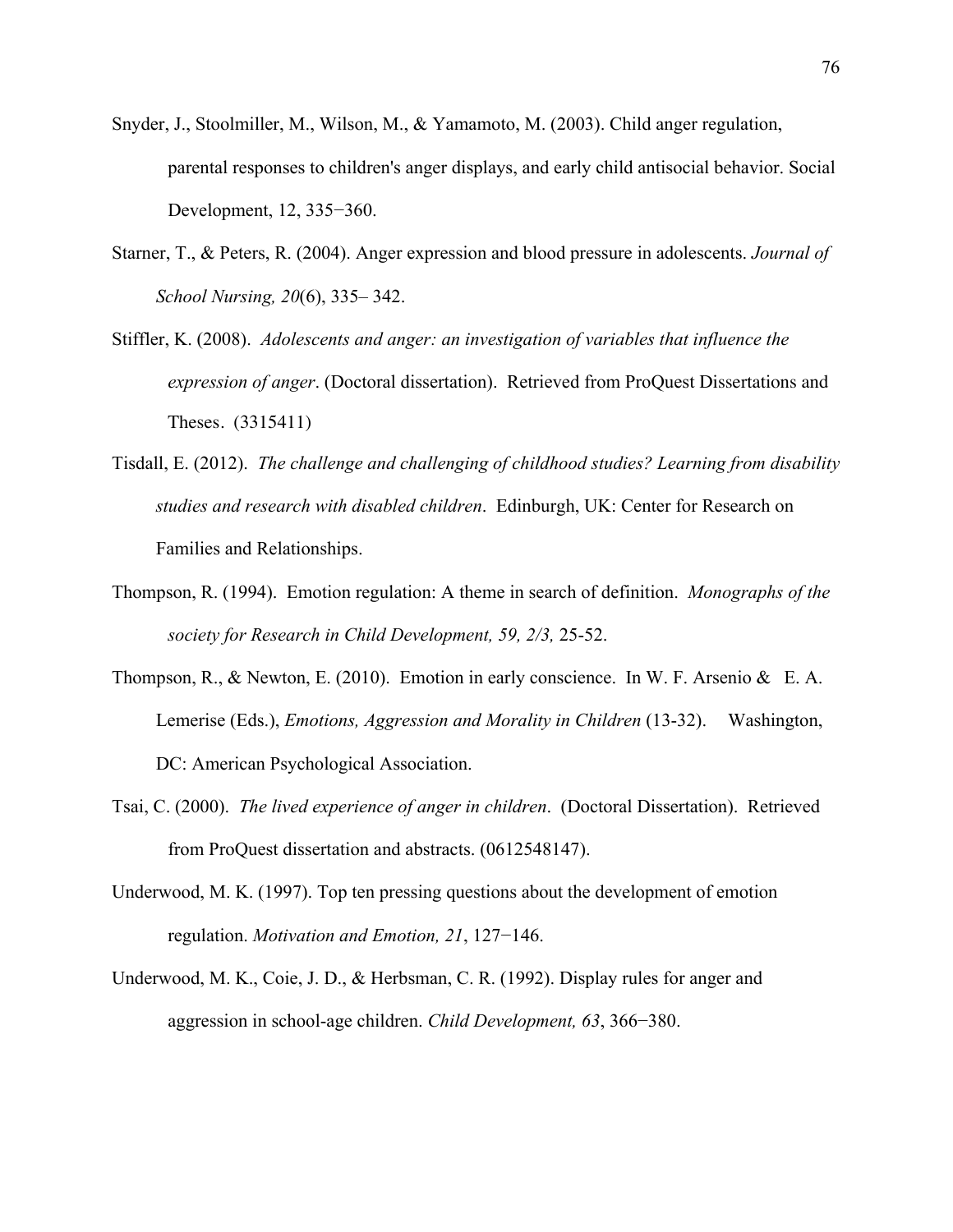Snyder, J., Stoolmiller, M., Wilson, M., & Yamamoto, M. (2003). Child anger regulation, parental responses to children's anger displays, and early child antisocial behavior. Social Development, 12, 335−360.

Starner, T., & Peters, R. (2004). Anger expression and blood pressure in adolescents. *Journal of School Nursing, 20*(6), 335– 342.

Stiffler, K. (2008). *Adolescents and anger: an investigation of variables that influence the expression of anger*. (Doctoral dissertation). Retrieved from ProQuest Dissertations and Theses. (3315411)

Tisdall, E. (2012). *The challenge and challenging of childhood studies? Learning from disability studies and research with disabled children*. Edinburgh, UK: Center for Research on Families and Relationships.

Thompson, R. (1994). Emotion regulation: A theme in search of definition. *Monographs of the society for Research in Child Development, 59, 2/3,* 25-52.

Thompson, R., & Newton, E. (2010). Emotion in early conscience. In W. F. Arsenio & E. A. Lemerise (Eds.), *Emotions, Aggression and Morality in Children* (13-32). Washington, DC: American Psychological Association.

Tsai, C. (2000). *The lived experience of anger in children*. (Doctoral Dissertation). Retrieved from ProQuest dissertation and abstracts. (0612548147).

Underwood, M. K. (1997). Top ten pressing questions about the development of emotion regulation. *Motivation and Emotion, 21*, 127−146.

Underwood, M. K., Coie, J. D., & Herbsman, C. R. (1992). Display rules for anger and aggression in school-age children. *Child Development, 63*, 366−380.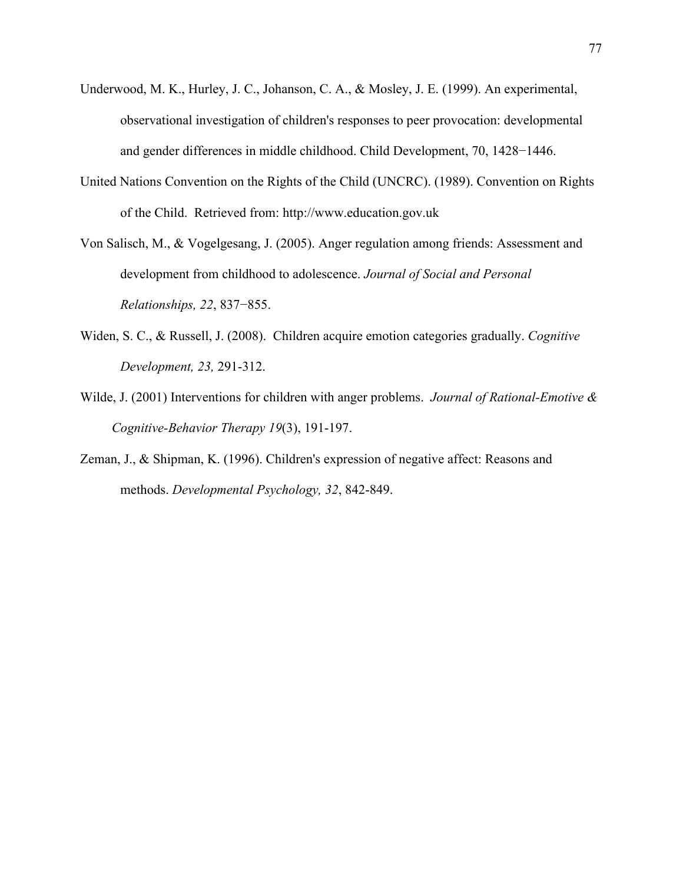Underwood, M. K., Hurley, J. C., Johanson, C. A., & Mosley, J. E. (1999). An experimental, observational investigation of children's responses to peer provocation: developmental and gender differences in middle childhood. Child Development, 70, 1428−1446.

United Nations Convention on the Rights of the Child (UNCRC). (1989). Convention on Rights of the Child. Retrieved from: http://www.education.gov.uk

Von Salisch, M., & Vogelgesang, J. (2005). Anger regulation among friends: Assessment and development from childhood to adolescence. *Journal of Social and Personal Relationships, 22*, 837−855.

Widen, S. C., & Russell, J. (2008). Children acquire emotion categories gradually. *Cognitive Development, 23,* 291-312.

Wilde, J. (2001) Interventions for children with anger problems. *Journal of Rational-Emotive & Cognitive-Behavior Therapy 19*(3), 191-197.

Zeman, J., & Shipman, K. (1996). Children's expression of negative affect: Reasons and methods. *Developmental Psychology, 32*, 842-849.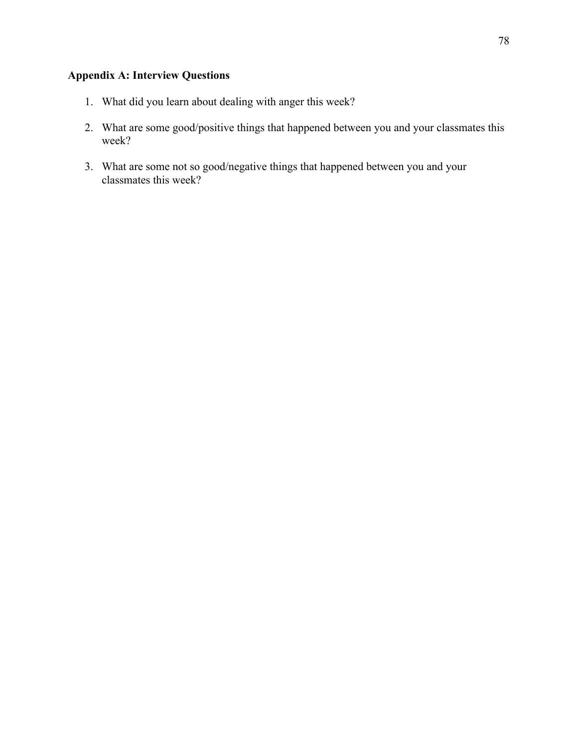## Appendix A: Interview Questions

1. What did you learn about dealing with anger this week?
2. What are some good/positive things that happened between you and your classmates this week?
3. What are some not so good/negative things that happened between you and your classmates this week?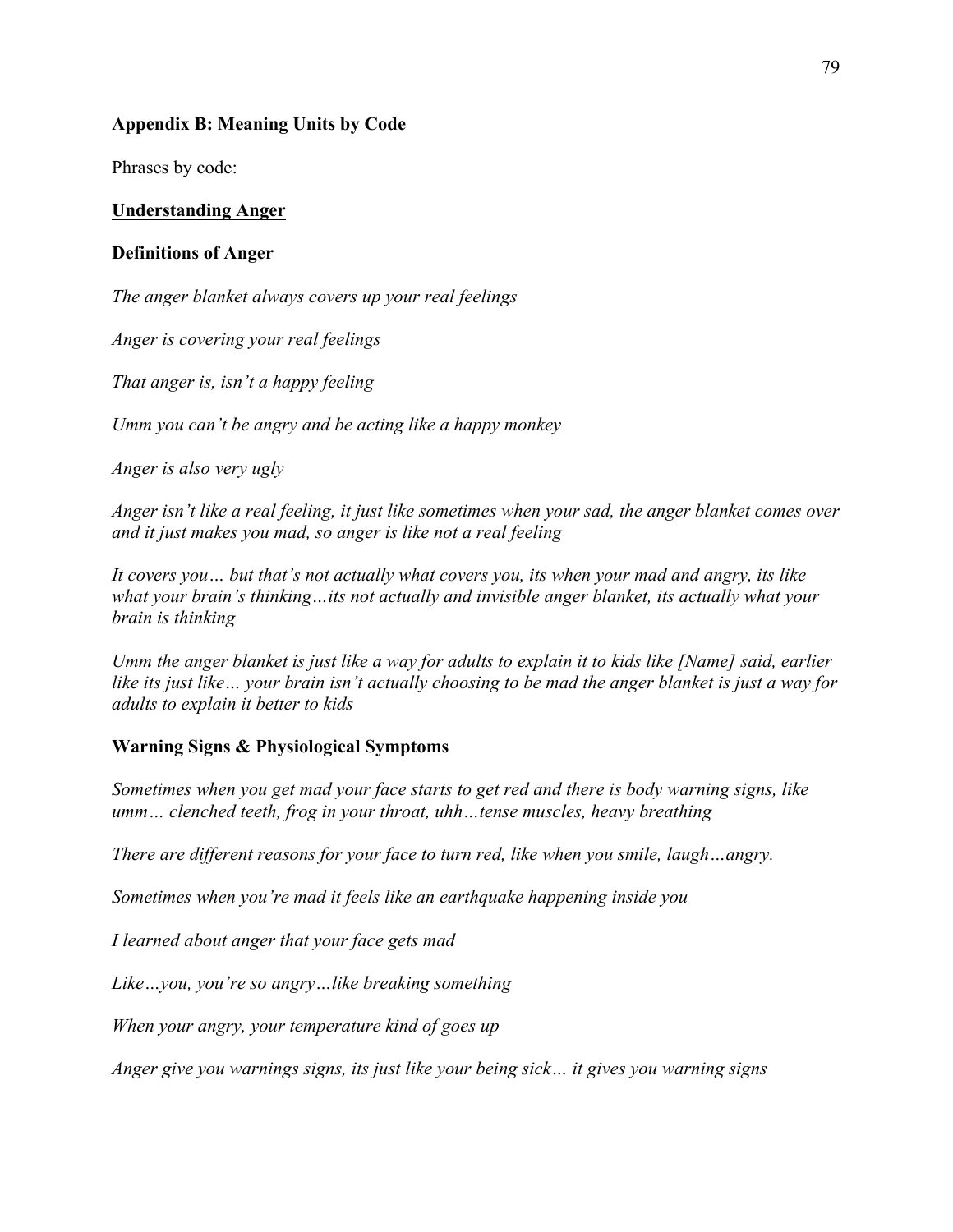## Appendix B: Meaning Units by Code

Phrases by code:

### Understanding Anger

#### Definitions of Anger

*The anger blanket always covers up your real feelings*

*Anger is covering your real feelings*

*That anger is, isn't a happy feeling*

*Umm you can't be angry and be acting like a happy monkey*

*Anger is also very ugly*

*Anger isn't like a real feeling, it just like sometimes when your sad, the anger blanket comes over and it just makes you mad, so anger is like not a real feeling*

*It covers you… but that's not actually what covers you, its when your mad and angry, its like what your brain's thinking…its not actually and invisible anger blanket, its actually what your brain is thinking*

*Umm the anger blanket is just like a way for adults to explain it to kids like [Name] said, earlier like its just like… your brain isn't actually choosing to be mad the anger blanket is just a way for adults to explain it better to kids*

#### Warning Signs & Physiological Symptoms

*Sometimes when you get mad your face starts to get red and there is body warning signs, like umm… clenched teeth, frog in your throat, uhh…tense muscles, heavy breathing*

*There are different reasons for your face to turn red, like when you smile, laugh…angry.*

*Sometimes when you're mad it feels like an earthquake happening inside you*

*I learned about anger that your face gets mad*

*Like…you, you're so angry…like breaking something*

*When your angry, your temperature kind of goes up*

*Anger give you warnings signs, its just like your being sick… it gives you warning signs*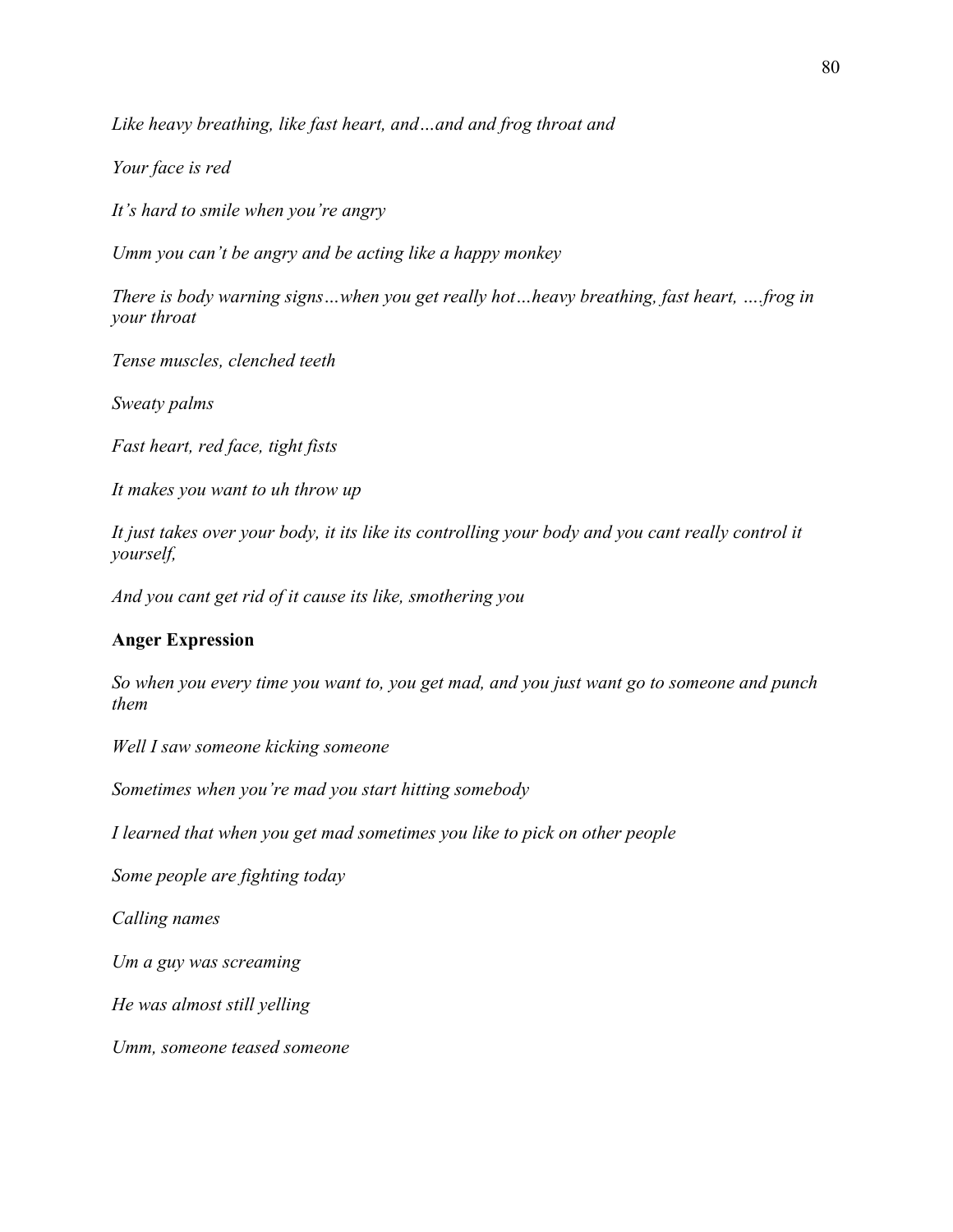*Like heavy breathing, like fast heart, and…and and frog throat and*

*Your face is red*

*It's hard to smile when you're angry*

*Umm you can't be angry and be acting like a happy monkey*

*There is body warning signs…when you get really hot…heavy breathing, fast heart, ….frog in your throat*

*Tense muscles, clenched teeth*

*Sweaty palms*

*Fast heart, red face, tight fists*

*It makes you want to uh throw up*

*It just takes over your body, it its like its controlling your body and you cant really control it yourself,*

*And you cant get rid of it cause its like, smothering you*

**Anger Expression**

*So when you every time you want to, you get mad, and you just want go to someone and punch them*

*Well I saw someone kicking someone*

*Sometimes when you're mad you start hitting somebody*

*I learned that when you get mad sometimes you like to pick on other people*

*Some people are fighting today*

*Calling names*

*Um a guy was screaming*

*He was almost still yelling*

*Umm, someone teased someone*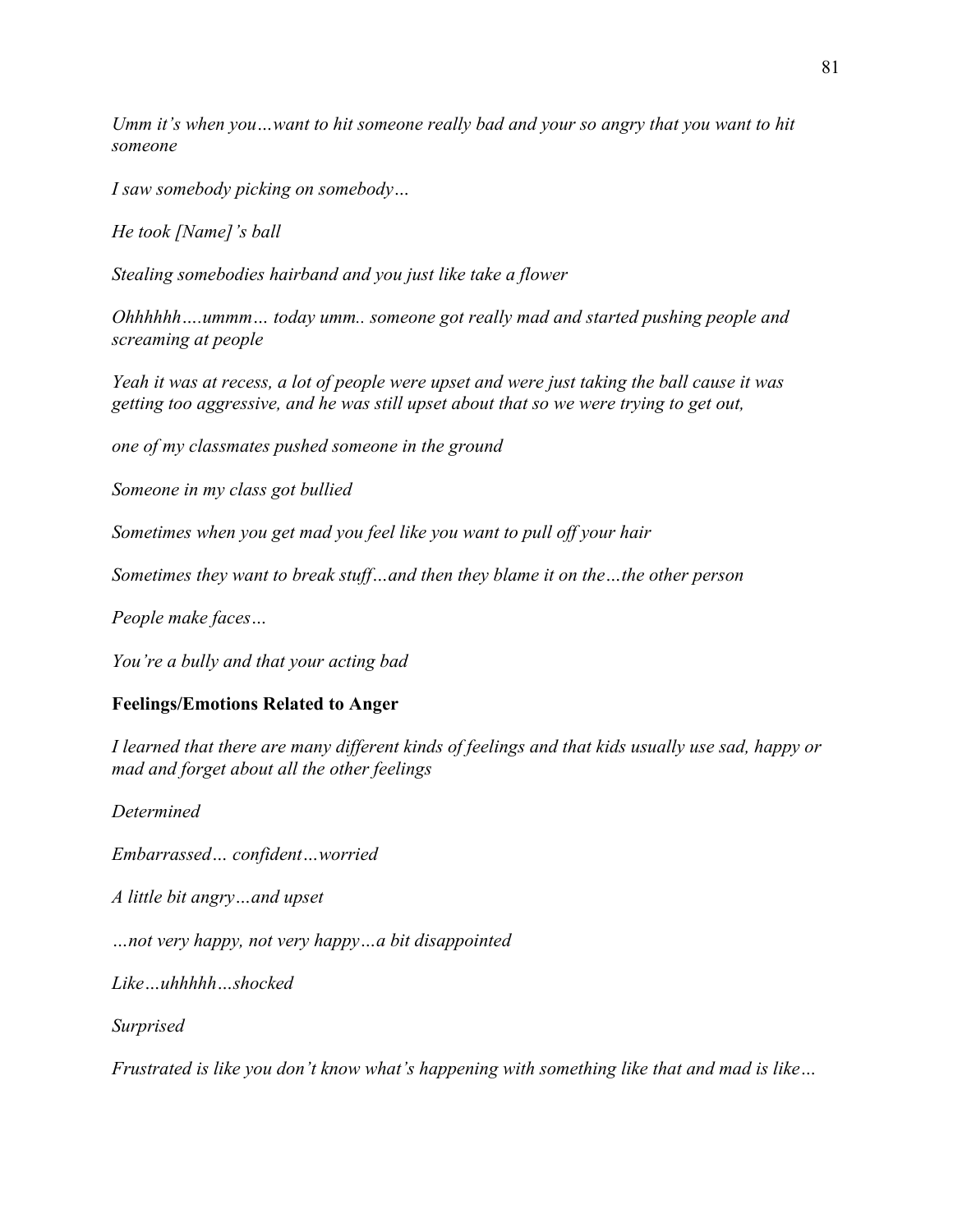*Umm it's when you…want to hit someone really bad and your so angry that you want to hit someone*

*I saw somebody picking on somebody…*

*He took [Name]'s ball*

*Stealing somebodies hairband and you just like take a flower*

*Ohhhhhh….ummm… today umm.. someone got really mad and started pushing people and screaming at people*

*Yeah it was at recess, a lot of people were upset and were just taking the ball cause it was getting too aggressive, and he was still upset about that so we were trying to get out,*

*one of my classmates pushed someone in the ground*

*Someone in my class got bullied*

*Sometimes when you get mad you feel like you want to pull off your hair*

*Sometimes they want to break stuff…and then they blame it on the…the other person*

*People make faces…*

*You're a bully and that your acting bad*

**Feelings/Emotions Related to Anger**

*I learned that there are many different kinds of feelings and that kids usually use sad, happy or mad and forget about all the other feelings*

*Determined*

*Embarrassed… confident…worried*

*A little bit angry…and upset*

*…not very happy, not very happy…a bit disappointed*

*Like…uhhhhh…shocked*

*Surprised*

*Frustrated is like you don't know what's happening with something like that and mad is like…*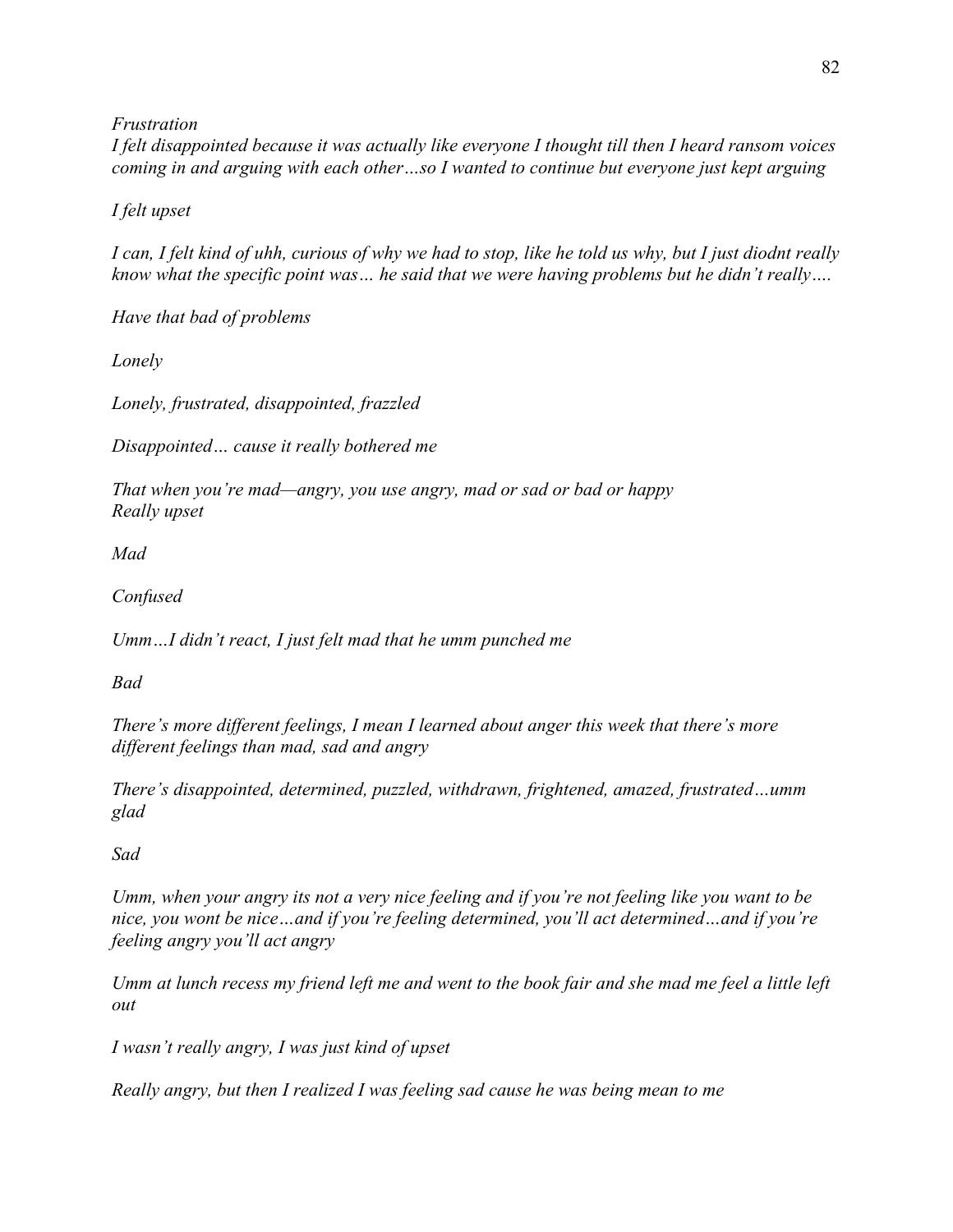*Frustration*
*I felt disappointed because it was actually like everyone I thought till then I heard ransom voices coming in and arguing with each other…so I wanted to continue but everyone just kept arguing*

*I felt upset*

*I can, I felt kind of uhh, curious of why we had to stop, like he told us why, but I just diodnt really know what the specific point was… he said that we were having problems but he didn't really….*

*Have that bad of problems*

*Lonely*

*Lonely, frustrated, disappointed, frazzled*

*Disappointed… cause it really bothered me*

*That when you're mad—angry, you use angry, mad or sad or bad or happy*
*Really upset*

*Mad*

*Confused*

*Umm…I didn't react, I just felt mad that he umm punched me*

*Bad*

*There's more different feelings, I mean I learned about anger this week that there's more different feelings than mad, sad and angry*

*There's disappointed, determined, puzzled, withdrawn, frightened, amazed, frustrated…umm glad*

*Sad*

*Umm, when your angry its not a very nice feeling and if you're not feeling like you want to be nice, you wont be nice…and if you're feeling determined, you'll act determined…and if you're feeling angry you'll act angry*

*Umm at lunch recess my friend left me and went to the book fair and she mad me feel a little left out*

*I wasn't really angry, I was just kind of upset*

*Really angry, but then I realized I was feeling sad cause he was being mean to me*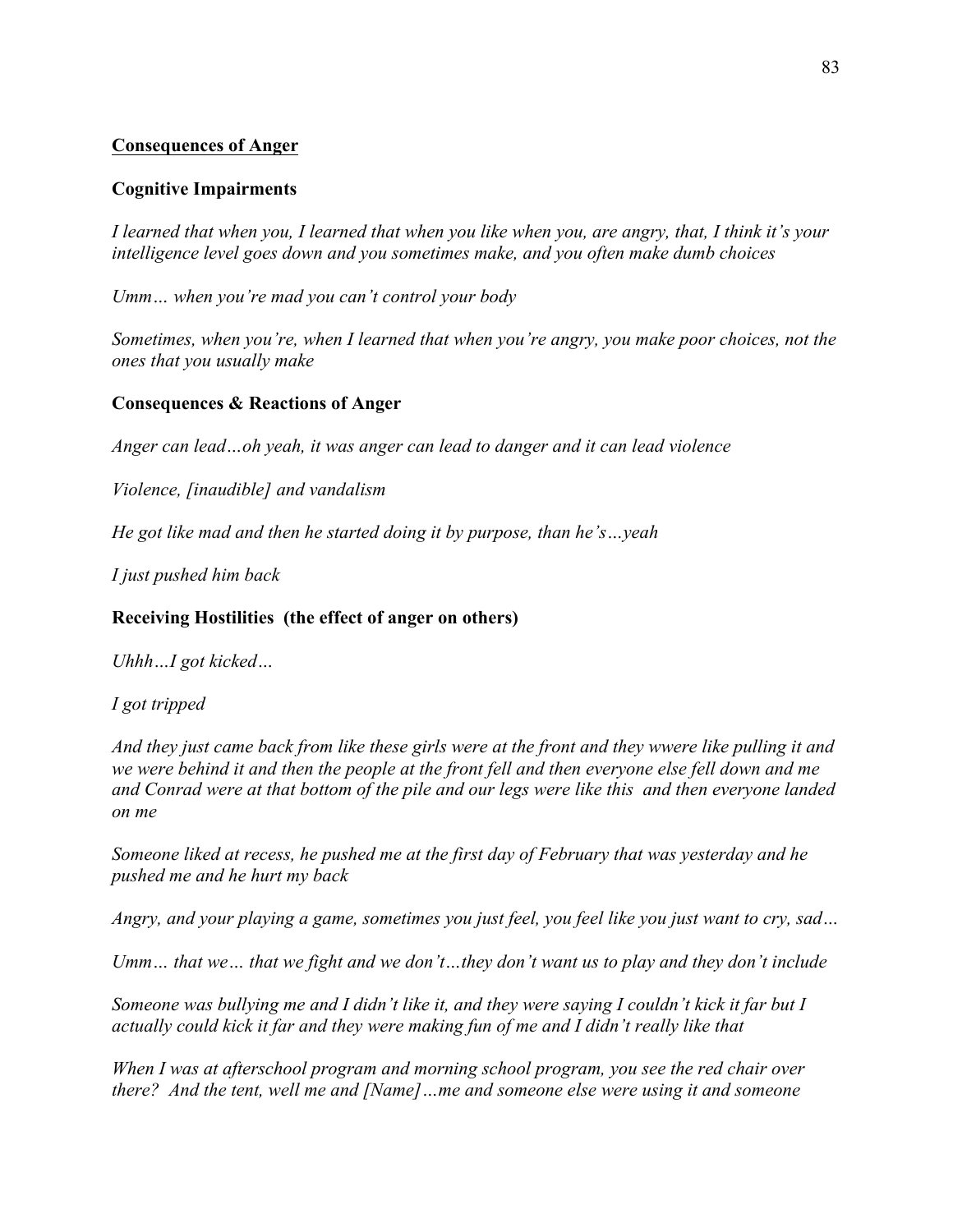## Consequences of Anger

### Cognitive Impairments

*I learned that when you, I learned that when you like when you, are angry, that, I think it's your intelligence level goes down and you sometimes make, and you often make dumb choices*

*Umm… when you're mad you can't control your body*

*Sometimes, when you're, when I learned that when you're angry, you make poor choices, not the ones that you usually make*

### Consequences & Reactions of Anger

*Anger can lead…oh yeah, it was anger can lead to danger and it can lead violence*

*Violence, [inaudible] and vandalism*

*He got like mad and then he started doing it by purpose, than he's…yeah*

*I just pushed him back*

### Receiving Hostilities (the effect of anger on others)

*Uhhh…I got kicked…*

*I got tripped*

*And they just came back from like these girls were at the front and they wwere like pulling it and we were behind it and then the people at the front fell and then everyone else fell down and me and Conrad were at that bottom of the pile and our legs were like this and then everyone landed on me*

*Someone liked at recess, he pushed me at the first day of February that was yesterday and he pushed me and he hurt my back*

*Angry, and your playing a game, sometimes you just feel, you feel like you just want to cry, sad…*

*Umm… that we… that we fight and we don't…they don't want us to play and they don't include*

*Someone was bullying me and I didn't like it, and they were saying I couldn't kick it far but I actually could kick it far and they were making fun of me and I didn't really like that*

*When I was at afterschool program and morning school program, you see the red chair over there? And the tent, well me and [Name]…me and someone else were using it and someone*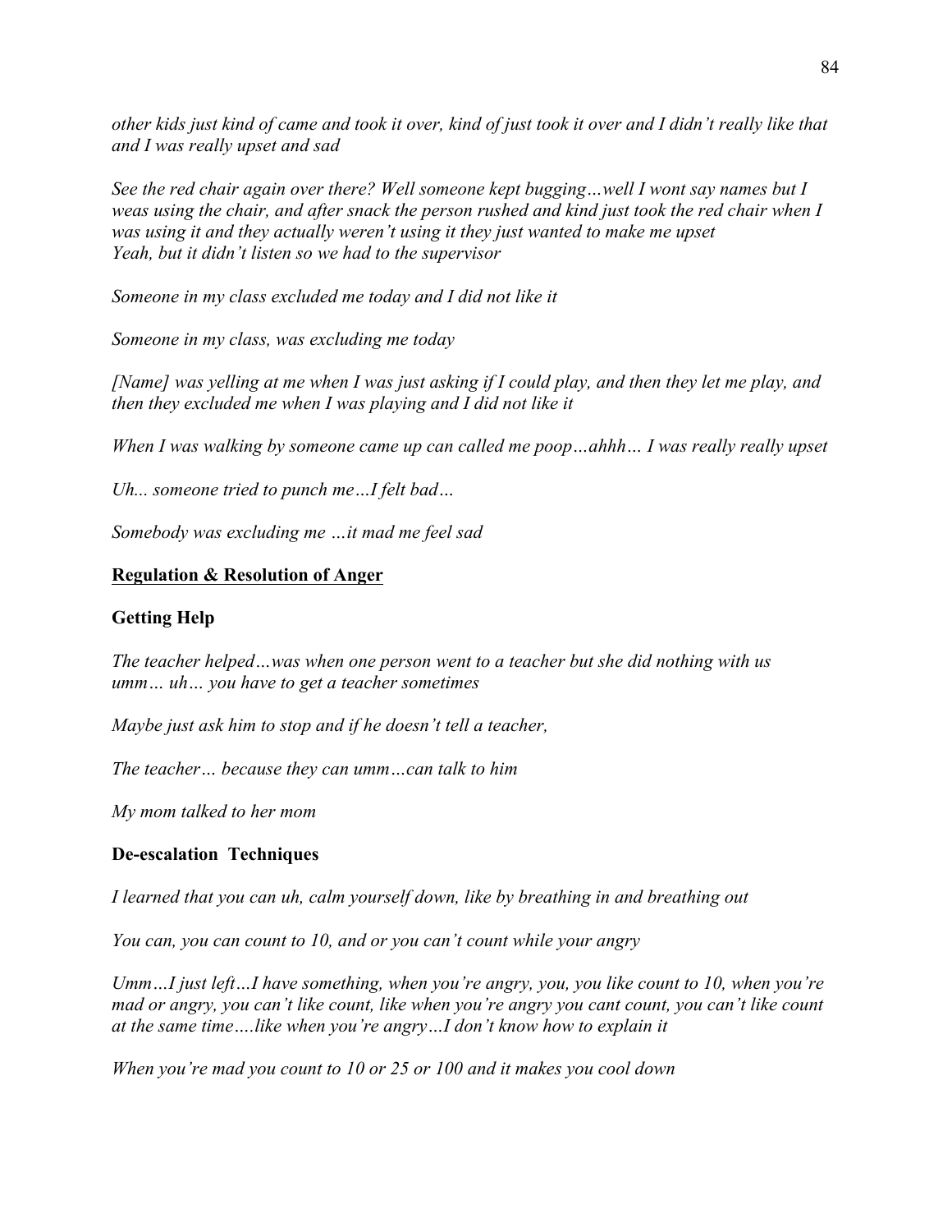*other kids just kind of came and took it over, kind of just took it over and I didn't really like that and I was really upset and sad*

*See the red chair again over there? Well someone kept bugging…well I wont say names but I weas using the chair, and after snack the person rushed and kind just took the red chair when I was using it and they actually weren't using it they just wanted to make me upset*
*Yeah, but it didn't listen so we had to the supervisor*

*Someone in my class excluded me today and I did not like it*

*Someone in my class, was excluding me today*

*[Name] was yelling at me when I was just asking if I could play, and then they let me play, and then they excluded me when I was playing and I did not like it*

*When I was walking by someone came up can called me poop…ahhh… I was really really upset*

*Uh... someone tried to punch me…I felt bad…*

*Somebody was excluding me …it mad me feel sad*

<u>**Regulation & Resolution of Anger**</u>

**Getting Help**

*The teacher helped…was when one person went to a teacher but she did nothing with us umm… uh… you have to get a teacher sometimes*

*Maybe just ask him to stop and if he doesn't tell a teacher,*

*The teacher… because they can umm…can talk to him*

*My mom talked to her mom*

**De-escalation Techniques**

*I learned that you can uh, calm yourself down, like by breathing in and breathing out*

*You can, you can count to 10, and or you can't count while your angry*

*Umm…I just left…I have something, when you're angry, you, you like count to 10, when you're mad or angry, you can't like count, like when you're angry you cant count, you can't like count at the same time….like when you're angry…I don't know how to explain it*

*When you're mad you count to 10 or 25 or 100 and it makes you cool down*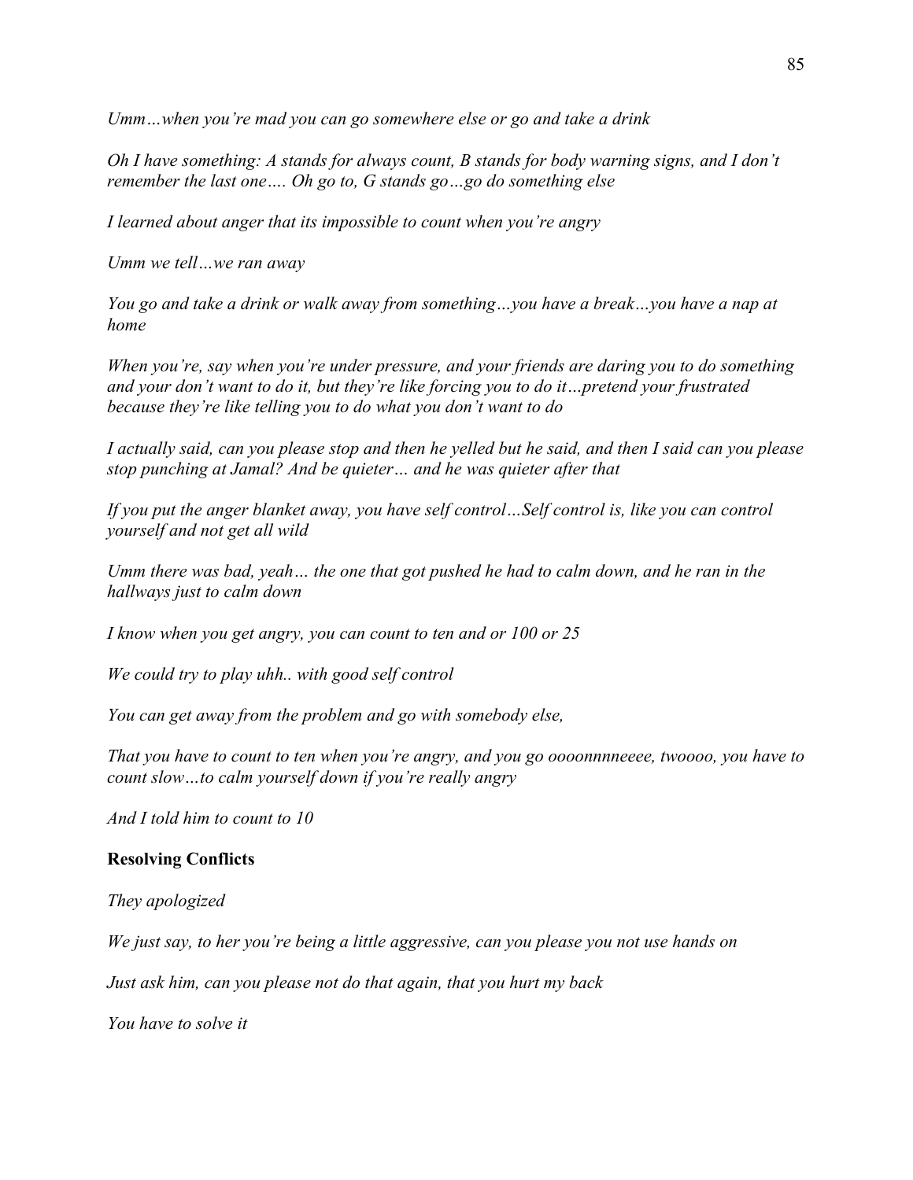*Umm…when you're mad you can go somewhere else or go and take a drink*

*Oh I have something: A stands for always count, B stands for body warning signs, and I don't remember the last one…. Oh go to, G stands go…go do something else*

*I learned about anger that its impossible to count when you're angry*

*Umm we tell…we ran away*

*You go and take a drink or walk away from something…you have a break…you have a nap at home*

*When you're, say when you're under pressure, and your friends are daring you to do something and your don't want to do it, but they're like forcing you to do it…pretend your frustrated because they're like telling you to do what you don't want to do*

*I actually said, can you please stop and then he yelled but he said, and then I said can you please stop punching at Jamal? And be quieter… and he was quieter after that*

*If you put the anger blanket away, you have self control…Self control is, like you can control yourself and not get all wild*

*Umm there was bad, yeah… the one that got pushed he had to calm down, and he ran in the hallways just to calm down*

*I know when you get angry, you can count to ten and or 100 or 25*

*We could try to play uhh.. with good self control*

*You can get away from the problem and go with somebody else,*

*That you have to count to ten when you're angry, and you go oooonnnneeee, twoooo, you have to count slow…to calm yourself down if you're really angry*

*And I told him to count to 10*

**Resolving Conflicts**

*They apologized*

*We just say, to her you're being a little aggressive, can you please you not use hands on*

*Just ask him, can you please not do that again, that you hurt my back*

*You have to solve it*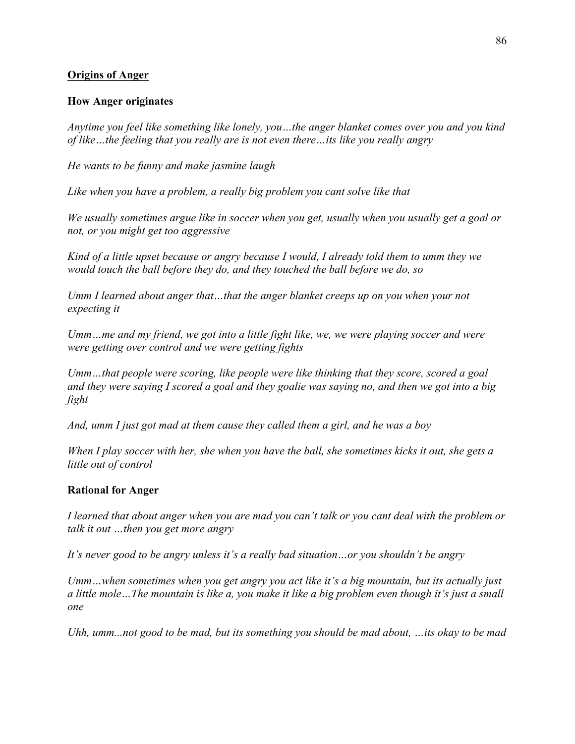## Origins of Anger

### How Anger originates

*Anytime you feel like something like lonely, you…the anger blanket comes over you and you kind of like…the feeling that you really are is not even there…its like you really angry*

*He wants to be funny and make jasmine laugh*

*Like when you have a problem, a really big problem you cant solve like that*

*We usually sometimes argue like in soccer when you get, usually when you usually get a goal or not, or you might get too aggressive*

*Kind of a little upset because or angry because I would, I already told them to umm they we would touch the ball before they do, and they touched the ball before we do, so*

*Umm I learned about anger that…that the anger blanket creeps up on you when your not expecting it*

*Umm…me and my friend, we got into a little fight like, we, we were playing soccer and were were getting over control and we were getting fights*

*Umm…that people were scoring, like people were like thinking that they score, scored a goal and they were saying I scored a goal and they goalie was saying no, and then we got into a big fight*

*And, umm I just got mad at them cause they called them a girl, and he was a boy*

*When I play soccer with her, she when you have the ball, she sometimes kicks it out, she gets a little out of control*

### Rational for Anger

*I learned that about anger when you are mad you can't talk or you cant deal with the problem or talk it out …then you get more angry*

*It's never good to be angry unless it's a really bad situation…or you shouldn't be angry*

*Umm…when sometimes when you get angry you act like it's a big mountain, but its actually just a little mole…The mountain is like a, you make it like a big problem even though it's just a small one*

*Uhh, umm...not good to be mad, but its something you should be mad about, …its okay to be mad*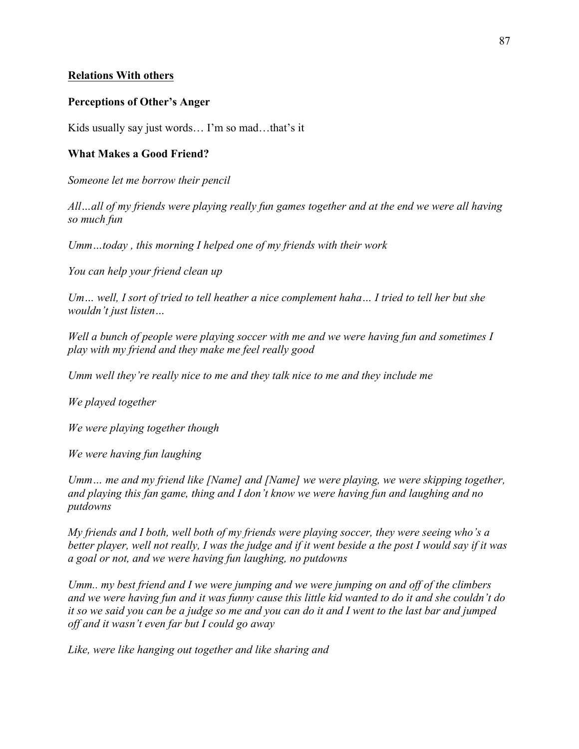**Relations With others**

**Perceptions of Other's Anger**

Kids usually say just words… I'm so mad…that's it

**What Makes a Good Friend?**

*Someone let me borrow their pencil*

*All…all of my friends were playing really fun games together and at the end we were all having so much fun*

*Umm…today , this morning I helped one of my friends with their work*

*You can help your friend clean up*

*Um… well, I sort of tried to tell heather a nice complement haha… I tried to tell her but she wouldn't just listen…*

*Well a bunch of people were playing soccer with me and we were having fun and sometimes I play with my friend and they make me feel really good*

*Umm well they're really nice to me and they talk nice to me and they include me*

*We played together*

*We were playing together though*

*We were having fun laughing*

*Umm… me and my friend like [Name] and [Name] we were playing, we were skipping together, and playing this fan game, thing and I don't know we were having fun and laughing and no putdowns*

*My friends and I both, well both of my friends were playing soccer, they were seeing who's a better player, well not really, I was the judge and if it went beside a the post I would say if it was a goal or not, and we were having fun laughing, no putdowns*

*Umm.. my best friend and I we were jumping and we were jumping on and off of the climbers and we were having fun and it was funny cause this little kid wanted to do it and she couldn't do it so we said you can be a judge so me and you can do it and I went to the last bar and jumped off and it wasn't even far but I could go away*

*Like, were like hanging out together and like sharing and*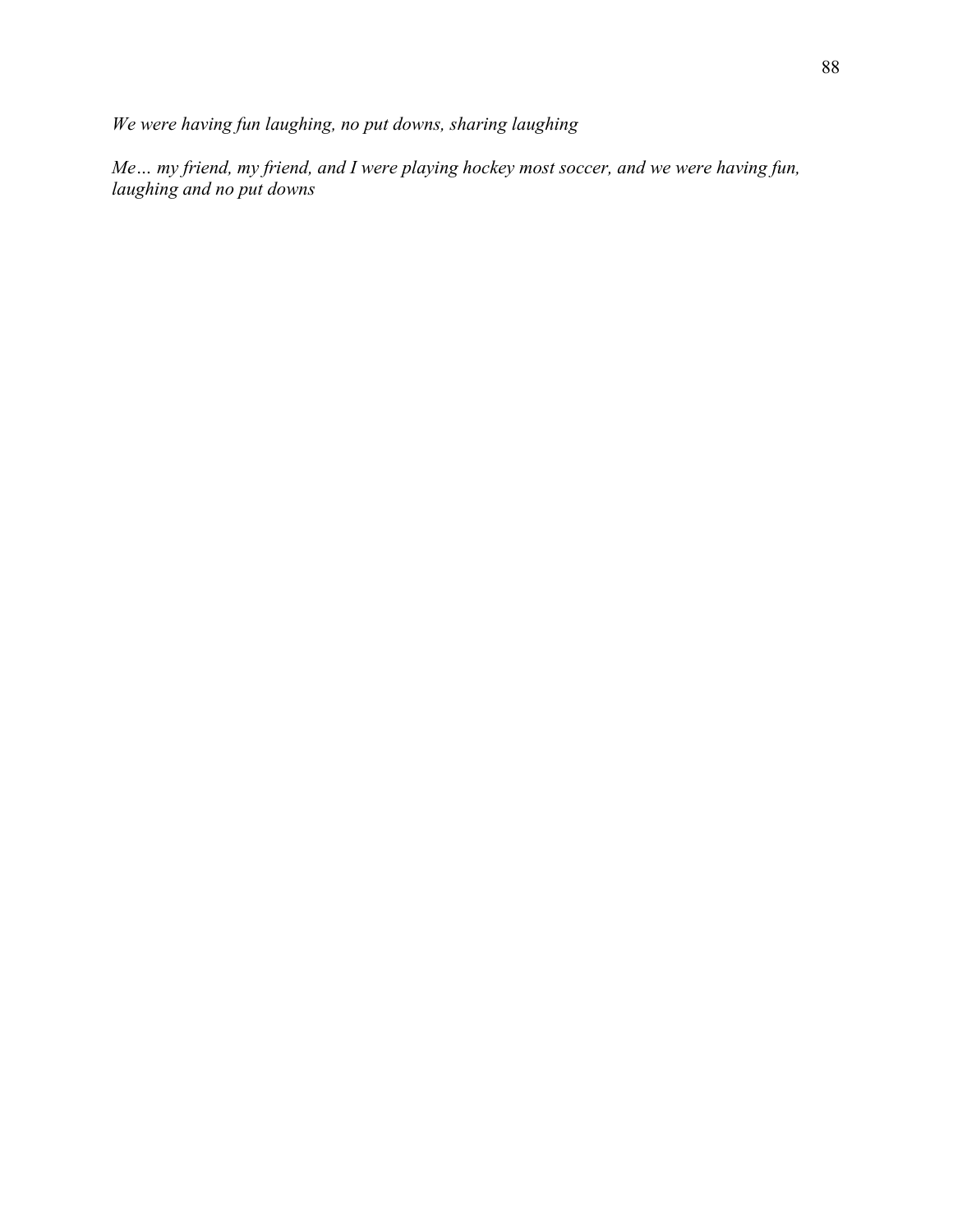*We were having fun laughing, no put downs, sharing laughing*

*Me… my friend, my friend, and I were playing hockey most soccer, and we were having fun, laughing and no put downs*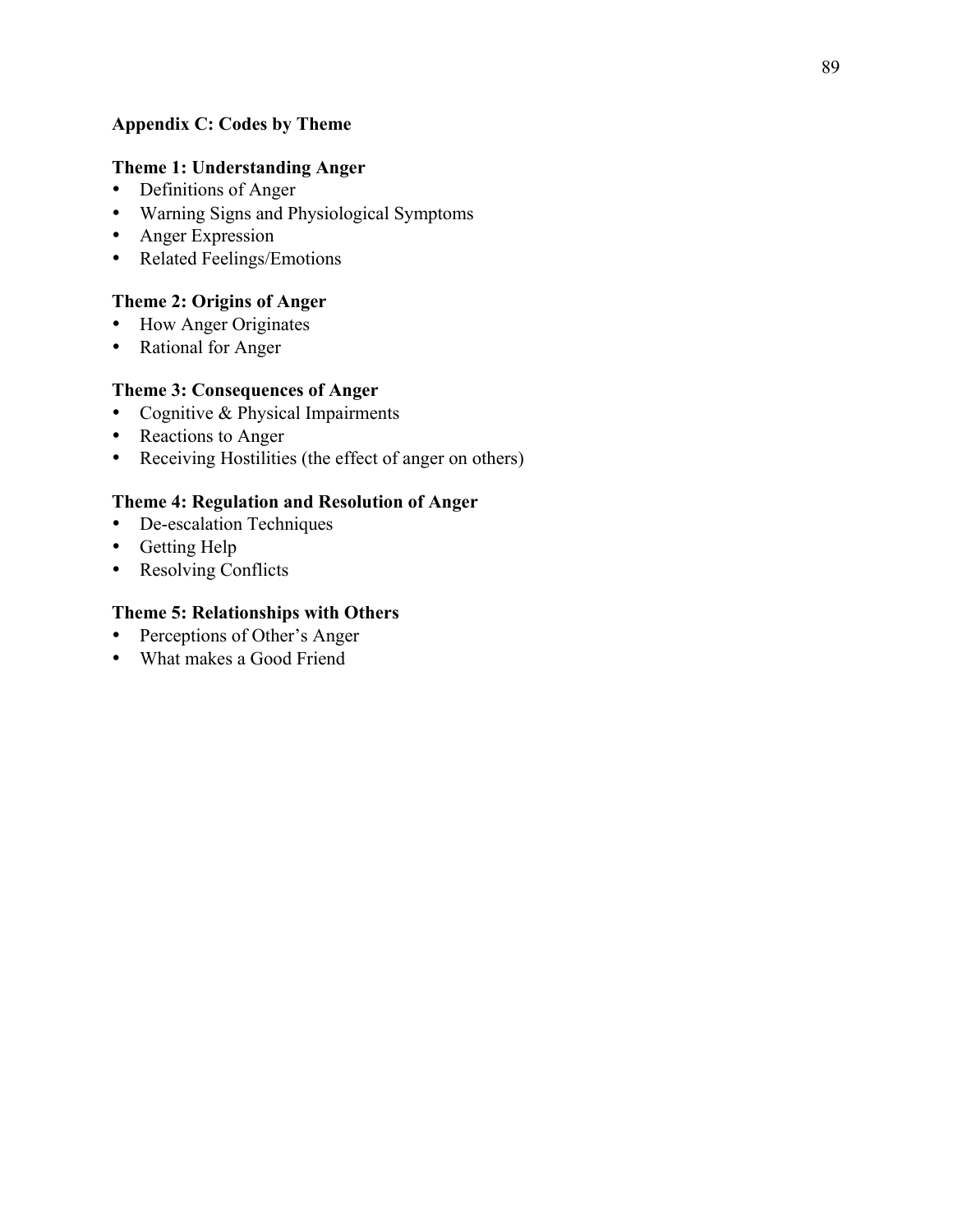## Appendix C: Codes by Theme

### Theme 1: Understanding Anger

- Definitions of Anger
- Warning Signs and Physiological Symptoms
- Anger Expression
- Related Feelings/Emotions

### Theme 2: Origins of Anger

- How Anger Originates
- Rational for Anger

### Theme 3: Consequences of Anger

- Cognitive & Physical Impairments
- Reactions to Anger
- Receiving Hostilities (the effect of anger on others)

### Theme 4: Regulation and Resolution of Anger

- De-escalation Techniques
- Getting Help
- Resolving Conflicts

### Theme 5: Relationships with Others

- Perceptions of Other's Anger
- What makes a Good Friend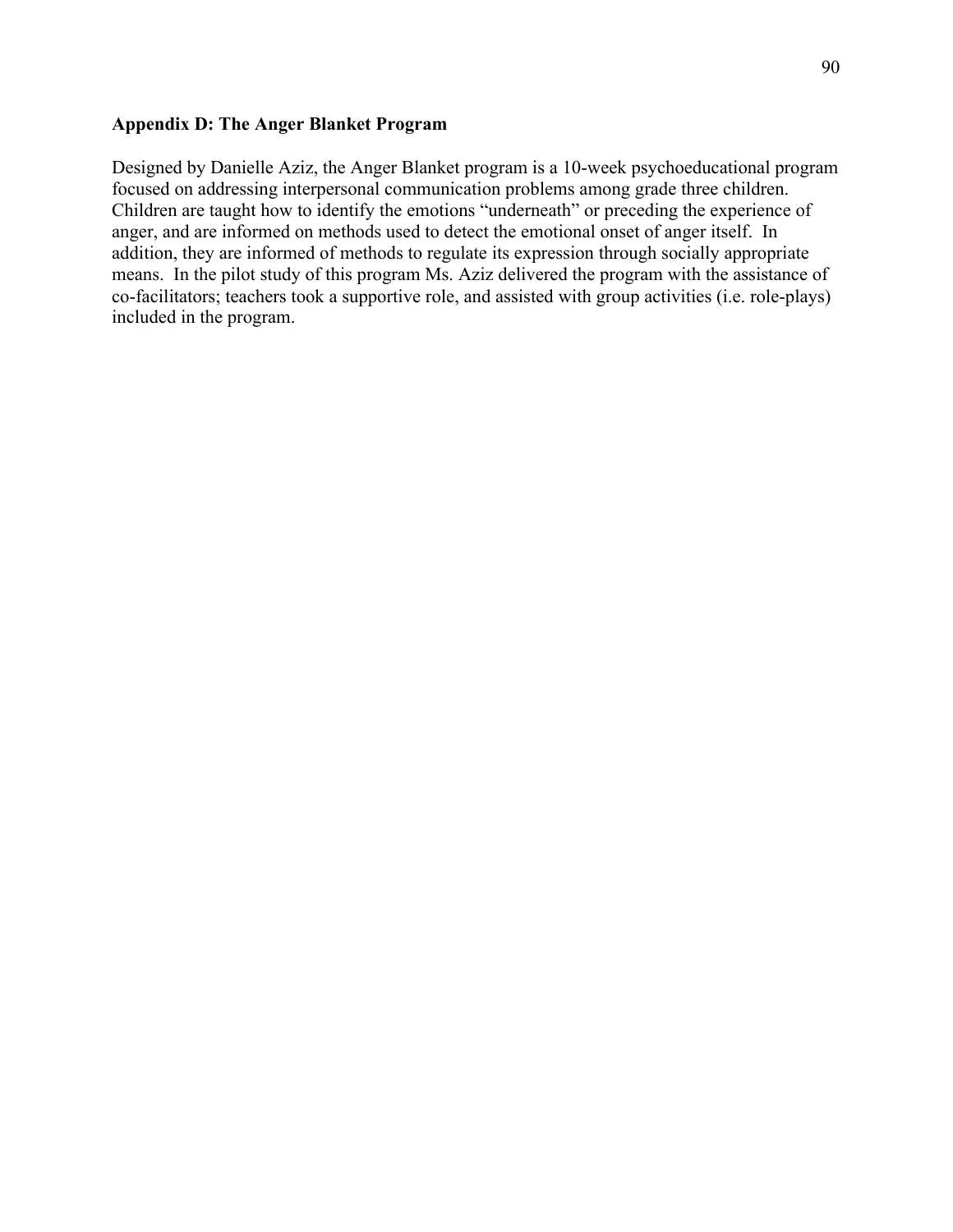## Appendix D: The Anger Blanket Program

Designed by Danielle Aziz, the Anger Blanket program is a 10-week psychoeducational program focused on addressing interpersonal communication problems among grade three children. Children are taught how to identify the emotions "underneath" or preceding the experience of anger, and are informed on methods used to detect the emotional onset of anger itself. In addition, they are informed of methods to regulate its expression through socially appropriate means. In the pilot study of this program Ms. Aziz delivered the program with the assistance of co-facilitators; teachers took a supportive role, and assisted with group activities (i.e. role-plays) included in the program.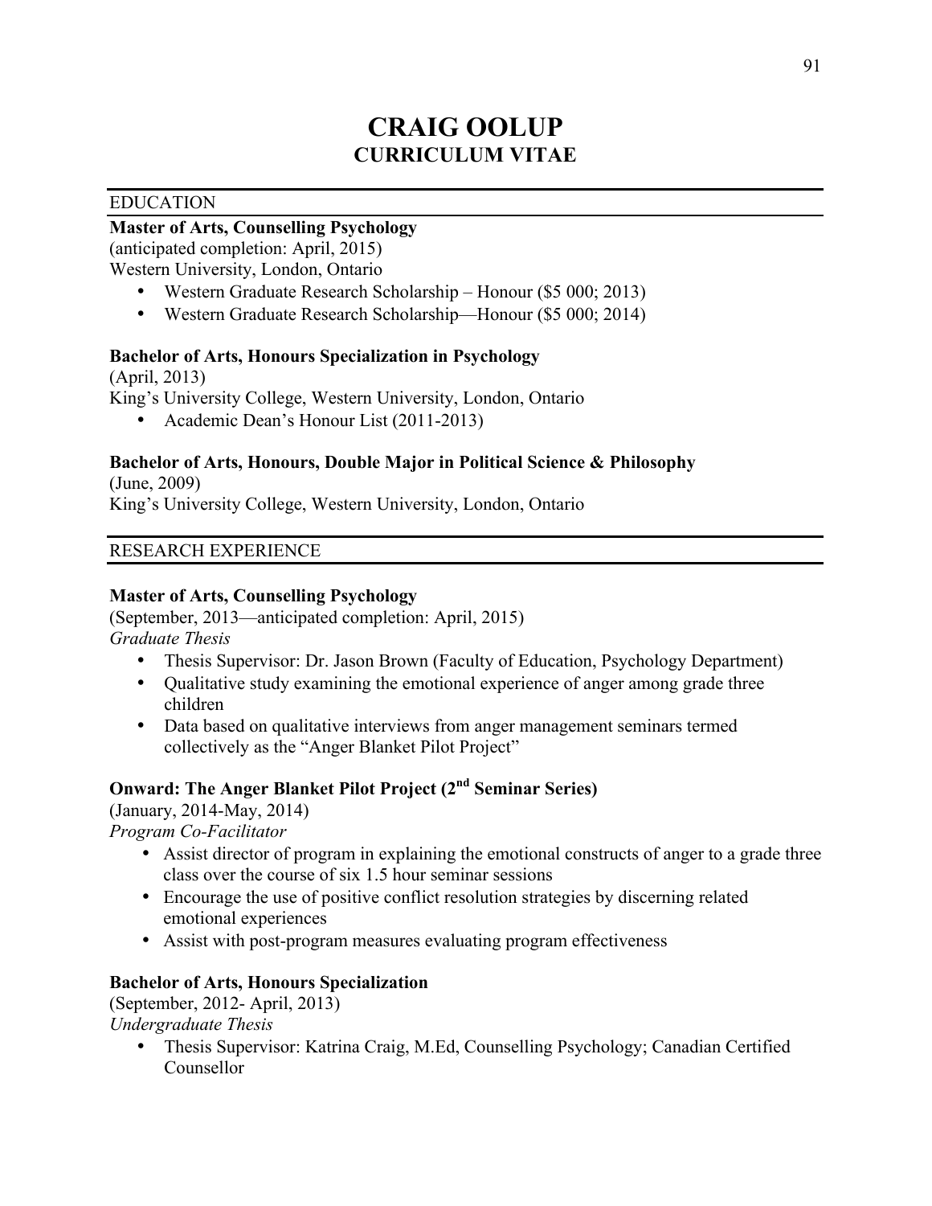# CRAIG OOLUP
## CURRICULUM VITAE

### EDUCATION

**Master of Arts, Counselling Psychology**
(anticipated completion: April, 2015)
Western University, London, Ontario

- Western Graduate Research Scholarship – Honour ($5 000; 2013)
- Western Graduate Research Scholarship—Honour ($5 000; 2014)

**Bachelor of Arts, Honours Specialization in Psychology**
(April, 2013)
King's University College, Western University, London, Ontario

- Academic Dean's Honour List (2011-2013)

**Bachelor of Arts, Honours, Double Major in Political Science & Philosophy**
(June, 2009)
King's University College, Western University, London, Ontario

### RESEARCH EXPERIENCE

**Master of Arts, Counselling Psychology**
(September, 2013—anticipated completion: April, 2015)
*Graduate Thesis*

- Thesis Supervisor: Dr. Jason Brown (Faculty of Education, Psychology Department)
- Qualitative study examining the emotional experience of anger among grade three children
- Data based on qualitative interviews from anger management seminars termed collectively as the "Anger Blanket Pilot Project"

**Onward: The Anger Blanket Pilot Project (2nd Seminar Series)**
(January, 2014-May, 2014)
*Program Co-Facilitator*

- Assist director of program in explaining the emotional constructs of anger to a grade three class over the course of six 1.5 hour seminar sessions
- Encourage the use of positive conflict resolution strategies by discerning related emotional experiences
- Assist with post-program measures evaluating program effectiveness

**Bachelor of Arts, Honours Specialization**
(September, 2012- April, 2013)
*Undergraduate Thesis*

- Thesis Supervisor: Katrina Craig, M.Ed, Counselling Psychology; Canadian Certified Counsellor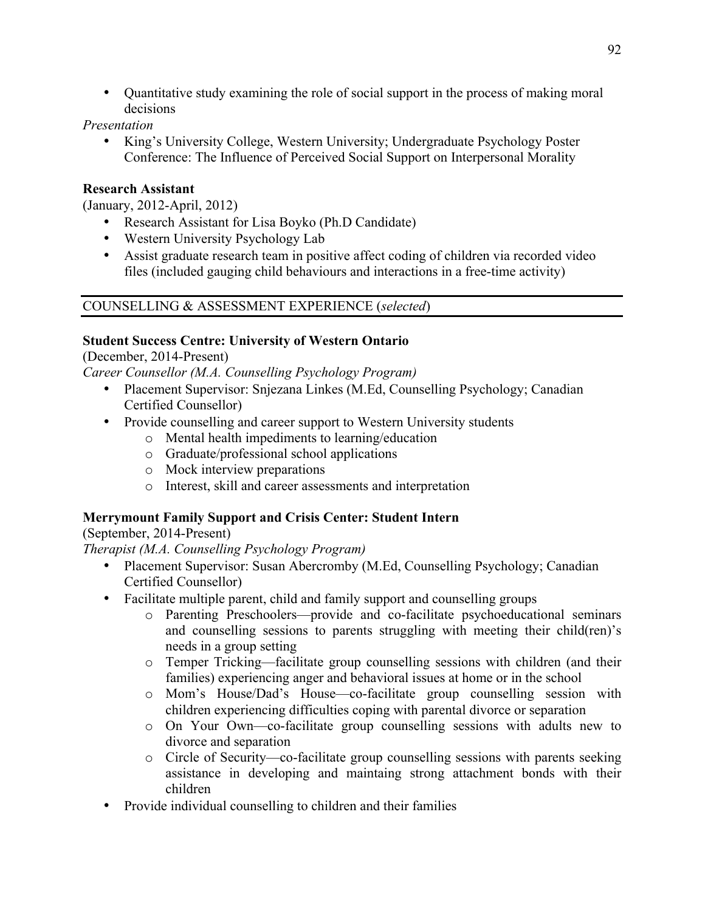- Quantitative study examining the role of social support in the process of making moral decisions

*Presentation*

- King's University College, Western University; Undergraduate Psychology Poster Conference: The Influence of Perceived Social Support on Interpersonal Morality

**Research Assistant**

(January, 2012-April, 2012)

- Research Assistant for Lisa Boyko (Ph.D Candidate)
- Western University Psychology Lab
- Assist graduate research team in positive affect coding of children via recorded video files (included gauging child behaviours and interactions in a free-time activity)

## COUNSELLING & ASSESSMENT EXPERIENCE (*selected*)

**Student Success Centre: University of Western Ontario**

(December, 2014-Present)

*Career Counsellor (M.A. Counselling Psychology Program)*

- Placement Supervisor: Snjezana Linkes (M.Ed, Counselling Psychology; Canadian Certified Counsellor)
- Provide counselling and career support to Western University students
    - Mental health impediments to learning/education
    - Graduate/professional school applications
    - Mock interview preparations
    - Interest, skill and career assessments and interpretation

**Merrymount Family Support and Crisis Center: Student Intern**

(September, 2014-Present)

*Therapist (M.A. Counselling Psychology Program)*

- Placement Supervisor: Susan Abercromby (M.Ed, Counselling Psychology; Canadian Certified Counsellor)
- Facilitate multiple parent, child and family support and counselling groups
    - Parenting Preschoolers—provide and co-facilitate psychoeducational seminars and counselling sessions to parents struggling with meeting their child(ren)'s needs in a group setting
    - Temper Tricking—facilitate group counselling sessions with children (and their families) experiencing anger and behavioral issues at home or in the school
    - Mom's House/Dad's House—co-facilitate group counselling session with children experiencing difficulties coping with parental divorce or separation
    - On Your Own—co-facilitate group counselling sessions with adults new to divorce and separation
    - Circle of Security—co-facilitate group counselling sessions with parents seeking assistance in developing and maintaing strong attachment bonds with their children
- Provide individual counselling to children and their families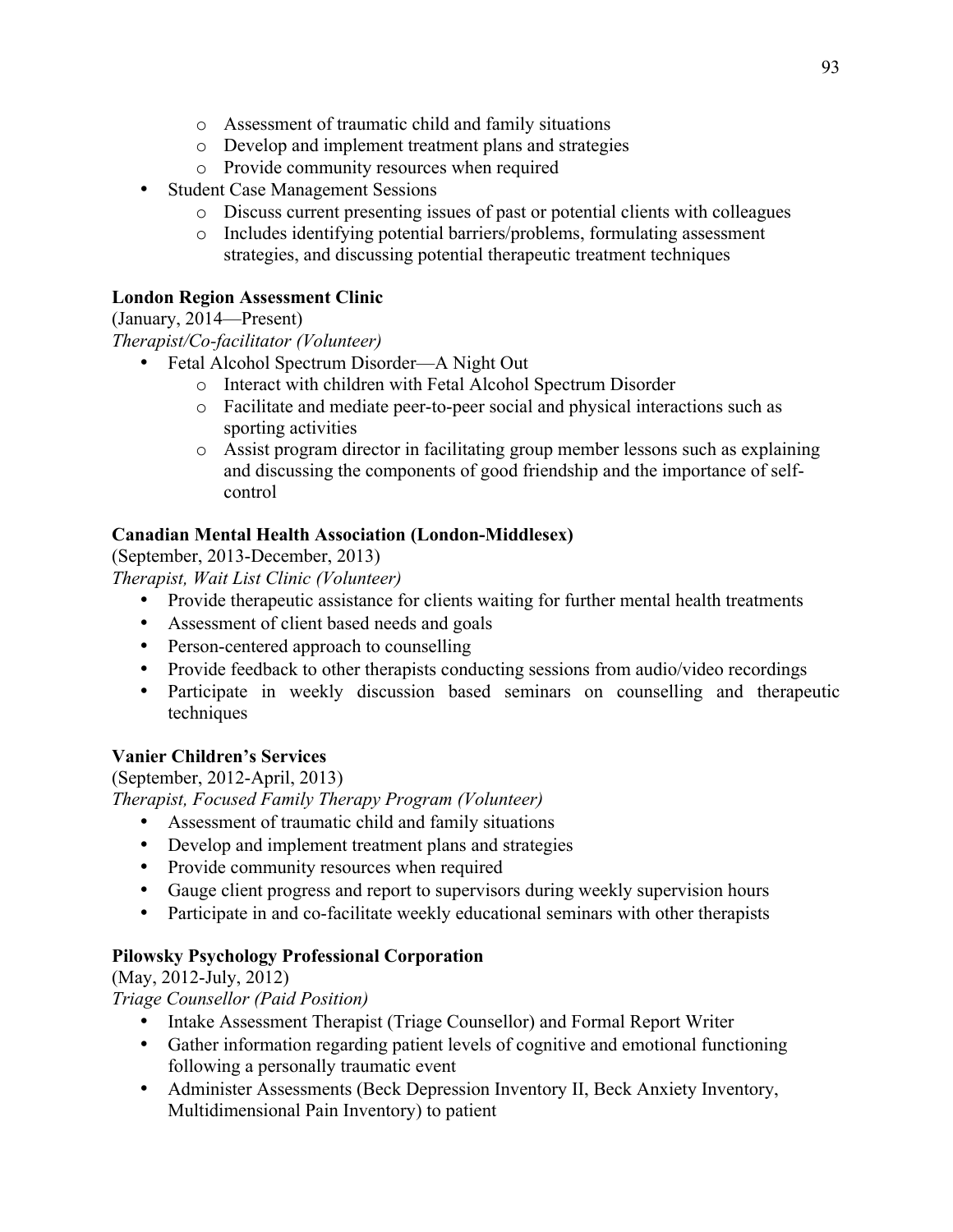- Assessment of traumatic child and family situations
  - Develop and implement treatment plans and strategies
  - Provide community resources when required
- Student Case Management Sessions
  - Discuss current presenting issues of past or potential clients with colleagues
  - Includes identifying potential barriers/problems, formulating assessment strategies, and discussing potential therapeutic treatment techniques

**London Region Assessment Clinic**
(January, 2014—Present)
*Therapist/Co-facilitator (Volunteer)*

- Fetal Alcohol Spectrum Disorder—A Night Out
  - Interact with children with Fetal Alcohol Spectrum Disorder
  - Facilitate and mediate peer-to-peer social and physical interactions such as sporting activities
  - Assist program director in facilitating group member lessons such as explaining and discussing the components of good friendship and the importance of self-control

**Canadian Mental Health Association (London-Middlesex)**
(September, 2013-December, 2013)
*Therapist, Wait List Clinic (Volunteer)*

- Provide therapeutic assistance for clients waiting for further mental health treatments
- Assessment of client based needs and goals
- Person-centered approach to counselling
- Provide feedback to other therapists conducting sessions from audio/video recordings
- Participate in weekly discussion based seminars on counselling and therapeutic techniques

**Vanier Children's Services**
(September, 2012-April, 2013)
*Therapist, Focused Family Therapy Program (Volunteer)*

- Assessment of traumatic child and family situations
- Develop and implement treatment plans and strategies
- Provide community resources when required
- Gauge client progress and report to supervisors during weekly supervision hours
- Participate in and co-facilitate weekly educational seminars with other therapists

**Pilowsky Psychology Professional Corporation**
(May, 2012-July, 2012)
*Triage Counsellor (Paid Position)*

- Intake Assessment Therapist (Triage Counsellor) and Formal Report Writer
- Gather information regarding patient levels of cognitive and emotional functioning following a personally traumatic event
- Administer Assessments (Beck Depression Inventory II, Beck Anxiety Inventory, Multidimensional Pain Inventory) to patient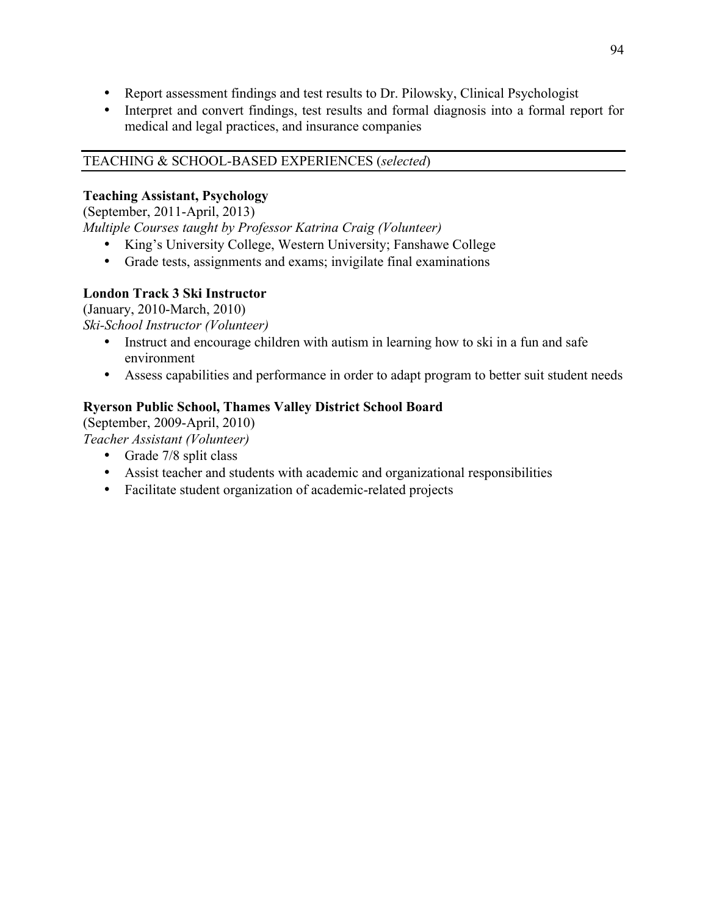- Report assessment findings and test results to Dr. Pilowsky, Clinical Psychologist
- Interpret and convert findings, test results and formal diagnosis into a formal report for medical and legal practices, and insurance companies

## TEACHING & SCHOOL-BASED EXPERIENCES (*selected*)

**Teaching Assistant, Psychology**
(September, 2011-April, 2013)
*Multiple Courses taught by Professor Katrina Craig (Volunteer)*

- King's University College, Western University; Fanshawe College
- Grade tests, assignments and exams; invigilate final examinations

**London Track 3 Ski Instructor**
(January, 2010-March, 2010)
*Ski-School Instructor (Volunteer)*

- Instruct and encourage children with autism in learning how to ski in a fun and safe environment
- Assess capabilities and performance in order to adapt program to better suit student needs

**Ryerson Public School, Thames Valley District School Board**
(September, 2009-April, 2010)
*Teacher Assistant (Volunteer)*

- Grade 7/8 split class
- Assist teacher and students with academic and organizational responsibilities
- Facilitate student organization of academic-related projects